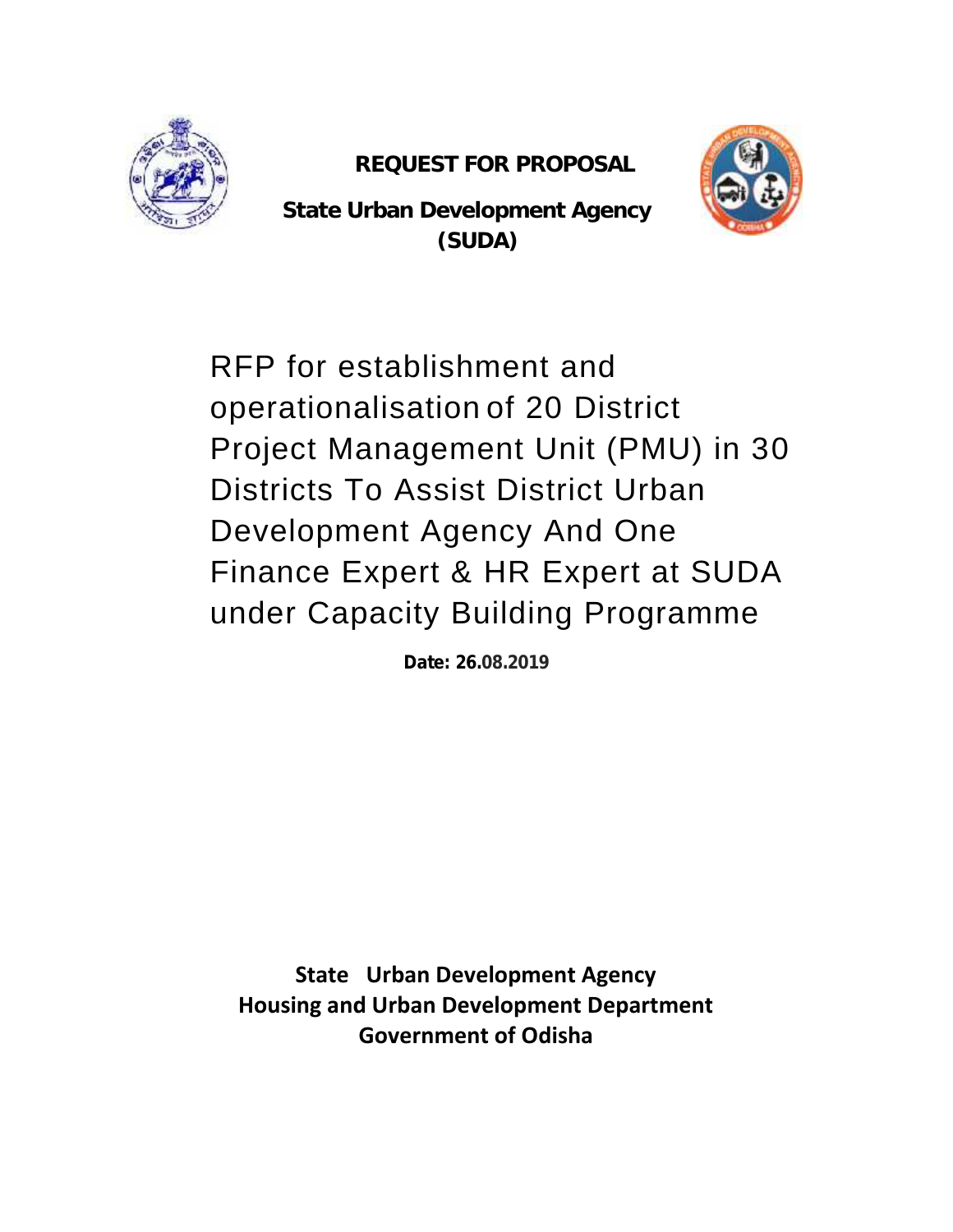**REQUEST FOR PROPOSAL**

**State Urban Development Agency (SUDA)**

# RFP for establishment and operationalisation of 20 District Project Management Unit (PMU) in 30 Districts To Assist District Urban Development Agency And One Finance Expert & HR Expert at SUDA under Capacity Building Programme

**Date: 26.08.2019**

**State Urban Development Agency**
**Housing and Urban Development Department**
**Government of Odisha**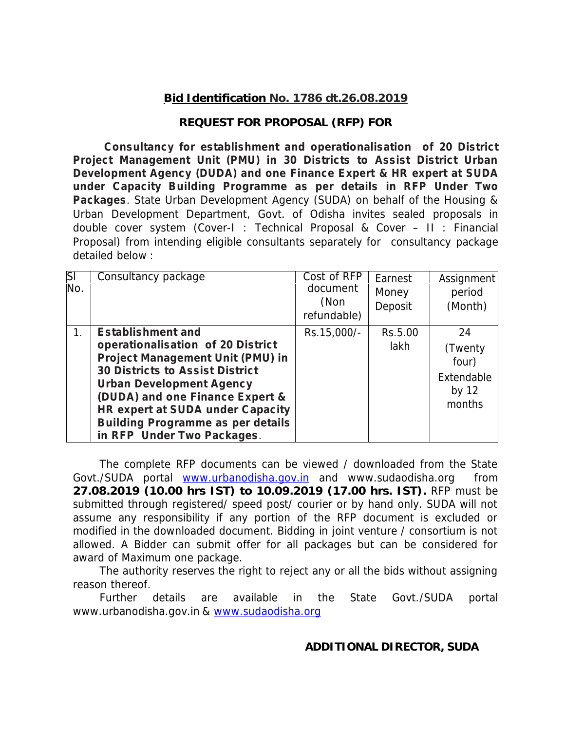**Bid Identification No. 1786 dt.26.08.2019**

**REQUEST FOR PROPOSAL (RFP) FOR**

**Consultancy for establishment and operationalisation of 20 District Project Management Unit (PMU) in 30 Districts to Assist District Urban Development Agency (DUDA) and one Finance Expert & HR expert at SUDA under Capacity Building Programme as per details in RFP Under Two Packages**. State Urban Development Agency (SUDA) on behalf of the Housing & Urban Development Department, Govt. of Odisha invites sealed proposals in double cover system (Cover-I : Technical Proposal & Cover – II : Financial Proposal) from intending eligible consultants separately for consultancy package detailed below :

| Sl No. | Consultancy package | Cost of RFP document (Non refundable) | Earnest Money Deposit | Assignment period (Month) |
|---|---|---|---|---|
| 1. | **Establishment and operationalisation of 20 District Project Management Unit (PMU) in 30 Districts to Assist District Urban Development Agency (DUDA) and one Finance Expert & HR expert at SUDA under Capacity Building Programme as per details in RFP Under Two Packages**. | Rs.15,000/- | Rs.5.00 lakh | 24 (Twenty four) Extendable by 12 months |

The complete RFP documents can be viewed / downloaded from the State Govt./SUDA portal www.urbanodisha.gov.in and www.sudaodisha.org from **27.08.2019 (10.00 hrs IST) to 10.09.2019 (17.00 hrs. IST).** RFP must be submitted through registered/ speed post/ courier or by hand only. SUDA will not assume any responsibility if any portion of the RFP document is excluded or modified in the downloaded document. Bidding in joint venture / consortium is not allowed. A Bidder can submit offer for all packages but can be considered for award of Maximum one package.

The authority reserves the right to reject any or all the bids without assigning reason thereof.

Further details are available in the State Govt./SUDA portal www.urbanodisha.gov.in & www.sudaodisha.org

**ADDITIONAL DIRECTOR, SUDA**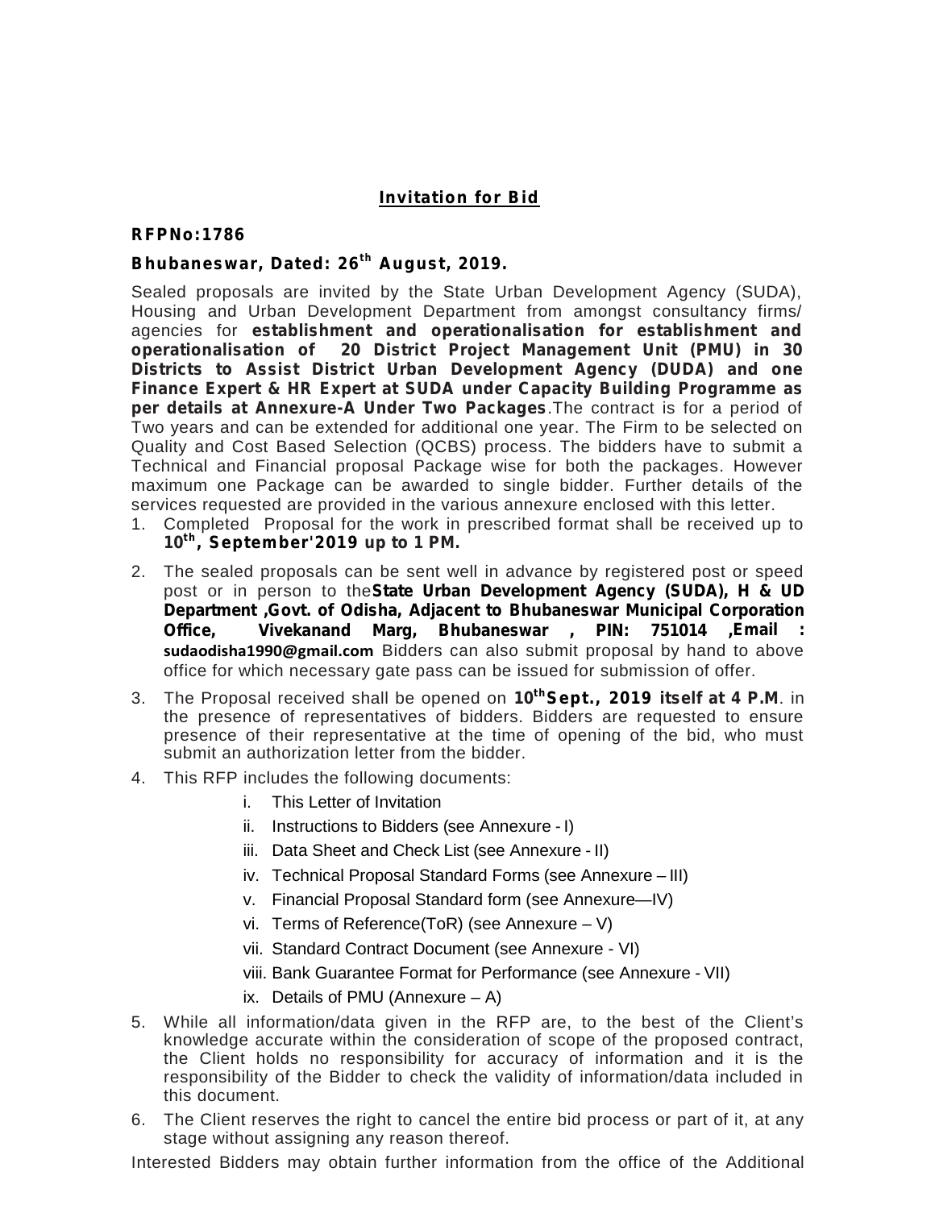## Invitation for Bid

**RFPNo:1786**

**Bhubaneswar, Dated: 26th August, 2019.**

Sealed proposals are invited by the State Urban Development Agency (SUDA), Housing and Urban Development Department from amongst consultancy firms/ agencies for **establishment and operationalisation for establishment and operationalisation of 20 District Project Management Unit (PMU) in 30 Districts to Assist District Urban Development Agency (DUDA) and one Finance Expert & HR Expert at SUDA under Capacity Building Programme as per details at Annexure-A Under Two Packages**.The contract is for a period of Two years and can be extended for additional one year. The Firm to be selected on Quality and Cost Based Selection (QCBS) process. The bidders have to submit a Technical and Financial proposal Package wise for both the packages. However maximum one Package can be awarded to single bidder. Further details of the services requested are provided in the various annexure enclosed with this letter.

1. Completed Proposal for the work in prescribed format shall be received up to **10th, September'2019 up to 1 PM.**
2. The sealed proposals can be sent well in advance by registered post or speed post or in person to the**State Urban Development Agency (SUDA), H & UD Department ,Govt. of Odisha, Adjacent to Bhubaneswar Municipal Corporation Office, Vivekanand Marg, Bhubaneswar , PIN: 751014 ,Email : sudaodisha1990@gmail.com** Bidders can also submit proposal by hand to above office for which necessary gate pass can be issued for submission of offer.
3. The Proposal received shall be opened on **10thSept., 2019 itself at 4 P.M**. in the presence of representatives of bidders. Bidders are requested to ensure presence of their representative at the time of opening of the bid, who must submit an authorization letter from the bidder.
4. This RFP includes the following documents:
   - i. This Letter of Invitation
   - ii. Instructions to Bidders (see Annexure - I)
   - iii. Data Sheet and Check List (see Annexure - II)
   - iv. Technical Proposal Standard Forms (see Annexure – III)
   - v. Financial Proposal Standard form (see Annexure—IV)
   - vi. Terms of Reference(ToR) (see Annexure – V)
   - vii. Standard Contract Document (see Annexure - VI)
   - viii. Bank Guarantee Format for Performance (see Annexure - VII)
   - ix. Details of PMU (Annexure – A)
5. While all information/data given in the RFP are, to the best of the Client's knowledge accurate within the consideration of scope of the proposed contract, the Client holds no responsibility for accuracy of information and it is the responsibility of the Bidder to check the validity of information/data included in this document.
6. The Client reserves the right to cancel the entire bid process or part of it, at any stage without assigning any reason thereof.

Interested Bidders may obtain further information from the office of the Additional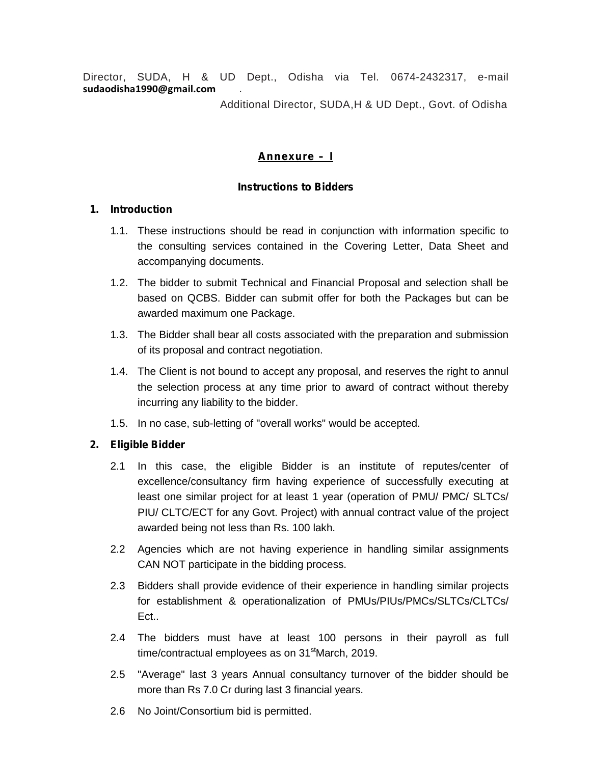Director, SUDA, H & UD Dept., Odisha via Tel. 0674-2432317, e-mail **sudaodisha1990@gmail.com** .

Additional Director, SUDA,H & UD Dept., Govt. of Odisha

## Annexure – I

### Instructions to Bidders

**1. Introduction**

1.1. These instructions should be read in conjunction with information specific to the consulting services contained in the Covering Letter, Data Sheet and accompanying documents.

1.2. The bidder to submit Technical and Financial Proposal and selection shall be based on QCBS. Bidder can submit offer for both the Packages but can be awarded maximum one Package.

1.3. The Bidder shall bear all costs associated with the preparation and submission of its proposal and contract negotiation.

1.4. The Client is not bound to accept any proposal, and reserves the right to annul the selection process at any time prior to award of contract without thereby incurring any liability to the bidder.

1.5. In no case, sub-letting of "overall works" would be accepted.

**2. Eligible Bidder**

2.1 In this case, the eligible Bidder is an institute of reputes/center of excellence/consultancy firm having experience of successfully executing at least one similar project for at least 1 year (operation of PMU/ PMC/ SLTCs/ PIU/ CLTC/ECT for any Govt. Project) with annual contract value of the project awarded being not less than Rs. 100 lakh.

2.2 Agencies which are not having experience in handling similar assignments CAN NOT participate in the bidding process.

2.3 Bidders shall provide evidence of their experience in handling similar projects for establishment & operationalization of PMUs/PIUs/PMCs/SLTCs/CLTCs/ Ect..

2.4 The bidders must have at least 100 persons in their payroll as full time/contractual employees as on 31st March, 2019.

2.5 "Average" last 3 years Annual consultancy turnover of the bidder should be more than Rs 7.0 Cr during last 3 financial years.

2.6 No Joint/Consortium bid is permitted.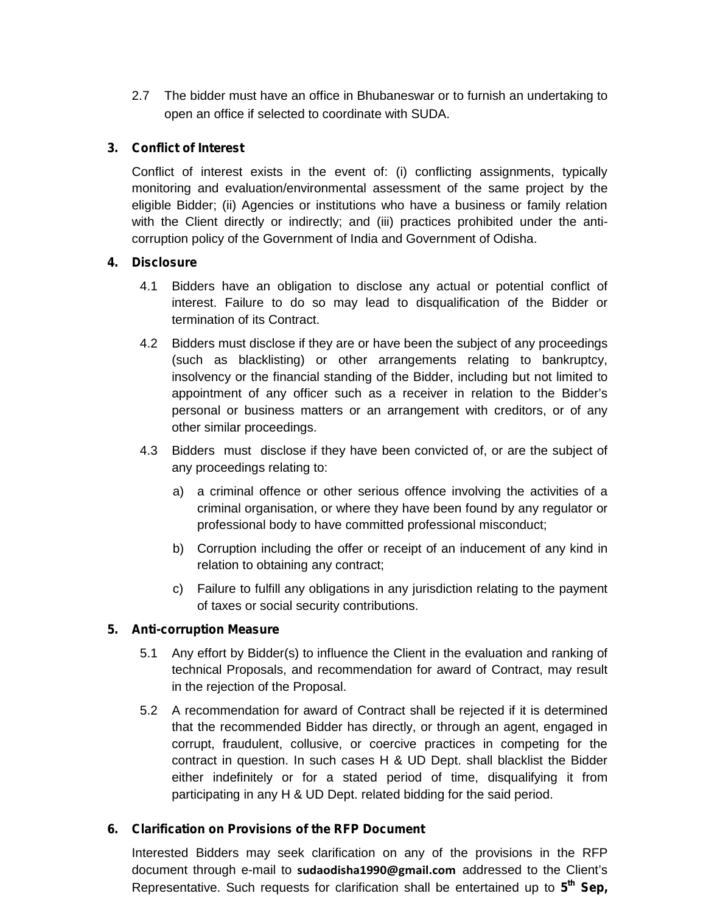2.7 The bidder must have an office in Bhubaneswar or to furnish an undertaking to open an office if selected to coordinate with SUDA.

**3. Conflict of Interest**

Conflict of interest exists in the event of: (i) conflicting assignments, typically monitoring and evaluation/environmental assessment of the same project by the eligible Bidder; (ii) Agencies or institutions who have a business or family relation with the Client directly or indirectly; and (iii) practices prohibited under the anti-corruption policy of the Government of India and Government of Odisha.

**4. Disclosure**

4.1 Bidders have an obligation to disclose any actual or potential conflict of interest. Failure to do so may lead to disqualification of the Bidder or termination of its Contract.

4.2 Bidders must disclose if they are or have been the subject of any proceedings (such as blacklisting) or other arrangements relating to bankruptcy, insolvency or the financial standing of the Bidder, including but not limited to appointment of any officer such as a receiver in relation to the Bidder's personal or business matters or an arrangement with creditors, or of any other similar proceedings.

4.3 Bidders must disclose if they have been convicted of, or are the subject of any proceedings relating to:

a) a criminal offence or other serious offence involving the activities of a criminal organisation, or where they have been found by any regulator or professional body to have committed professional misconduct;

b) Corruption including the offer or receipt of an inducement of any kind in relation to obtaining any contract;

c) Failure to fulfill any obligations in any jurisdiction relating to the payment of taxes or social security contributions.

**5. Anti-corruption Measure**

5.1 Any effort by Bidder(s) to influence the Client in the evaluation and ranking of technical Proposals, and recommendation for award of Contract, may result in the rejection of the Proposal.

5.2 A recommendation for award of Contract shall be rejected if it is determined that the recommended Bidder has directly, or through an agent, engaged in corrupt, fraudulent, collusive, or coercive practices in competing for the contract in question. In such cases H & UD Dept. shall blacklist the Bidder either indefinitely or for a stated period of time, disqualifying it from participating in any H & UD Dept. related bidding for the said period.

**6. Clarification on Provisions of the RFP Document**

Interested Bidders may seek clarification on any of the provisions in the RFP document through e-mail to **sudaodisha1990@gmail.com** addressed to the Client's Representative. Such requests for clarification shall be entertained up to **5th Sep,**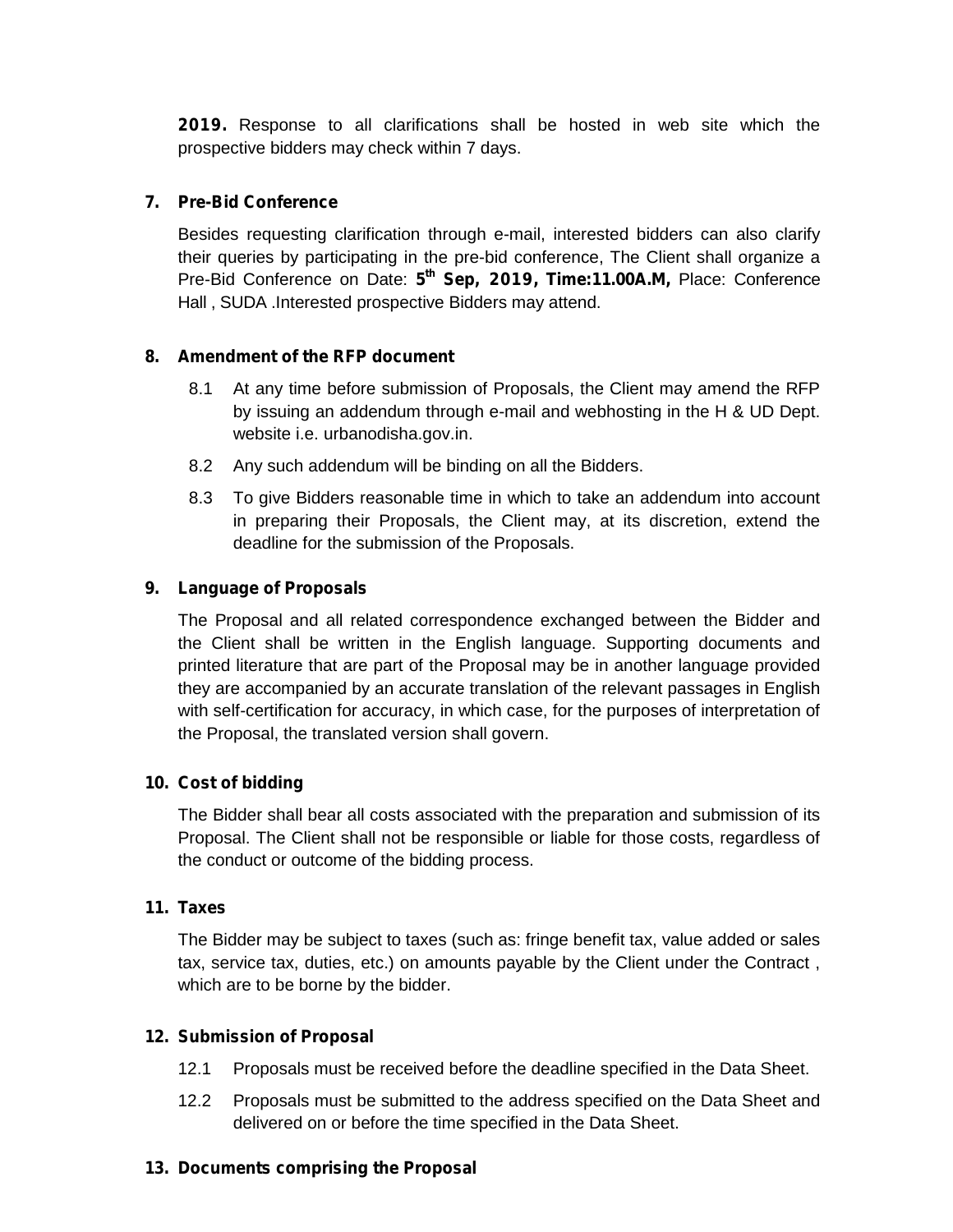**2019.** Response to all clarifications shall be hosted in web site which the prospective bidders may check within 7 days.

**7. Pre-Bid Conference**

Besides requesting clarification through e-mail, interested bidders can also clarify their queries by participating in the pre-bid conference, The Client shall organize a Pre-Bid Conference on Date: **5th Sep, 2019, Time:11.00A.M,** Place: Conference Hall , SUDA .Interested prospective Bidders may attend.

**8. Amendment of the RFP document**

8.1 At any time before submission of Proposals, the Client may amend the RFP by issuing an addendum through e-mail and webhosting in the H & UD Dept. website i.e. urbanodisha.gov.in.

8.2 Any such addendum will be binding on all the Bidders.

8.3 To give Bidders reasonable time in which to take an addendum into account in preparing their Proposals, the Client may, at its discretion, extend the deadline for the submission of the Proposals.

**9. Language of Proposals**

The Proposal and all related correspondence exchanged between the Bidder and the Client shall be written in the English language. Supporting documents and printed literature that are part of the Proposal may be in another language provided they are accompanied by an accurate translation of the relevant passages in English with self-certification for accuracy, in which case, for the purposes of interpretation of the Proposal, the translated version shall govern.

**10. Cost of bidding**

The Bidder shall bear all costs associated with the preparation and submission of its Proposal. The Client shall not be responsible or liable for those costs, regardless of the conduct or outcome of the bidding process.

**11. Taxes**

The Bidder may be subject to taxes (such as: fringe benefit tax, value added or sales tax, service tax, duties, etc.) on amounts payable by the Client under the Contract , which are to be borne by the bidder.

**12. Submission of Proposal**

12.1 Proposals must be received before the deadline specified in the Data Sheet.

12.2 Proposals must be submitted to the address specified on the Data Sheet and delivered on or before the time specified in the Data Sheet.

**13. Documents comprising the Proposal**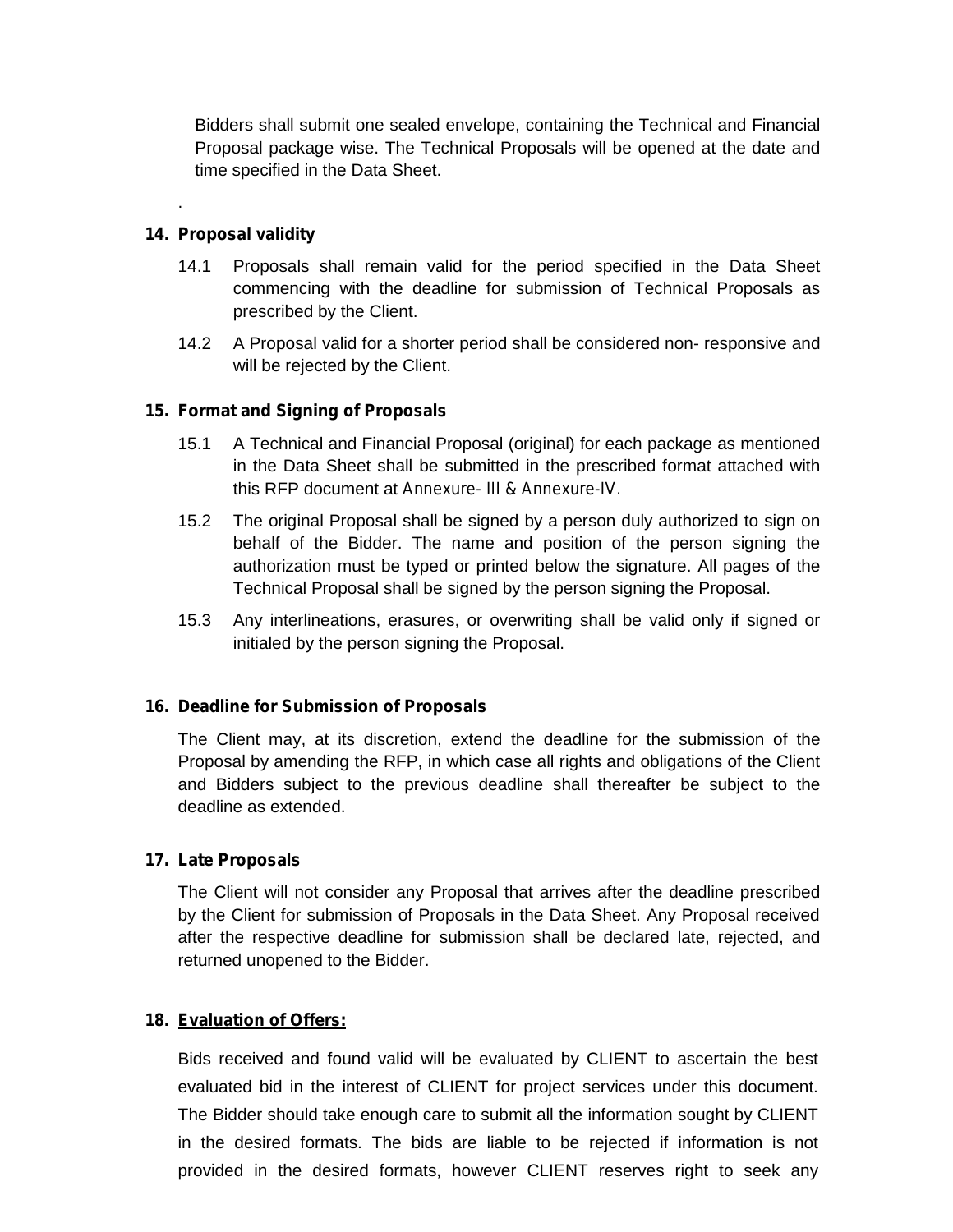Bidders shall submit one sealed envelope, containing the Technical and Financial Proposal package wise. The Technical Proposals will be opened at the date and time specified in the Data Sheet.

.

**14. Proposal validity**

14.1 Proposals shall remain valid for the period specified in the Data Sheet commencing with the deadline for submission of Technical Proposals as prescribed by the Client.

14.2 A Proposal valid for a shorter period shall be considered non- responsive and will be rejected by the Client.

**15. Format and Signing of Proposals**

15.1 A Technical and Financial Proposal (original) for each package as mentioned in the Data Sheet shall be submitted in the prescribed format attached with this RFP document at Annexure- III & Annexure-IV.

15.2 The original Proposal shall be signed by a person duly authorized to sign on behalf of the Bidder. The name and position of the person signing the authorization must be typed or printed below the signature. All pages of the Technical Proposal shall be signed by the person signing the Proposal.

15.3 Any interlineations, erasures, or overwriting shall be valid only if signed or initialed by the person signing the Proposal.

**16. Deadline for Submission of Proposals**

The Client may, at its discretion, extend the deadline for the submission of the Proposal by amending the RFP, in which case all rights and obligations of the Client and Bidders subject to the previous deadline shall thereafter be subject to the deadline as extended.

**17. Late Proposals**

The Client will not consider any Proposal that arrives after the deadline prescribed by the Client for submission of Proposals in the Data Sheet. Any Proposal received after the respective deadline for submission shall be declared late, rejected, and returned unopened to the Bidder.

**18. Evaluation of Offers:**

Bids received and found valid will be evaluated by CLIENT to ascertain the best evaluated bid in the interest of CLIENT for project services under this document. The Bidder should take enough care to submit all the information sought by CLIENT in the desired formats. The bids are liable to be rejected if information is not provided in the desired formats, however CLIENT reserves right to seek any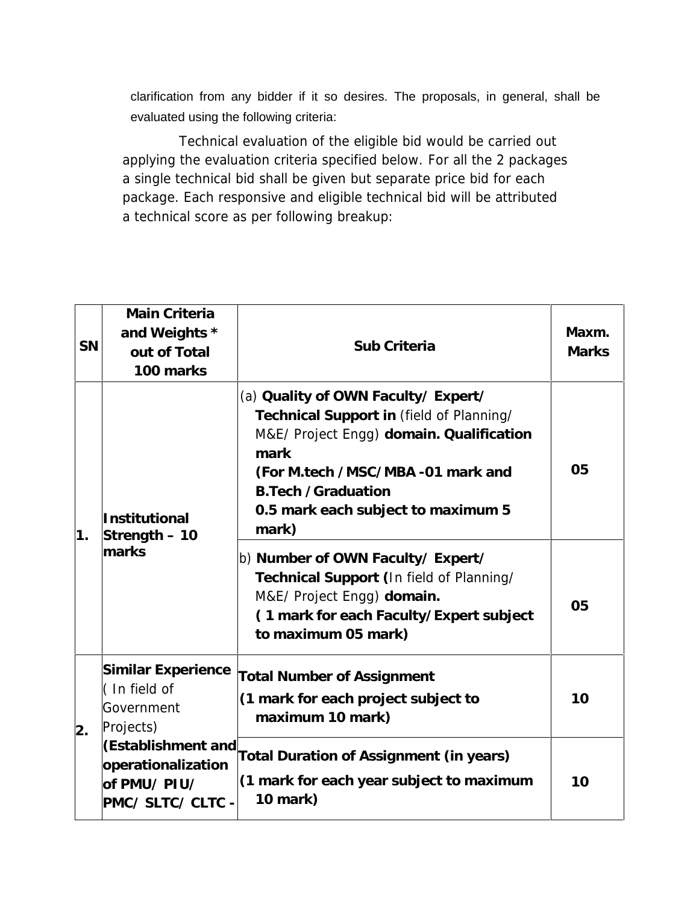clarification from any bidder if it so desires. The proposals, in general, shall be evaluated using the following criteria:

Technical evaluation of the eligible bid would be carried out applying the evaluation criteria specified below. For all the 2 packages a single technical bid shall be given but separate price bid for each package. Each responsive and eligible technical bid will be attributed a technical score as per following breakup:

| SN | Main Criteria and Weights * out of Total 100 marks | Sub Criteria | Maxm. Marks |
|---|---|---|---|
| 1. | **Institutional Strength – 10 marks** | (a) **Quality of OWN Faculty/ Expert/ Technical Support in** (field of Planning/ M&E/ Project Engg) **domain. Qualification mark (For M.tech /MSC/MBA -01 mark and B.Tech /Graduation 0.5 mark each subject to maximum 5 mark)** | **05** |
| | | b) **Number of OWN Faculty/ Expert/ Technical Support (**In field of Planning/ M&E/ Project Engg) **domain. ( 1 mark for each Faculty/Expert subject to maximum 05 mark)** | **05** |
| 2. | **Similar Experience** ( In field of Government Projects) **(Establishment and operationalization of PMU/ PIU/ PMC/ SLTC/ CLTC -** | **Total Number of Assignment (1 mark for each project subject to maximum 10 mark)** | **10** |
| | | **Total Duration of Assignment (in years) (1 mark for each year subject to maximum 10 mark)** | **10** |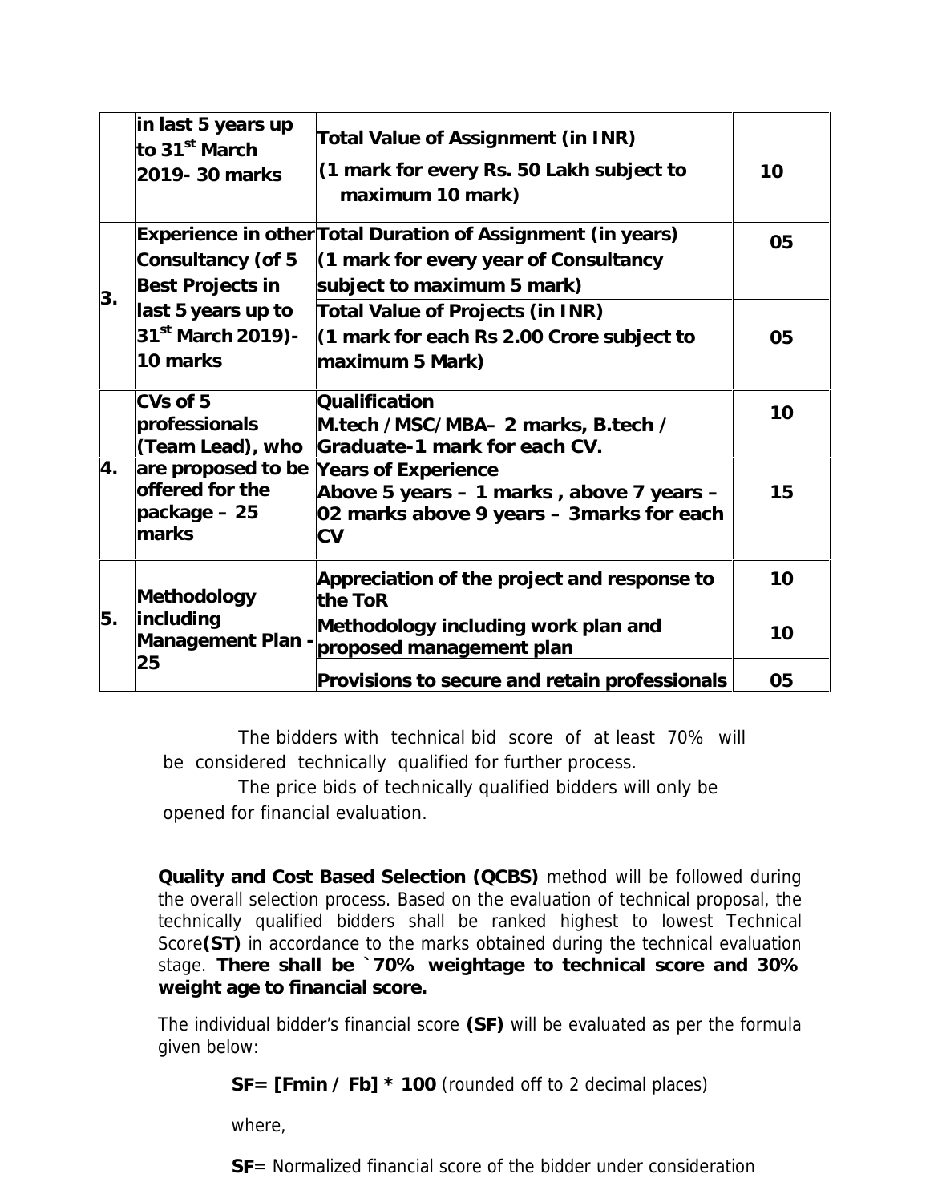|  |  |  |  |
|---|---|---|---|
|  | in last 5 years up to 31st March 2019- 30 marks | Total Value of Assignment (in INR)<br>(1 mark for every Rs. 50 Lakh subject to maximum 10 mark) | 10 |
| 3. | Experience in other Consultancy (of 5 Best Projects in last 5 years up to 31st March 2019)- 10 marks | Total Duration of Assignment (in years)<br>(1 mark for every year of Consultancy subject to maximum 5 mark) | 05 |
|  |  | Total Value of Projects (in INR)<br>(1 mark for each Rs 2.00 Crore subject to maximum 5 Mark) | 05 |
| 4. | CVs of 5 professionals (Team Lead), who are proposed to be offered for the package – 25 marks | Qualification<br>M.tech /MSC/MBA– 2 marks, B.tech / Graduate-1 mark for each CV. | 10 |
|  |  | Years of Experience<br>Above 5 years – 1 marks , above 7 years – 02 marks above 9 years – 3marks for each CV | 15 |
| 5. | Methodology including Management Plan - 25 | Appreciation of the project and response to the ToR | 10 |
|  |  | Methodology including work plan and proposed management plan | 10 |
|  |  | Provisions to secure and retain professionals | 05 |

The bidders with technical bid score of at least 70% will be considered technically qualified for further process.

The price bids of technically qualified bidders will only be opened for financial evaluation.

**Quality and Cost Based Selection (QCBS)** method will be followed during the overall selection process. Based on the evaluation of technical proposal, the technically qualified bidders shall be ranked highest to lowest Technical Score**(ST)** in accordance to the marks obtained during the technical evaluation stage. **There shall be `70% weightage to technical score and 30% weight age to financial score.**

The individual bidder's financial score **(SF)** will be evaluated as per the formula given below:

**SF= [Fmin / Fb] * 100** (rounded off to 2 decimal places)

where,

**SF**= Normalized financial score of the bidder under consideration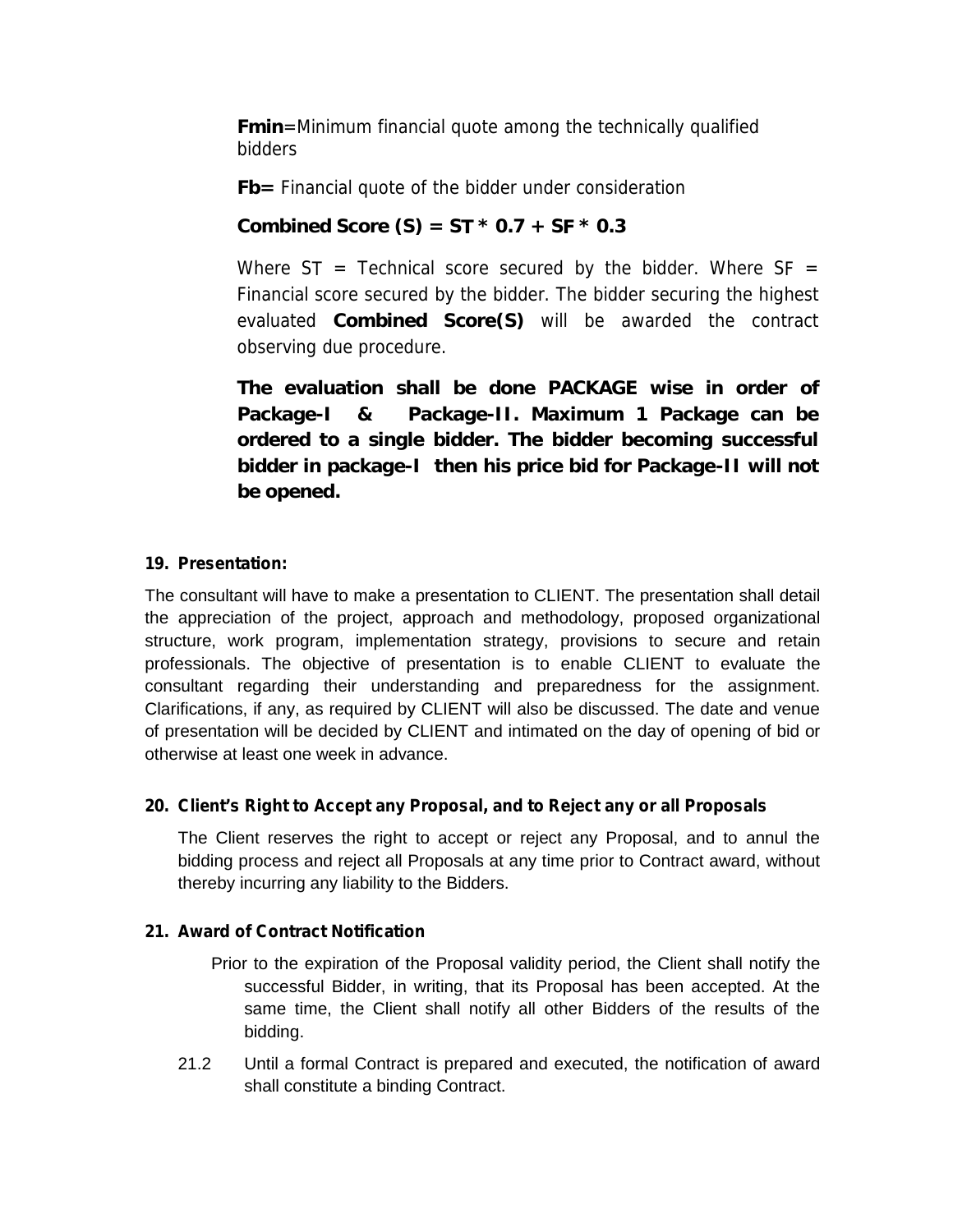**Fmin**=Minimum financial quote among the technically qualified bidders

**Fb=** Financial quote of the bidder under consideration

**Combined Score (S) = ST * 0.7 + SF * 0.3**

Where ST = Technical score secured by the bidder. Where SF = Financial score secured by the bidder. The bidder securing the highest evaluated **Combined Score(S)** will be awarded the contract observing due procedure.

**The evaluation shall be done PACKAGE wise in order of Package-I & Package-II. Maximum 1 Package can be ordered to a single bidder. The bidder becoming successful bidder in package-I then his price bid for Package-II will not be opened.**

**19. Presentation:**

The consultant will have to make a presentation to CLIENT. The presentation shall detail the appreciation of the project, approach and methodology, proposed organizational structure, work program, implementation strategy, provisions to secure and retain professionals. The objective of presentation is to enable CLIENT to evaluate the consultant regarding their understanding and preparedness for the assignment. Clarifications, if any, as required by CLIENT will also be discussed. The date and venue of presentation will be decided by CLIENT and intimated on the day of opening of bid or otherwise at least one week in advance.

**20. Client's Right to Accept any Proposal, and to Reject any or all Proposals**

The Client reserves the right to accept or reject any Proposal, and to annul the bidding process and reject all Proposals at any time prior to Contract award, without thereby incurring any liability to the Bidders.

**21. Award of Contract Notification**

Prior to the expiration of the Proposal validity period, the Client shall notify the successful Bidder, in writing, that its Proposal has been accepted. At the same time, the Client shall notify all other Bidders of the results of the bidding.

21.2 Until a formal Contract is prepared and executed, the notification of award shall constitute a binding Contract.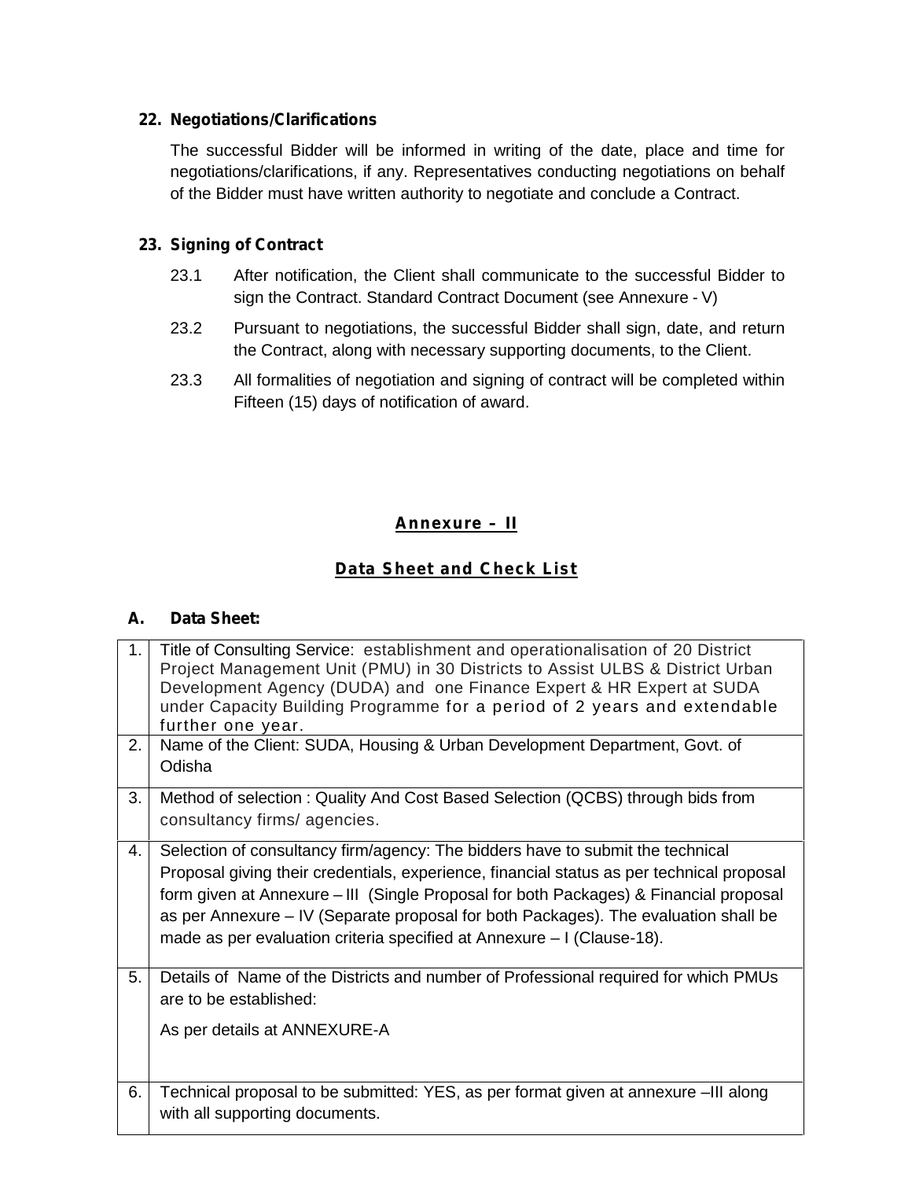## 22. Negotiations/Clarifications

The successful Bidder will be informed in writing of the date, place and time for negotiations/clarifications, if any. Representatives conducting negotiations on behalf of the Bidder must have written authority to negotiate and conclude a Contract.

## 23. Signing of Contract

23.1 After notification, the Client shall communicate to the successful Bidder to sign the Contract. Standard Contract Document (see Annexure - V)

23.2 Pursuant to negotiations, the successful Bidder shall sign, date, and return the Contract, along with necessary supporting documents, to the Client.

23.3 All formalities of negotiation and signing of contract will be completed within Fifteen (15) days of notification of award.

# Annexure – II

## Data Sheet and Check List

### A. Data Sheet:

| | |
|---|---|
| 1. | Title of Consulting Service: establishment and operationalisation of 20 District Project Management Unit (PMU) in 30 Districts to Assist ULBS & District Urban Development Agency (DUDA) and one Finance Expert & HR Expert at SUDA under Capacity Building Programme for a period of 2 years and extendable further one year. |
| 2. | Name of the Client: SUDA, Housing & Urban Development Department, Govt. of Odisha |
| 3. | Method of selection : Quality And Cost Based Selection (QCBS) through bids from consultancy firms/ agencies. |
| 4. | Selection of consultancy firm/agency: The bidders have to submit the technical Proposal giving their credentials, experience, financial status as per technical proposal form given at Annexure – III (Single Proposal for both Packages) & Financial proposal as per Annexure – IV (Separate proposal for both Packages). The evaluation shall be made as per evaluation criteria specified at Annexure – I (Clause-18). |
| 5. | Details of Name of the Districts and number of Professional required for which PMUs are to be established:<br><br>As per details at ANNEXURE-A |
| 6. | Technical proposal to be submitted: YES, as per format given at annexure –III along with all supporting documents. |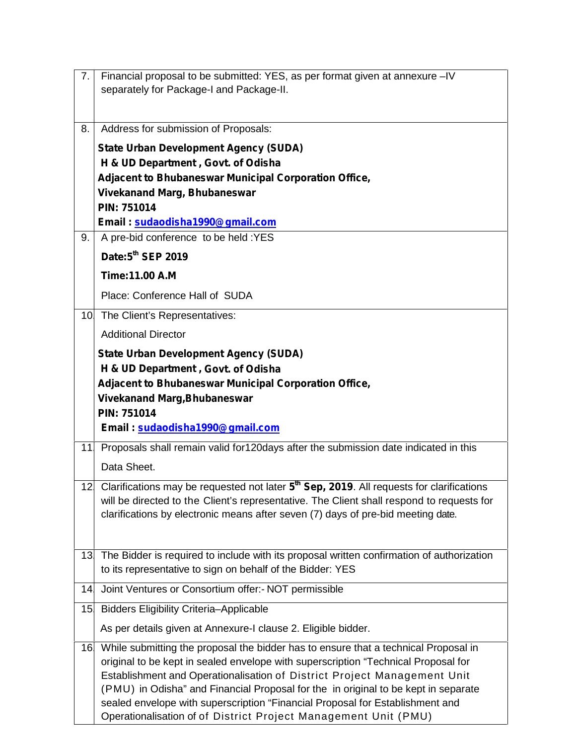| | |
|---|---|
| 7. | Financial proposal to be submitted: YES, as per format given at annexure –IV separately for Package-I and Package-II. |
| 8. | Address for submission of Proposals:<br>**State Urban Development Agency (SUDA)**<br>**H & UD Department , Govt. of Odisha**<br>**Adjacent to Bhubaneswar Municipal Corporation Office,**<br>**Vivekanand Marg, Bhubaneswar**<br>**PIN: 751014**<br>**Email : sudaodisha1990@gmail.com** |
| 9. | A pre-bid conference to be held :YES<br>**Date:5th SEP 2019**<br>**Time:11.00 A.M**<br>Place: Conference Hall of SUDA |
| 10. | The Client's Representatives:<br>Additional Director<br>**State Urban Development Agency (SUDA)**<br>**H & UD Department , Govt. of Odisha**<br>**Adjacent to Bhubaneswar Municipal Corporation Office,**<br>**Vivekanand Marg,Bhubaneswar**<br>**PIN: 751014**<br>**Email : sudaodisha1990@gmail.com** |
| 11. | Proposals shall remain valid for120days after the submission date indicated in this Data Sheet. |
| 12. | Clarifications may be requested not later **5th Sep, 2019**. All requests for clarifications will be directed to the Client's representative. The Client shall respond to requests for clarifications by electronic means after seven (7) days of pre-bid meeting date. |
| 13. | The Bidder is required to include with its proposal written confirmation of authorization to its representative to sign on behalf of the Bidder: YES |
| 14. | Joint Ventures or Consortium offer:- NOT permissible |
| 15. | Bidders Eligibility Criteria–Applicable<br>As per details given at Annexure-I clause 2. Eligible bidder. |
| 16. | While submitting the proposal the bidder has to ensure that a technical Proposal in original to be kept in sealed envelope with superscription "Technical Proposal for Establishment and Operationalisation of District Project Management Unit (PMU) in Odisha" and Financial Proposal for the in original to be kept in separate sealed envelope with superscription "Financial Proposal for Establishment and Operationalisation of of District Project Management Unit (PMU) |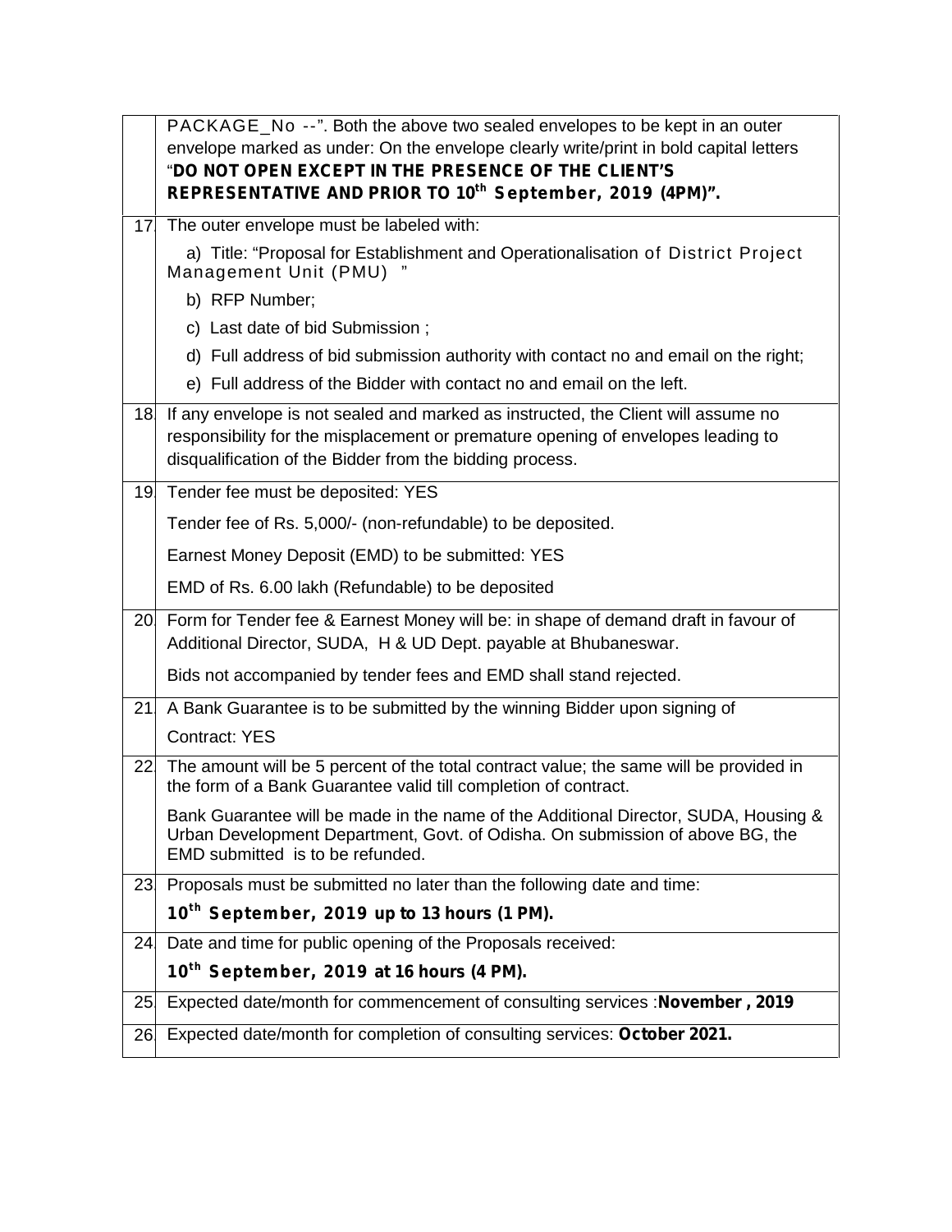| | |
|---|---|
| | PACKAGE_No --". Both the above two sealed envelopes to be kept in an outer envelope marked as under: On the envelope clearly write/print in bold capital letters "**DO NOT OPEN EXCEPT IN THE PRESENCE OF THE CLIENT'S REPRESENTATIVE AND PRIOR TO 10th September, 2019 (4PM)".** |
| 17 | The outer envelope must be labeled with:<br>a) Title: "Proposal for Establishment and Operationalisation of District Project Management Unit (PMU) "<br>b) RFP Number;<br>c) Last date of bid Submission ;<br>d) Full address of bid submission authority with contact no and email on the right;<br>e) Full address of the Bidder with contact no and email on the left. |
| 18 | If any envelope is not sealed and marked as instructed, the Client will assume no responsibility for the misplacement or premature opening of envelopes leading to disqualification of the Bidder from the bidding process. |
| 19 | Tender fee must be deposited: YES<br>Tender fee of Rs. 5,000/- (non-refundable) to be deposited.<br>Earnest Money Deposit (EMD) to be submitted: YES<br>EMD of Rs. 6.00 lakh (Refundable) to be deposited |
| 20 | Form for Tender fee & Earnest Money will be: in shape of demand draft in favour of Additional Director, SUDA, H & UD Dept. payable at Bhubaneswar.<br>Bids not accompanied by tender fees and EMD shall stand rejected. |
| 21 | A Bank Guarantee is to be submitted by the winning Bidder upon signing of Contract: YES |
| 22 | The amount will be 5 percent of the total contract value; the same will be provided in the form of a Bank Guarantee valid till completion of contract.<br>Bank Guarantee will be made in the name of the Additional Director, SUDA, Housing & Urban Development Department, Govt. of Odisha. On submission of above BG, the EMD submitted is to be refunded. |
| 23 | Proposals must be submitted no later than the following date and time:<br>**10th September, 2019 up to 13 hours (1 PM).** |
| 24 | Date and time for public opening of the Proposals received:<br>**10th September, 2019 at 16 hours (4 PM).** |
| 25 | Expected date/month for commencement of consulting services :**November , 2019** |
| 26 | Expected date/month for completion of consulting services: **October 2021.** |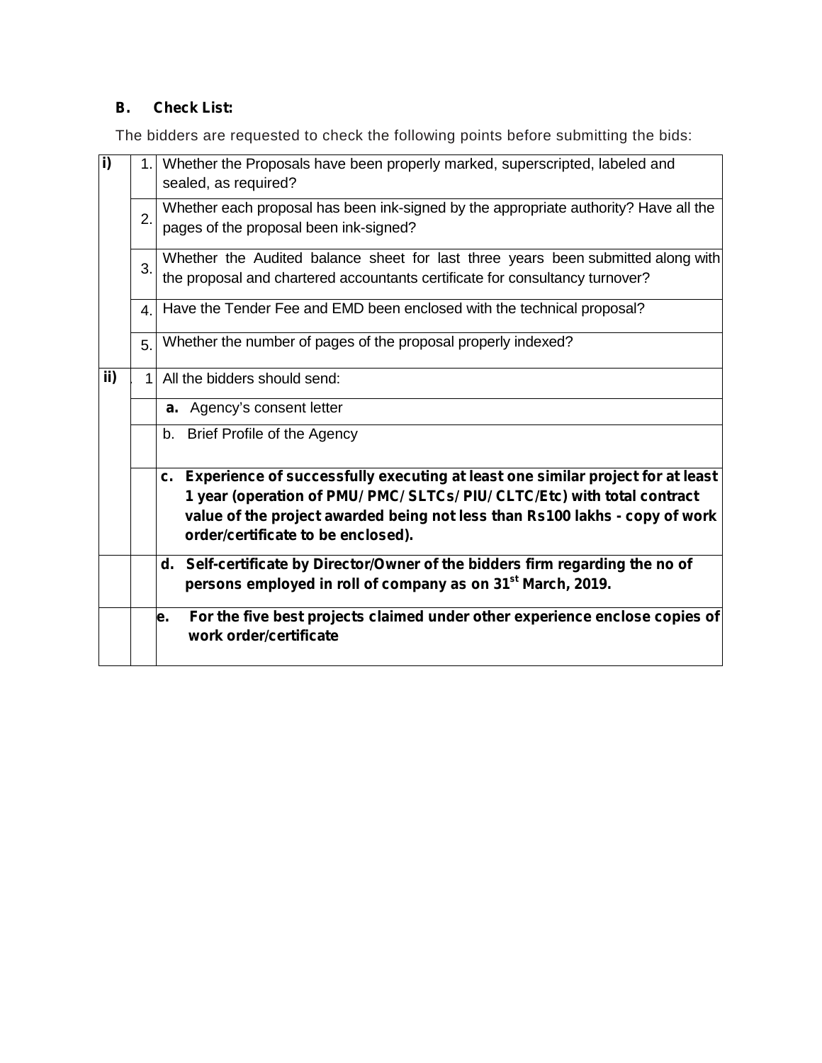**B. Check List:**

The bidders are requested to check the following points before submitting the bids:

| | | |
|---|---|---|
| **i)** | 1. | Whether the Proposals have been properly marked, superscripted, labeled and sealed, as required? |
| | 2. | Whether each proposal has been ink-signed by the appropriate authority? Have all the pages of the proposal been ink-signed? |
| | 3. | Whether the Audited balance sheet for last three years been submitted along with the proposal and chartered accountants certificate for consultancy turnover? |
| | 4. | Have the Tender Fee and EMD been enclosed with the technical proposal? |
| | 5. | Whether the number of pages of the proposal properly indexed? |
| **ii)** | 1 | All the bidders should send: |
| | | **a.** Agency's consent letter |
| | | b. Brief Profile of the Agency |
| | | **c. Experience of successfully executing at least one similar project for at least 1 year (operation of PMU/ PMC/ SLTCs/ PIU/ CLTC/Etc) with total contract value of the project awarded being not less than Rs100 lakhs - copy of work order/certificate to be enclosed).** |
| | | **d. Self-certificate by Director/Owner of the bidders firm regarding the no of persons employed in roll of company as on 31st March, 2019.** |
| | | **e. For the five best projects claimed under other experience enclose copies of work order/certificate** |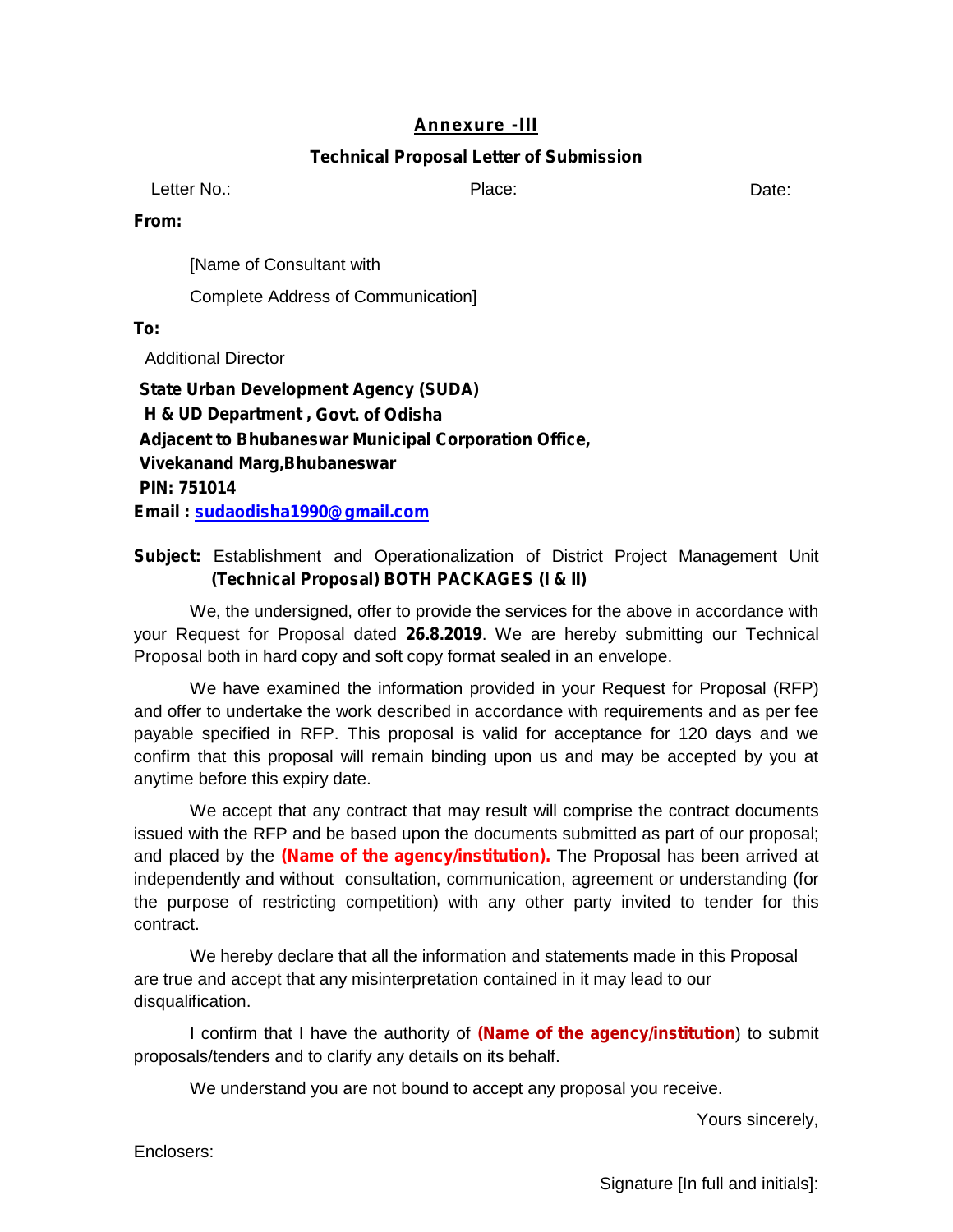# Annexure -III

## Technical Proposal Letter of Submission

Letter No.: Place: Date:

**From:**

[Name of Consultant with

Complete Address of Communication]

**To:**

Additional Director

**State Urban Development Agency (SUDA)**
**H & UD Department , Govt. of Odisha**
**Adjacent to Bhubaneswar Municipal Corporation Office,**
**Vivekanand Marg,Bhubaneswar**
**PIN: 751014**
**Email : sudaodisha1990@gmail.com**

**Subject:** Establishment and Operationalization of District Project Management Unit **(Technical Proposal) BOTH PACKAGES (I & II)**

We, the undersigned, offer to provide the services for the above in accordance with your Request for Proposal dated **26.8.2019**. We are hereby submitting our Technical Proposal both in hard copy and soft copy format sealed in an envelope.

We have examined the information provided in your Request for Proposal (RFP) and offer to undertake the work described in accordance with requirements and as per fee payable specified in RFP. This proposal is valid for acceptance for 120 days and we confirm that this proposal will remain binding upon us and may be accepted by you at anytime before this expiry date.

We accept that any contract that may result will comprise the contract documents issued with the RFP and be based upon the documents submitted as part of our proposal; and placed by the **(Name of the agency/institution).** The Proposal has been arrived at independently and without consultation, communication, agreement or understanding (for the purpose of restricting competition) with any other party invited to tender for this contract.

We hereby declare that all the information and statements made in this Proposal are true and accept that any misinterpretation contained in it may lead to our disqualification.

I confirm that I have the authority of **(Name of the agency/institution**) to submit proposals/tenders and to clarify any details on its behalf.

We understand you are not bound to accept any proposal you receive.

Yours sincerely,

Enclosers:

Signature [In full and initials]: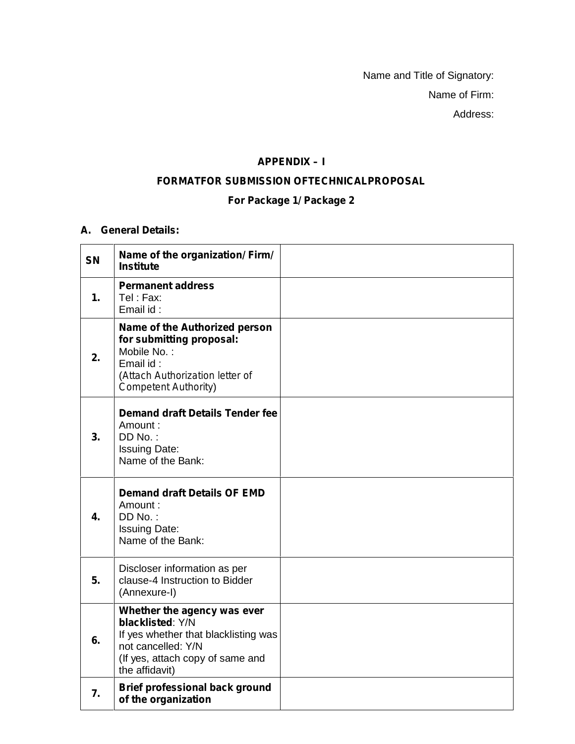Name and Title of Signatory:

Name of Firm:

Address:

## APPENDIX – I

## FORMATFOR SUBMISSION OFTECHNICALPROPOSAL

### For Package 1/ Package 2

**A. General Details:**

| SN | Name of the organization/ Firm/ Institute | |
|---|---|---|
| 1. | **Permanent address**<br>Tel : Fax:<br>Email id : | |
| 2. | **Name of the Authorized person for submitting proposal:**<br>Mobile No. :<br>Email id :<br>(Attach Authorization letter of Competent Authority) | |
| 3. | **Demand draft Details Tender fee**<br>Amount :<br>DD No. :<br>Issuing Date:<br>Name of the Bank: | |
| 4. | **Demand draft Details OF EMD**<br>Amount :<br>DD No. :<br>Issuing Date:<br>Name of the Bank: | |
| 5. | Discloser information as per clause-4 Instruction to Bidder (Annexure-I) | |
| 6. | **Whether the agency was ever blacklisted**: Y/N<br>If yes whether that blacklisting was not cancelled: Y/N<br>(If yes, attach copy of same and the affidavit) | |
| 7. | **Brief professional back ground of the organization** | |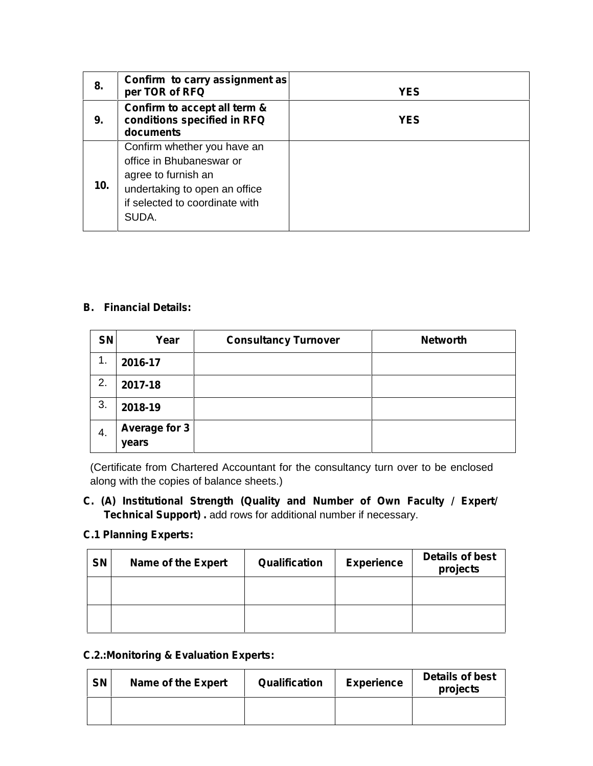| 8. | **Confirm to carry assignment as per TOR of RFQ** | **YES** |
|---|---|---|
| 9. | **Confirm to accept all term & conditions specified in RFQ documents** | **YES** |
| 10. | Confirm whether you have an office in Bhubaneswar or agree to furnish an undertaking to open an office if selected to coordinate with SUDA. | |

**B. Financial Details:**

| SN | Year | Consultancy Turnover | Networth |
|---|---|---|---|
| 1. | **2016-17** | | |
| 2. | **2017-18** | | |
| 3. | **2018-19** | | |
| 4. | **Average for 3 years** | | |

(Certificate from Chartered Accountant for the consultancy turn over to be enclosed along with the copies of balance sheets.)

**C. (A) Institutional Strength (Quality and Number of Own Faculty / Expert/ Technical Support) .** add rows for additional number if necessary.

**C.1 Planning Experts:**

| SN | Name of the Expert | Qualification | Experience | Details of best projects |
|---|---|---|---|---|
| | | | | |
| | | | | |

**C.2.:Monitoring & Evaluation Experts:**

| SN | Name of the Expert | Qualification | Experience | Details of best projects |
|---|---|---|---|---|
| | | | | |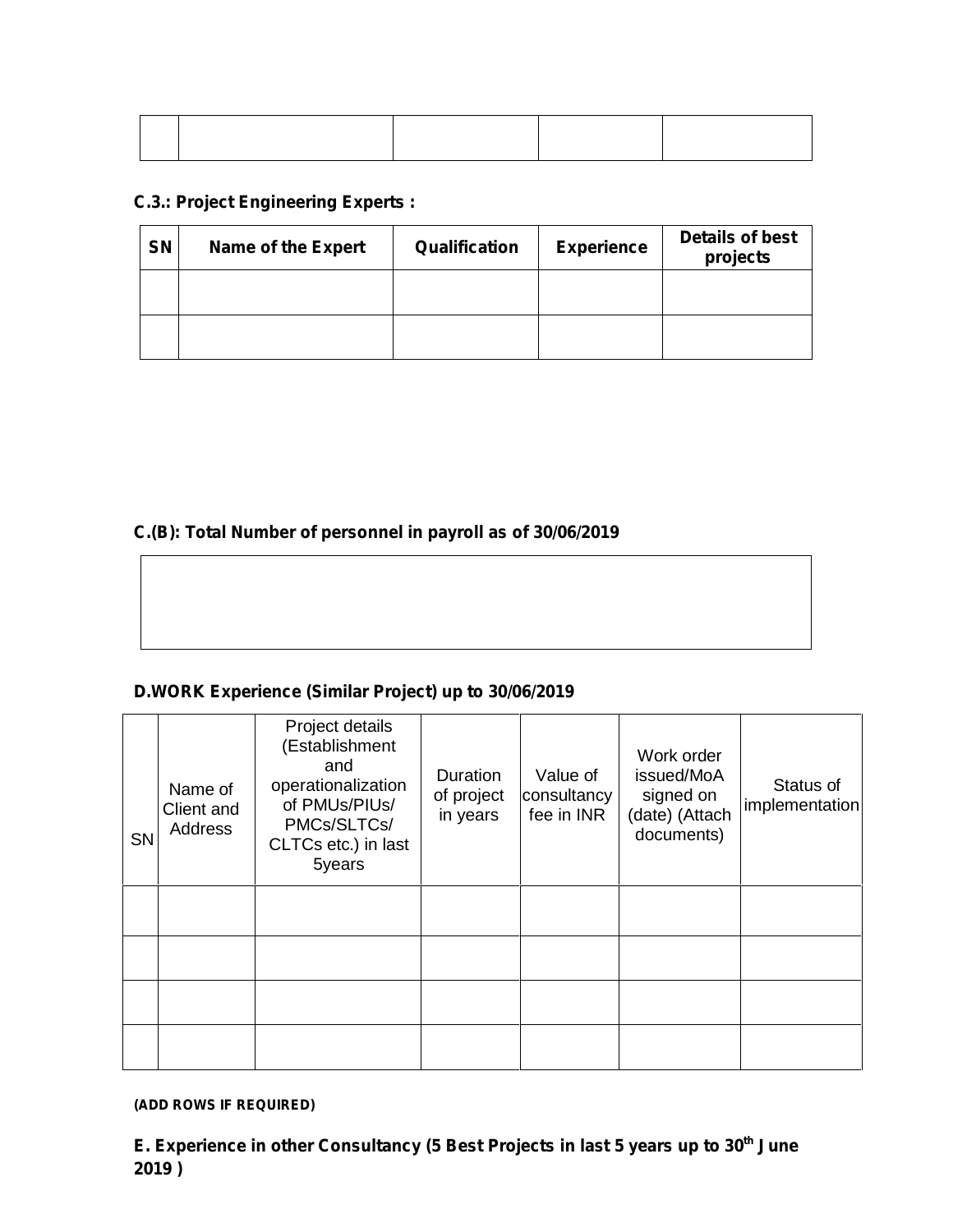| | | | | |
|---|---|---|---|---|
| | | | | |

**C.3.: Project Engineering Experts :**

| SN | Name of the Expert | Qualification | Experience | Details of best projects |
|---|---|---|---|---|
| | | | | |
| | | | | |

**C.(B): Total Number of personnel in payroll as of 30/06/2019**

| |
|---|
| |

**D.WORK Experience (Similar Project) up to 30/06/2019**

| SN | Name of Client and Address | Project details (Establishment and operationalization of PMUs/PIUs/ PMCs/SLTCs/ CLTCs etc.) in last 5years | Duration of project in years | Value of consultancy fee in INR | Work order issued/MoA signed on (date) (Attach documents) | Status of implementation |
|---|---|---|---|---|---|---|
| | | | | | | |
| | | | | | | |
| | | | | | | |
| | | | | | | |

**(ADD ROWS IF REQUIRED)**

**E. Experience in other Consultancy (5 Best Projects in last 5 years up to 30th June 2019 )**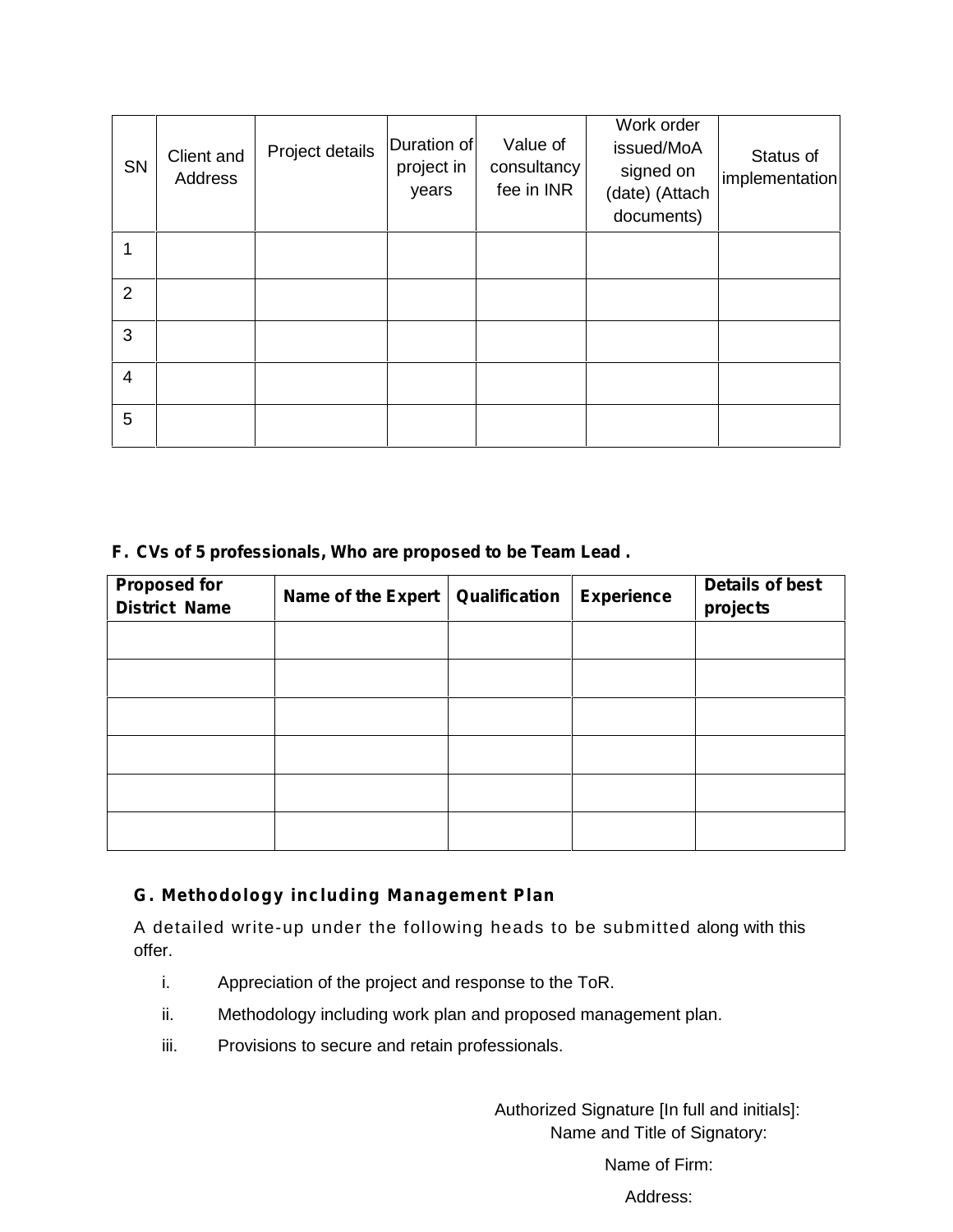| SN | Client and Address | Project details | Duration of project in years | Value of consultancy fee in INR | Work order issued/MoA signed on (date) (Attach documents) | Status of implementation |
|---|---|---|---|---|---|---|
| 1 | | | | | | |
| 2 | | | | | | |
| 3 | | | | | | |
| 4 | | | | | | |
| 5 | | | | | | |

**F. CVs of 5 professionals, Who are proposed to be Team Lead .**

| Proposed for District Name | Name of the Expert | Qualification | Experience | Details of best projects |
|---|---|---|---|---|
| | | | | |
| | | | | |
| | | | | |
| | | | | |
| | | | | |
| | | | | |

**G. Methodology including Management Plan**

A detailed write-up under the following heads to be submitted along with this offer.

i. Appreciation of the project and response to the ToR.

ii. Methodology including work plan and proposed management plan.

iii. Provisions to secure and retain professionals.

Authorized Signature [In full and initials]:
Name and Title of Signatory:

Name of Firm:

Address: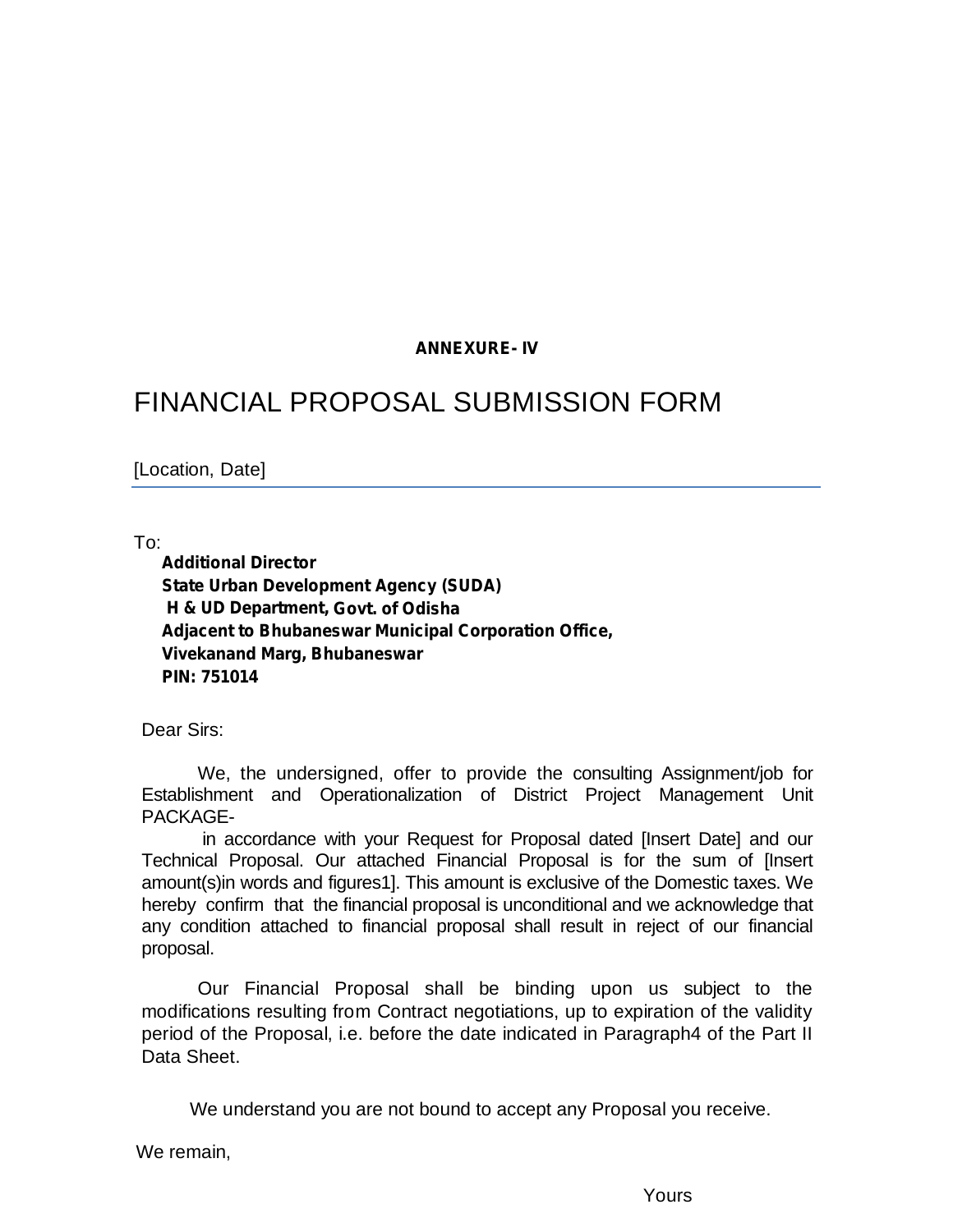**ANNEXURE- IV**

# FINANCIAL PROPOSAL SUBMISSION FORM

[Location, Date]

To:

**Additional Director**
**State Urban Development Agency (SUDA)**
**H & UD Department, Govt. of Odisha**
**Adjacent to Bhubaneswar Municipal Corporation Office,**
**Vivekanand Marg, Bhubaneswar**
**PIN: 751014**

Dear Sirs:

We, the undersigned, offer to provide the consulting Assignment/job for Establishment and Operationalization of District Project Management Unit PACKAGE-

in accordance with your Request for Proposal dated [Insert Date] and our Technical Proposal. Our attached Financial Proposal is for the sum of [Insert amount(s)in words and figures1]. This amount is exclusive of the Domestic taxes. We hereby confirm that the financial proposal is unconditional and we acknowledge that any condition attached to financial proposal shall result in reject of our financial proposal.

Our Financial Proposal shall be binding upon us subject to the modifications resulting from Contract negotiations, up to expiration of the validity period of the Proposal, i.e. before the date indicated in Paragraph4 of the Part II Data Sheet.

We understand you are not bound to accept any Proposal you receive.

We remain,

Yours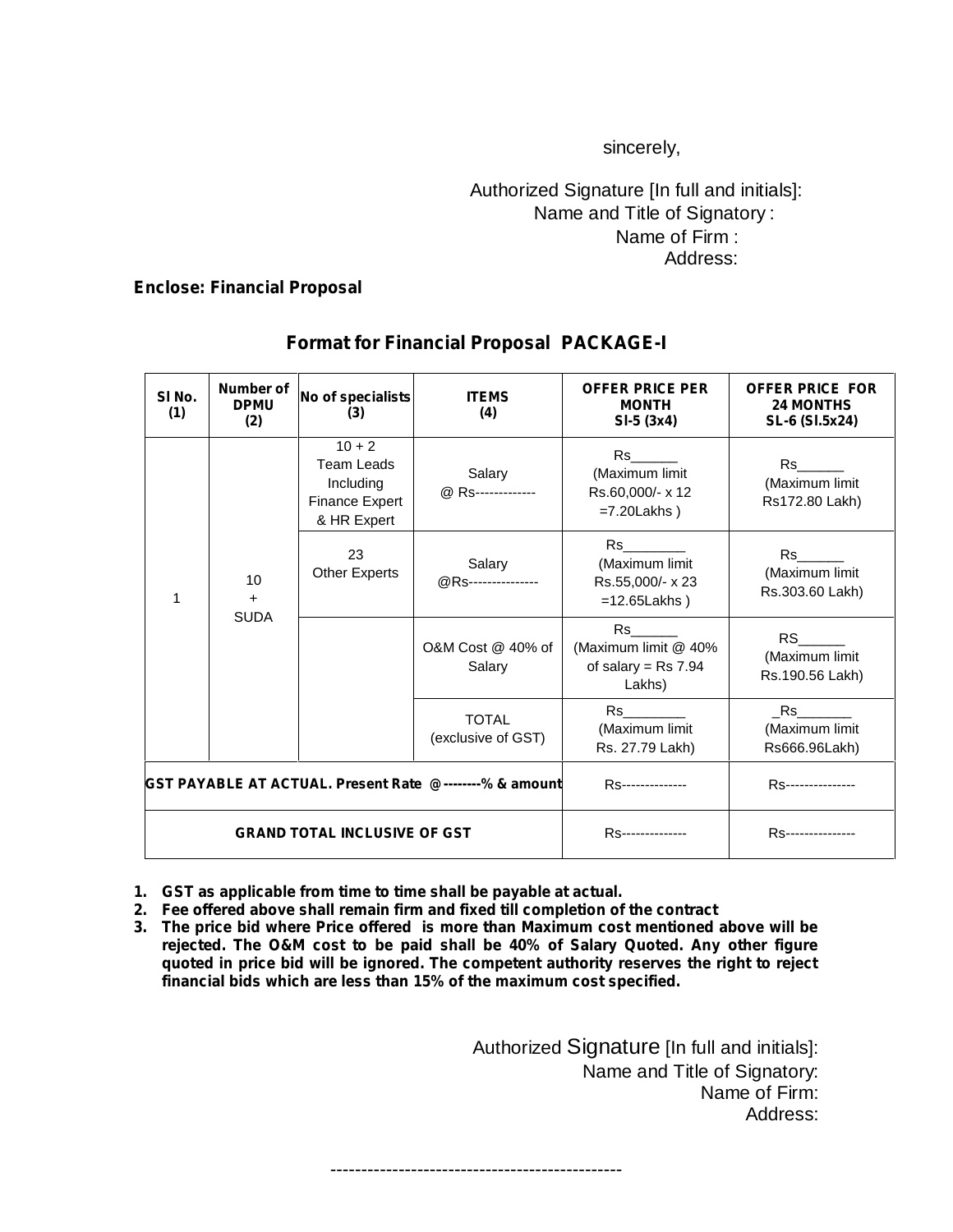sincerely,

Authorized Signature [In full and initials]:
Name and Title of Signatory :
Name of Firm :
Address:

**Enclose: Financial Proposal**

## Format for Financial Proposal PACKAGE-I

| Sl No. (1) | Number of DPMU (2) | No of specialists (3) | ITEMS (4) | OFFER PRICE PER MONTH Sl-5 (3x4) | OFFER PRICE FOR 24 MONTHS SL-6 (Sl.5x24) |
|---|---|---|---|---|---|
| 1 | 10 + SUDA | 10 + 2 Team Leads Including Finance Expert & HR Expert | Salary @ Rs------------- | Rs______ (Maximum limit Rs.60,000/- x 12 =7.20Lakhs ) | Rs______ (Maximum limit Rs172.80 Lakh) |
| | | 23 Other Experts | Salary @Rs--------------- | Rs________ (Maximum limit Rs.55,000/- x 23 =12.65Lakhs ) | Rs______ (Maximum limit Rs.303.60 Lakh) |
| | | | O&M Cost @ 40% of Salary | Rs______ (Maximum limit @ 40% of salary = Rs 7.94 Lakhs) | RS______ (Maximum limit Rs.190.56 Lakh) |
| | | | TOTAL (exclusive of GST) | Rs________ (Maximum limit Rs. 27.79 Lakh) | _Rs_______ (Maximum limit Rs666.96Lakh) |
| **GST PAYABLE AT ACTUAL. Present Rate @--------% & amount** | | | | Rs-------------- | Rs--------------- |
| **GRAND TOTAL INCLUSIVE OF GST** | | | | Rs-------------- | Rs--------------- |

1. **GST as applicable from time to time shall be payable at actual.**
2. **Fee offered above shall remain firm and fixed till completion of the contract**
3. **The price bid where Price offered is more than Maximum cost mentioned above will be rejected. The O&M cost to be paid shall be 40% of Salary Quoted. Any other figure quoted in price bid will be ignored. The competent authority reserves the right to reject financial bids which are less than 15% of the maximum cost specified.**

Authorized Signature [In full and initials]:
Name and Title of Signatory:
Name of Firm:
Address:

-----------------------------------------------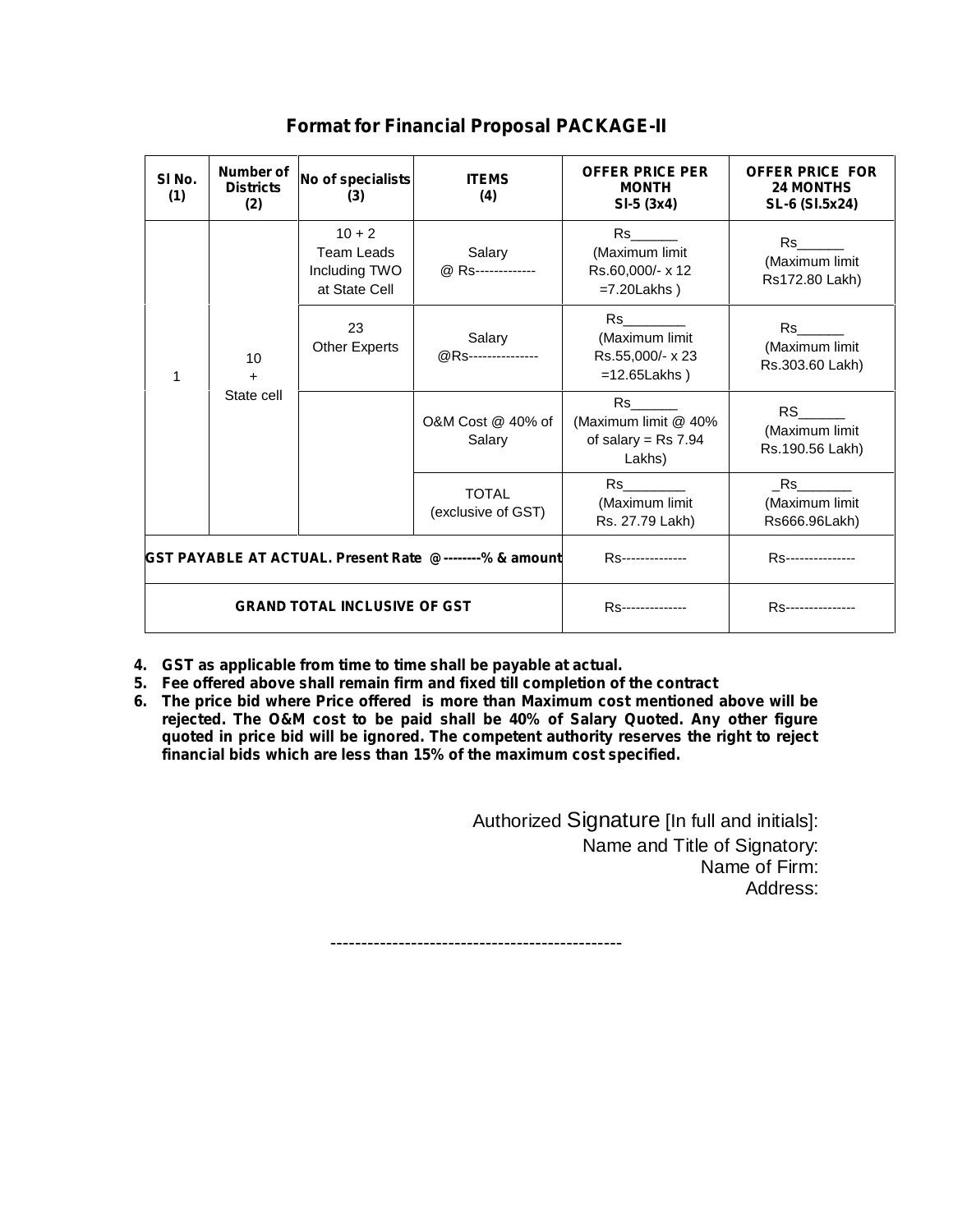## Format for Financial Proposal PACKAGE-II

| Sl No. (1) | Number of Districts (2) | No of specialists (3) | ITEMS (4) | OFFER PRICE PER MONTH Sl-5 (3x4) | OFFER PRICE FOR 24 MONTHS SL-6 (Sl.5x24) |
|---|---|---|---|---|---|
| 1 | 10 + State cell | 10 + 2 Team Leads Including TWO at State Cell | Salary @ Rs------------- | Rs______ (Maximum limit Rs.60,000/- x 12 =7.20Lakhs ) | Rs______ (Maximum limit Rs172.80 Lakh) |
| | | 23 Other Experts | Salary @Rs--------------- | Rs________ (Maximum limit Rs.55,000/- x 23 =12.65Lakhs ) | Rs______ (Maximum limit Rs.303.60 Lakh) |
| | | | O&M Cost @ 40% of Salary | Rs______ (Maximum limit @ 40% of salary = Rs 7.94 Lakhs) | RS______ (Maximum limit Rs.190.56 Lakh) |
| | | | TOTAL (exclusive of GST) | Rs________ (Maximum limit Rs. 27.79 Lakh) | _Rs_______ (Maximum limit Rs666.96Lakh) |
| **GST PAYABLE AT ACTUAL. Present Rate @--------% & amount** | | | | Rs-------------- | Rs--------------- |
| **GRAND TOTAL INCLUSIVE OF GST** | | | | Rs-------------- | Rs--------------- |

4. **GST as applicable from time to time shall be payable at actual.**
5. **Fee offered above shall remain firm and fixed till completion of the contract**
6. **The price bid where Price offered is more than Maximum cost mentioned above will be rejected. The O&M cost to be paid shall be 40% of Salary Quoted. Any other figure quoted in price bid will be ignored. The competent authority reserves the right to reject financial bids which are less than 15% of the maximum cost specified.**

Authorized Signature [In full and initials]:
Name and Title of Signatory:
Name of Firm:
Address:

----------------------------------------------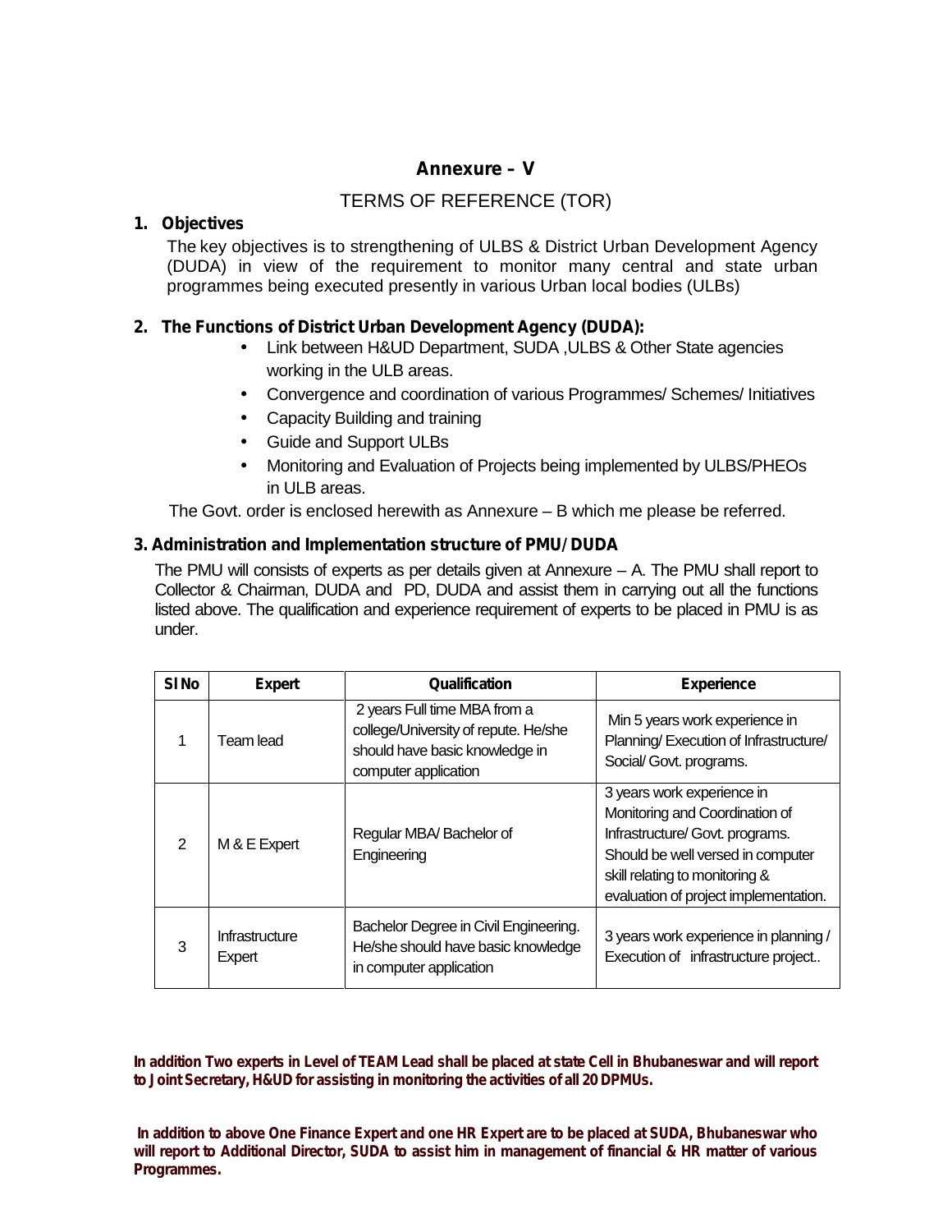# Annexure – V

## TERMS OF REFERENCE (TOR)

### 1. Objectives

The key objectives is to strengthening of ULBS & District Urban Development Agency (DUDA) in view of the requirement to monitor many central and state urban programmes being executed presently in various Urban local bodies (ULBs)

### 2. The Functions of District Urban Development Agency (DUDA):

- Link between H&UD Department, SUDA ,ULBS & Other State agencies working in the ULB areas.
- Convergence and coordination of various Programmes/ Schemes/ Initiatives
- Capacity Building and training
- Guide and Support ULBs
- Monitoring and Evaluation of Projects being implemented by ULBS/PHEOs in ULB areas.

The Govt. order is enclosed herewith as Annexure – B which me please be referred.

### 3. Administration and Implementation structure of PMU/ DUDA

The PMU will consists of experts as per details given at Annexure – A. The PMU shall report to Collector & Chairman, DUDA and PD, DUDA and assist them in carrying out all the functions listed above. The qualification and experience requirement of experts to be placed in PMU is as under.

| Sl No | Expert | Qualification | Experience |
|---|---|---|---|
| 1 | Team lead | 2 years Full time MBA from a college/University of repute. He/she should have basic knowledge in computer application | Min 5 years work experience in Planning/ Execution of Infrastructure/ Social/ Govt. programs. |
| 2 | M & E Expert | Regular MBA/ Bachelor of Engineering | 3 years work experience in Monitoring and Coordination of Infrastructure/ Govt. programs. Should be well versed in computer skill relating to monitoring & evaluation of project implementation. |
| 3 | Infrastructure Expert | Bachelor Degree in Civil Engineering. He/she should have basic knowledge in computer application | 3 years work experience in planning / Execution of infrastructure project.. |

**In addition Two experts in Level of TEAM Lead shall be placed at state Cell in Bhubaneswar and will report to Joint Secretary, H&UD for assisting in monitoring the activities of all 20 DPMUs.**

**In addition to above One Finance Expert and one HR Expert are to be placed at SUDA, Bhubaneswar who will report to Additional Director, SUDA to assist him in management of financial & HR matter of various Programmes.**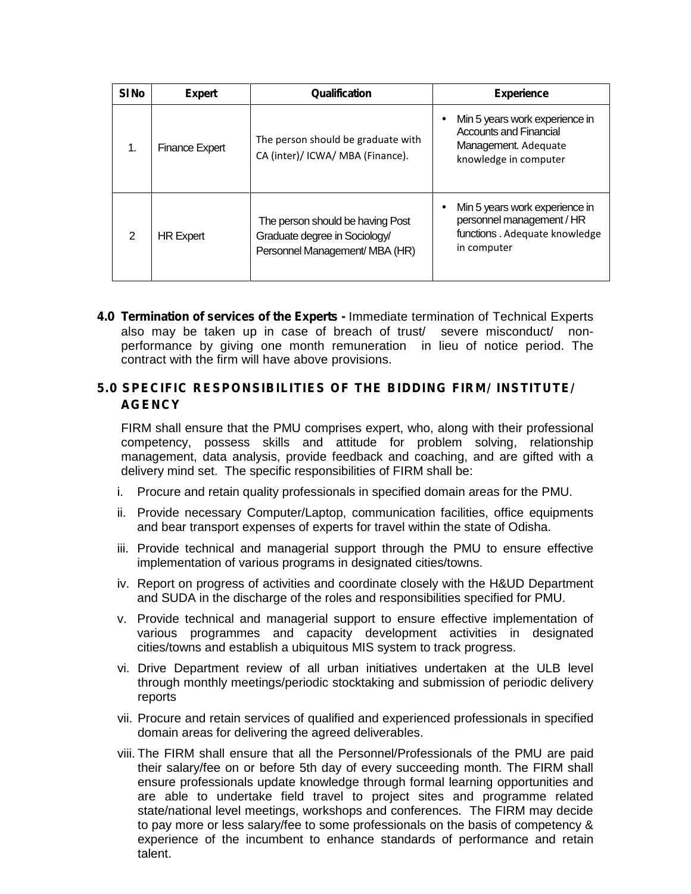| Sl No | Expert | Qualification | Experience |
|---|---|---|---|
| 1. | Finance Expert | The person should be graduate with CA (inter)/ ICWA/ MBA (Finance). | • Min 5 years work experience in Accounts and Financial Management. Adequate knowledge in computer |
| 2 | HR Expert | The person should be having Post Graduate degree in Sociology/ Personnel Management/ MBA (HR) | • Min 5 years work experience in personnel management / HR functions . Adequate knowledge in computer |

**4.0 Termination of services of the Experts -** Immediate termination of Technical Experts also may be taken up in case of breach of trust/ severe misconduct/ non-performance by giving one month remuneration in lieu of notice period. The contract with the firm will have above provisions.

## 5.0 SPECIFIC RESPONSIBILITIES OF THE BIDDING FIRM/ INSTITUTE/ AGENCY

FIRM shall ensure that the PMU comprises expert, who, along with their professional competency, possess skills and attitude for problem solving, relationship management, data analysis, provide feedback and coaching, and are gifted with a delivery mind set. The specific responsibilities of FIRM shall be:

i. Procure and retain quality professionals in specified domain areas for the PMU.

ii. Provide necessary Computer/Laptop, communication facilities, office equipments and bear transport expenses of experts for travel within the state of Odisha.

iii. Provide technical and managerial support through the PMU to ensure effective implementation of various programs in designated cities/towns.

iv. Report on progress of activities and coordinate closely with the H&UD Department and SUDA in the discharge of the roles and responsibilities specified for PMU.

v. Provide technical and managerial support to ensure effective implementation of various programmes and capacity development activities in designated cities/towns and establish a ubiquitous MIS system to track progress.

vi. Drive Department review of all urban initiatives undertaken at the ULB level through monthly meetings/periodic stocktaking and submission of periodic delivery reports

vii. Procure and retain services of qualified and experienced professionals in specified domain areas for delivering the agreed deliverables.

viii. The FIRM shall ensure that all the Personnel/Professionals of the PMU are paid their salary/fee on or before 5th day of every succeeding month. The FIRM shall ensure professionals update knowledge through formal learning opportunities and are able to undertake field travel to project sites and programme related state/national level meetings, workshops and conferences. The FIRM may decide to pay more or less salary/fee to some professionals on the basis of competency & experience of the incumbent to enhance standards of performance and retain talent.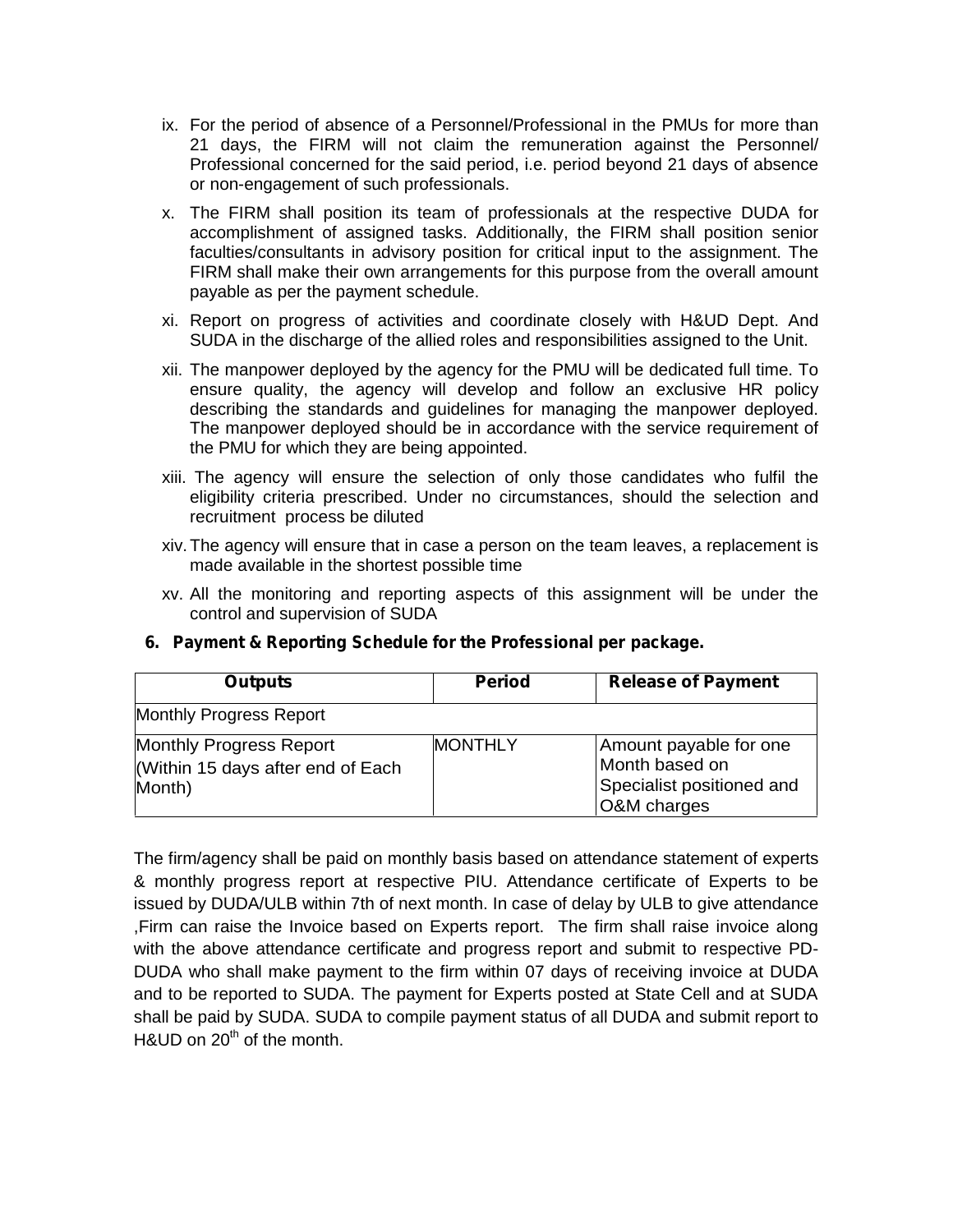ix. For the period of absence of a Personnel/Professional in the PMUs for more than 21 days, the FIRM will not claim the remuneration against the Personnel/ Professional concerned for the said period, i.e. period beyond 21 days of absence or non-engagement of such professionals.

x. The FIRM shall position its team of professionals at the respective DUDA for accomplishment of assigned tasks. Additionally, the FIRM shall position senior faculties/consultants in advisory position for critical input to the assignment. The FIRM shall make their own arrangements for this purpose from the overall amount payable as per the payment schedule.

xi. Report on progress of activities and coordinate closely with H&UD Dept. And SUDA in the discharge of the allied roles and responsibilities assigned to the Unit.

xii. The manpower deployed by the agency for the PMU will be dedicated full time. To ensure quality, the agency will develop and follow an exclusive HR policy describing the standards and guidelines for managing the manpower deployed. The manpower deployed should be in accordance with the service requirement of the PMU for which they are being appointed.

xiii. The agency will ensure the selection of only those candidates who fulfil the eligibility criteria prescribed. Under no circumstances, should the selection and recruitment process be diluted

xiv. The agency will ensure that in case a person on the team leaves, a replacement is made available in the shortest possible time

xv. All the monitoring and reporting aspects of this assignment will be under the control and supervision of SUDA

**6. Payment & Reporting Schedule for the Professional per package.**

| Outputs | Period | Release of Payment |
|---|---|---|
| Monthly Progress Report | | |
| Monthly Progress Report (Within 15 days after end of Each Month) | MONTHLY | Amount payable for one Month based on Specialist positioned and O&M charges |

The firm/agency shall be paid on monthly basis based on attendance statement of experts & monthly progress report at respective PIU. Attendance certificate of Experts to be issued by DUDA/ULB within 7th of next month. In case of delay by ULB to give attendance ,Firm can raise the Invoice based on Experts report. The firm shall raise invoice along with the above attendance certificate and progress report and submit to respective PD-DUDA who shall make payment to the firm within 07 days of receiving invoice at DUDA and to be reported to SUDA. The payment for Experts posted at State Cell and at SUDA shall be paid by SUDA. SUDA to compile payment status of all DUDA and submit report to H&UD on 20th of the month.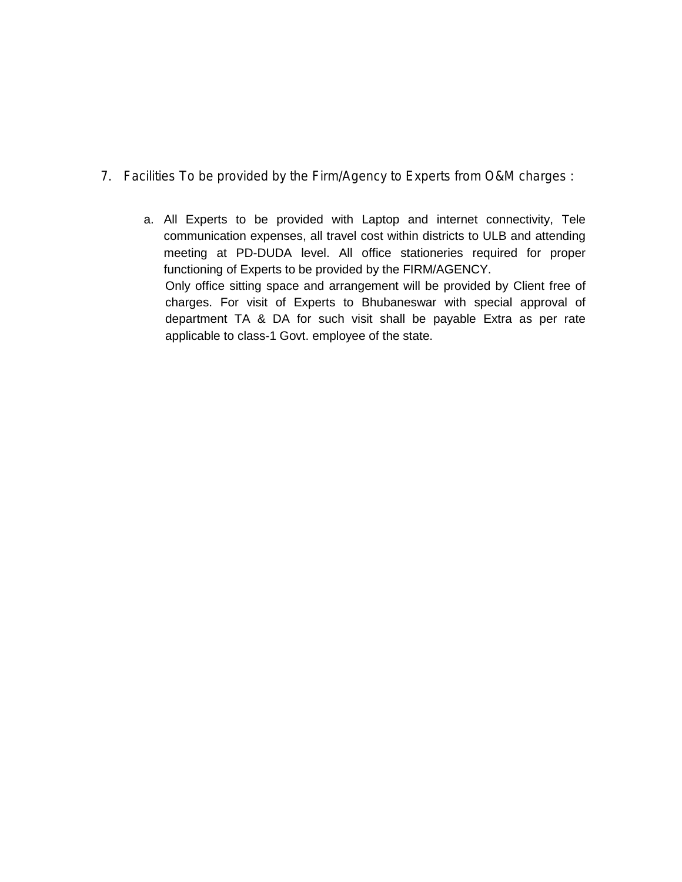7. Facilities To be provided by the Firm/Agency to Experts from O&M charges :

   a. All Experts to be provided with Laptop and internet connectivity, Tele communication expenses, all travel cost within districts to ULB and attending meeting at PD-DUDA level. All office stationeries required for proper functioning of Experts to be provided by the FIRM/AGENCY.

      Only office sitting space and arrangement will be provided by Client free of charges. For visit of Experts to Bhubaneswar with special approval of department TA & DA for such visit shall be payable Extra as per rate applicable to class-1 Govt. employee of the state.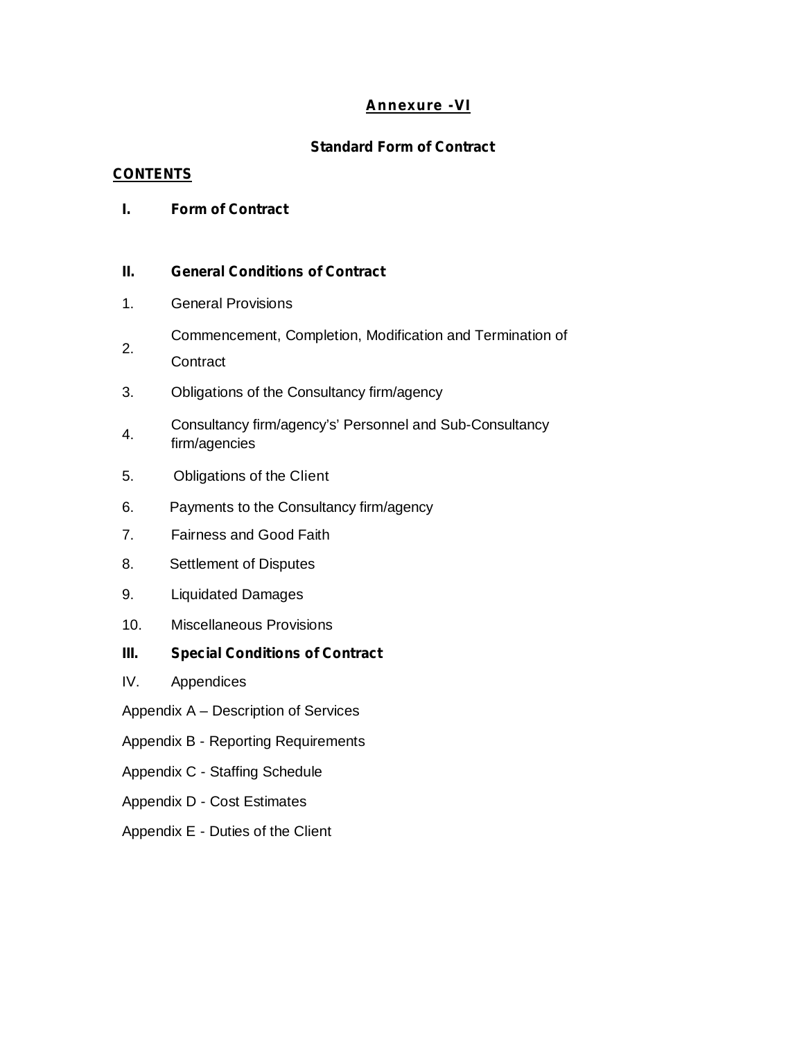# **Annexure -VI**

## **Standard Form of Contract**

**CONTENTS**

**I. Form of Contract**

**II. General Conditions of Contract**

1. General Provisions
2. Commencement, Completion, Modification and Termination of Contract
3. Obligations of the Consultancy firm/agency
4. Consultancy firm/agency's' Personnel and Sub-Consultancy firm/agencies
5. Obligations of the Client
6. Payments to the Consultancy firm/agency
7. Fairness and Good Faith
8. Settlement of Disputes
9. Liquidated Damages
10. Miscellaneous Provisions

**III. Special Conditions of Contract**

IV. Appendices

Appendix A – Description of Services

Appendix B - Reporting Requirements

Appendix C - Staffing Schedule

Appendix D - Cost Estimates

Appendix E - Duties of the Client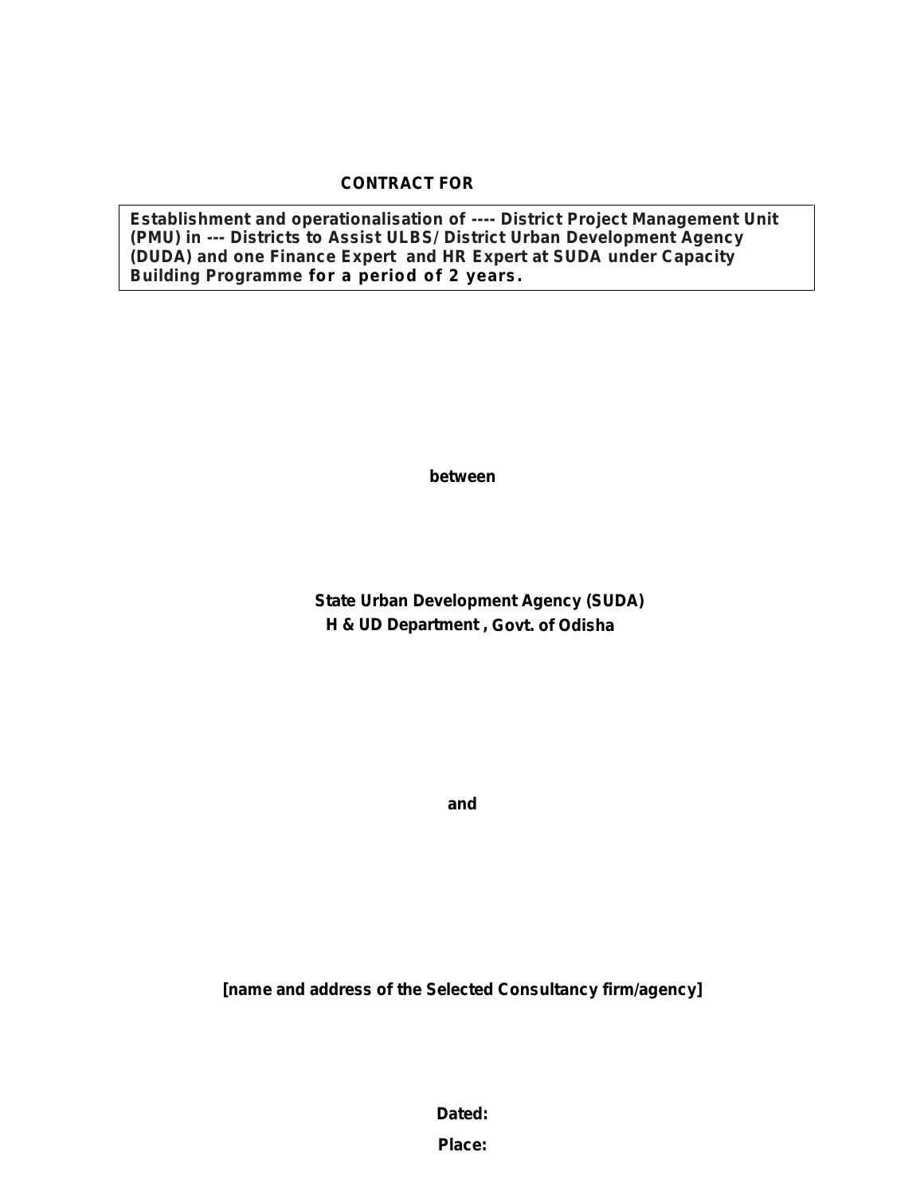**CONTRACT FOR**

**Establishment and operationalisation of ---- District Project Management Unit (PMU) in --- Districts to Assist ULBS/ District Urban Development Agency (DUDA) and one Finance Expert and HR Expert at SUDA under Capacity Building Programme for a period of 2 years.**

**between**

**State Urban Development Agency (SUDA)**
**H & UD Department , Govt. of Odisha**

**and**

**[name and address of the Selected Consultancy firm/agency]**

**Dated:**

**Place:**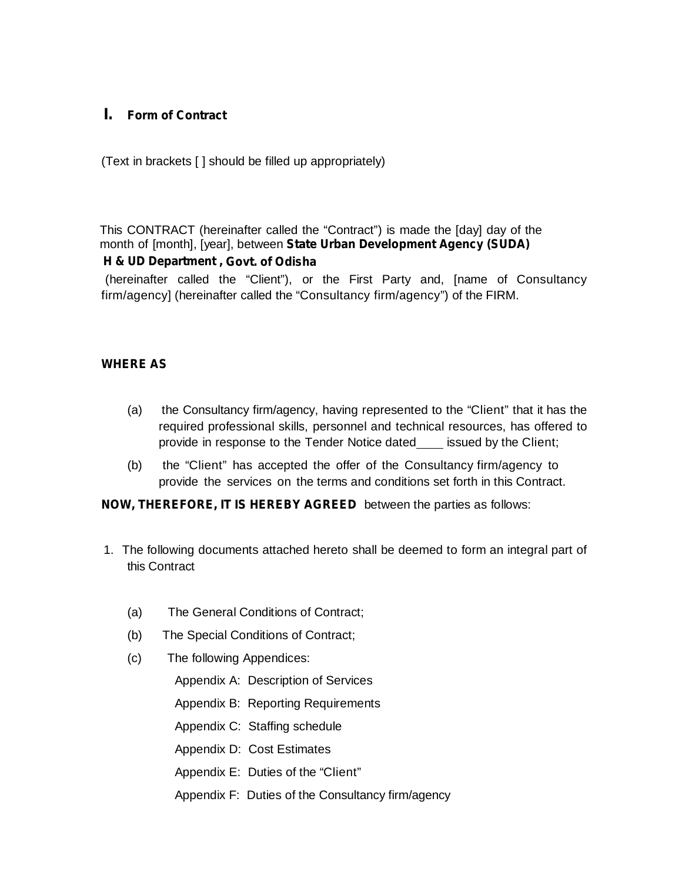## I. Form of Contract

(Text in brackets [ ] should be filled up appropriately)

This CONTRACT (hereinafter called the "Contract") is made the [day] day of the month of [month], [year], between **State Urban Development Agency (SUDA) H & UD Department , Govt. of Odisha** (hereinafter called the "Client"), or the First Party and, [name of Consultancy firm/agency] (hereinafter called the "Consultancy firm/agency") of the FIRM.

**WHERE AS**

(a) the Consultancy firm/agency, having represented to the "Client" that it has the required professional skills, personnel and technical resources, has offered to provide in response to the Tender Notice dated____ issued by the Client;

(b) the "Client" has accepted the offer of the Consultancy firm/agency to provide the services on the terms and conditions set forth in this Contract.

**NOW, THEREFORE, IT IS HEREBY AGREED** between the parties as follows:

1. The following documents attached hereto shall be deemed to form an integral part of this Contract

   (a) The General Conditions of Contract;

   (b) The Special Conditions of Contract;

   (c) The following Appendices:

      Appendix A: Description of Services

      Appendix B: Reporting Requirements

      Appendix C: Staffing schedule

      Appendix D: Cost Estimates

      Appendix E: Duties of the "Client"

      Appendix F: Duties of the Consultancy firm/agency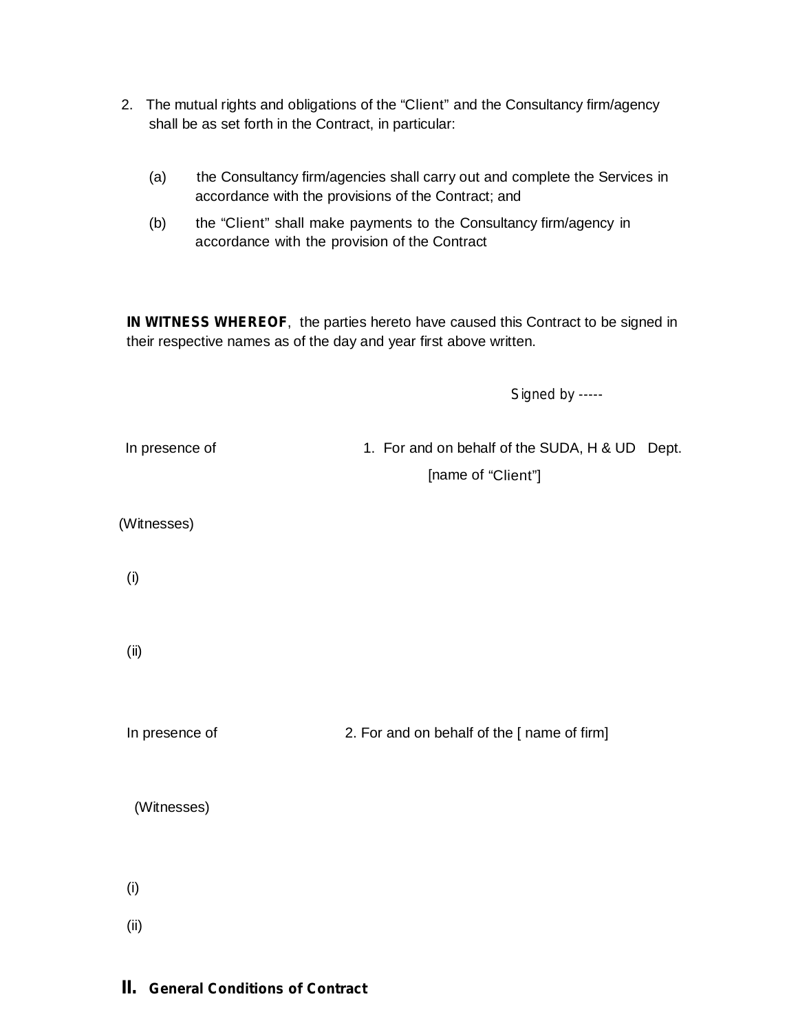2. The mutual rights and obligations of the "Client" and the Consultancy firm/agency shall be as set forth in the Contract, in particular:

   (a) the Consultancy firm/agencies shall carry out and complete the Services in accordance with the provisions of the Contract; and

   (b) the "Client" shall make payments to the Consultancy firm/agency in accordance with the provision of the Contract

**IN WITNESS WHEREOF**, the parties hereto have caused this Contract to be signed in their respective names as of the day and year first above written.

Signed by -----

In presence of

1. For and on behalf of the SUDA, H & UD Dept.
[name of "Client"]

(Witnesses)

(i)

(ii)

In presence of

2. For and on behalf of the [ name of firm]

(Witnesses)

(i)

(ii)

## II. General Conditions of Contract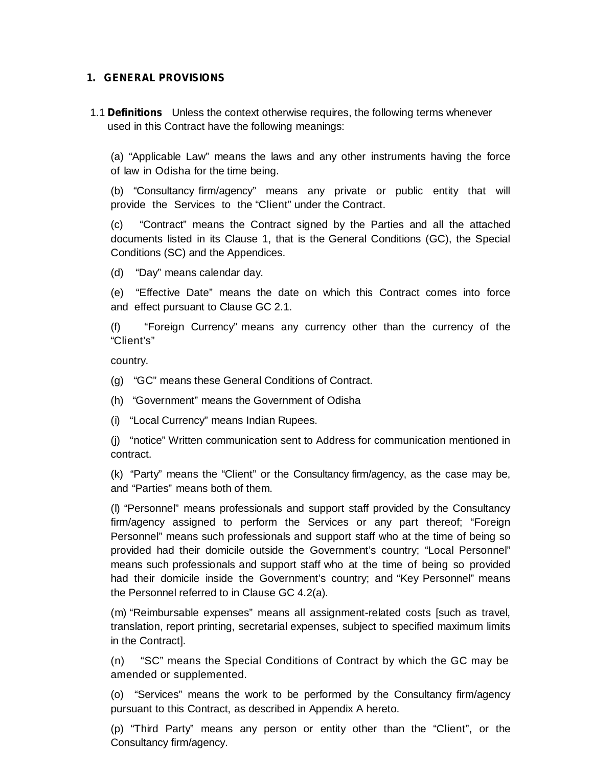## 1. GENERAL PROVISIONS

1.1 **Definitions** Unless the context otherwise requires, the following terms whenever used in this Contract have the following meanings:

(a) "Applicable Law" means the laws and any other instruments having the force of law in Odisha for the time being.

(b) "Consultancy firm/agency" means any private or public entity that will provide the Services to the "Client" under the Contract.

(c) "Contract" means the Contract signed by the Parties and all the attached documents listed in its Clause 1, that is the General Conditions (GC), the Special Conditions (SC) and the Appendices.

(d) "Day" means calendar day.

(e) "Effective Date" means the date on which this Contract comes into force and effect pursuant to Clause GC 2.1.

(f) "Foreign Currency" means any currency other than the currency of the "Client's"

country.

(g) "GC" means these General Conditions of Contract.

(h) "Government" means the Government of Odisha

(i) "Local Currency" means Indian Rupees.

(j) "notice" Written communication sent to Address for communication mentioned in contract.

(k) "Party" means the "Client" or the Consultancy firm/agency, as the case may be, and "Parties" means both of them.

(l) "Personnel" means professionals and support staff provided by the Consultancy firm/agency assigned to perform the Services or any part thereof; "Foreign Personnel" means such professionals and support staff who at the time of being so provided had their domicile outside the Government's country; "Local Personnel" means such professionals and support staff who at the time of being so provided had their domicile inside the Government's country; and "Key Personnel" means the Personnel referred to in Clause GC 4.2(a).

(m) "Reimbursable expenses" means all assignment-related costs [such as travel, translation, report printing, secretarial expenses, subject to specified maximum limits in the Contract].

(n) "SC" means the Special Conditions of Contract by which the GC may be amended or supplemented.

(o) "Services" means the work to be performed by the Consultancy firm/agency pursuant to this Contract, as described in Appendix A hereto.

(p) "Third Party" means any person or entity other than the "Client", or the Consultancy firm/agency.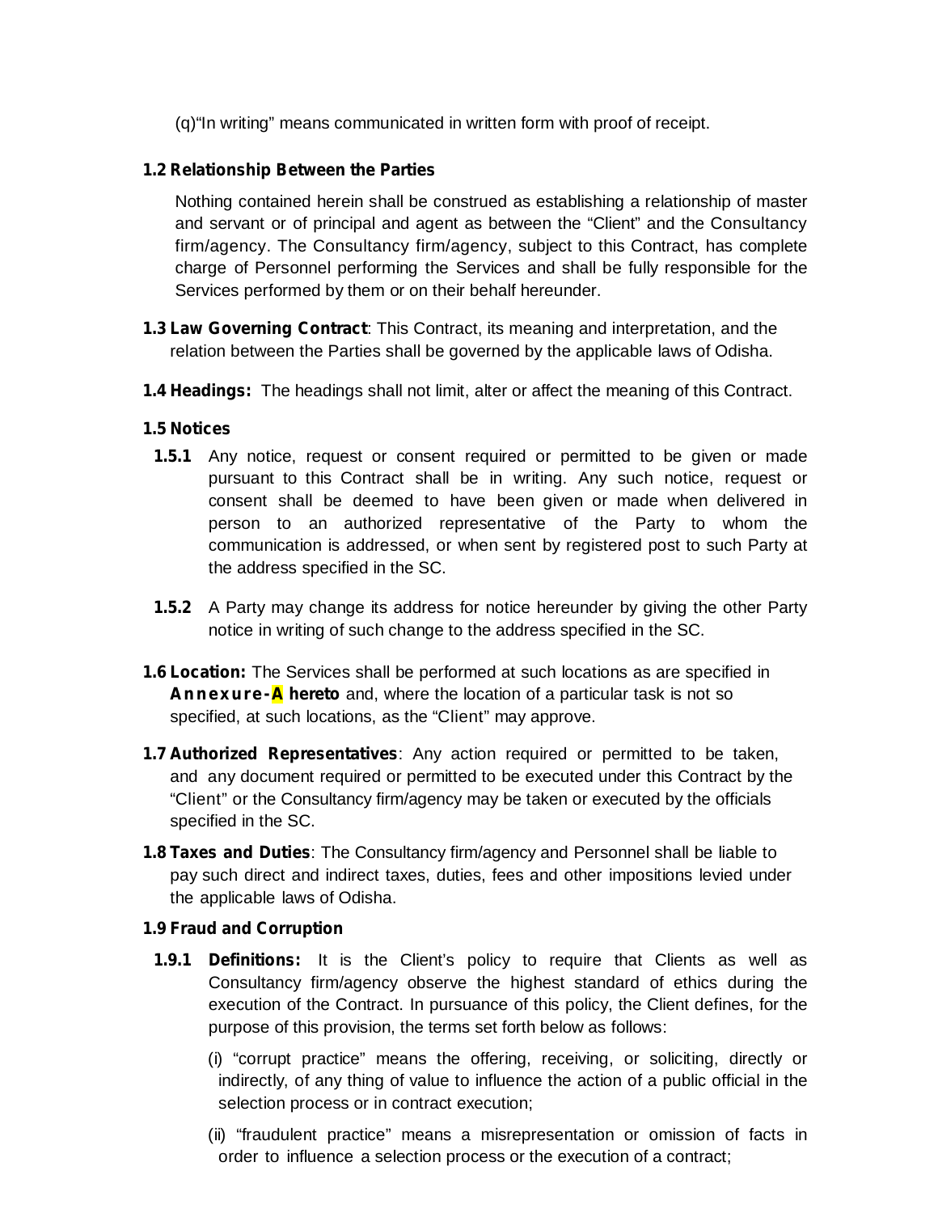(q)"In writing" means communicated in written form with proof of receipt.

**1.2 Relationship Between the Parties**

Nothing contained herein shall be construed as establishing a relationship of master and servant or of principal and agent as between the "Client" and the Consultancy firm/agency. The Consultancy firm/agency, subject to this Contract, has complete charge of Personnel performing the Services and shall be fully responsible for the Services performed by them or on their behalf hereunder.

**1.3 Law Governing Contract**: This Contract, its meaning and interpretation, and the relation between the Parties shall be governed by the applicable laws of Odisha.

**1.4 Headings:** The headings shall not limit, alter or affect the meaning of this Contract.

**1.5 Notices**

**1.5.1** Any notice, request or consent required or permitted to be given or made pursuant to this Contract shall be in writing. Any such notice, request or consent shall be deemed to have been given or made when delivered in person to an authorized representative of the Party to whom the communication is addressed, or when sent by registered post to such Party at the address specified in the SC.

**1.5.2** A Party may change its address for notice hereunder by giving the other Party notice in writing of such change to the address specified in the SC.

**1.6 Location:** The Services shall be performed at such locations as are specified in **Annexure-A hereto** and, where the location of a particular task is not so specified, at such locations, as the "Client" may approve.

**1.7 Authorized Representatives**: Any action required or permitted to be taken, and any document required or permitted to be executed under this Contract by the "Client" or the Consultancy firm/agency may be taken or executed by the officials specified in the SC.

**1.8 Taxes and Duties**: The Consultancy firm/agency and Personnel shall be liable to pay such direct and indirect taxes, duties, fees and other impositions levied under the applicable laws of Odisha.

**1.9 Fraud and Corruption**

**1.9.1 Definitions:** It is the Client's policy to require that Clients as well as Consultancy firm/agency observe the highest standard of ethics during the execution of the Contract. In pursuance of this policy, the Client defines, for the purpose of this provision, the terms set forth below as follows:

(i) "corrupt practice" means the offering, receiving, or soliciting, directly or indirectly, of any thing of value to influence the action of a public official in the selection process or in contract execution;

(ii) "fraudulent practice" means a misrepresentation or omission of facts in order to influence a selection process or the execution of a contract;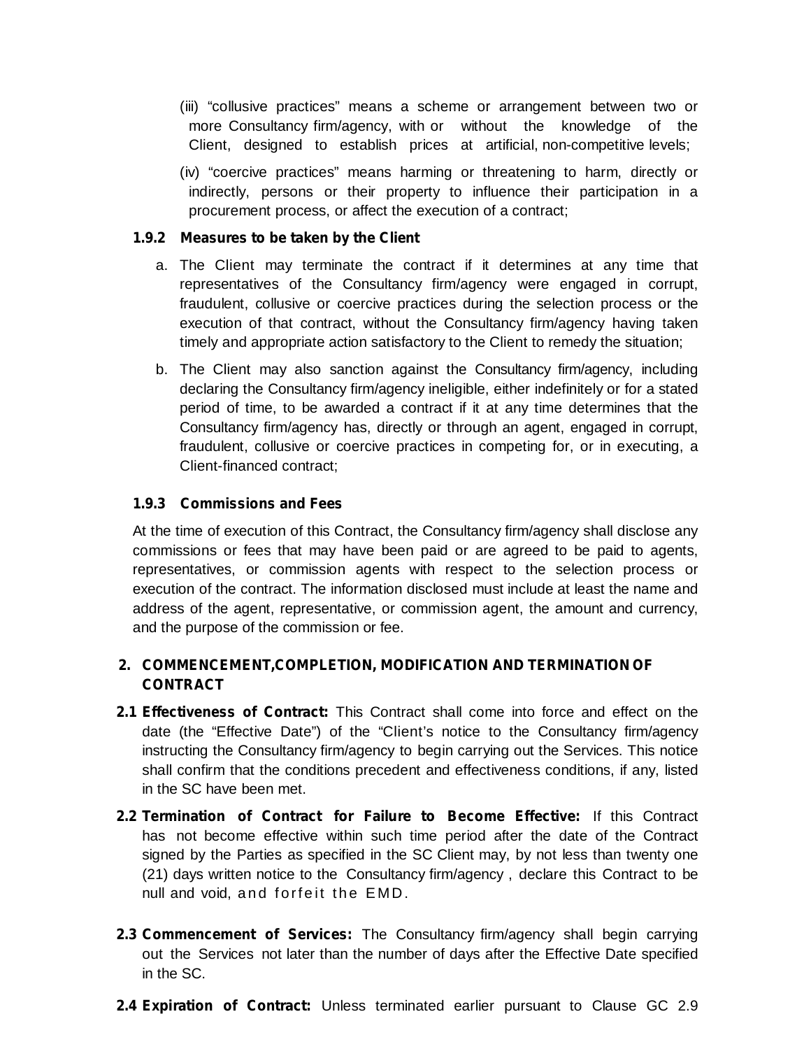(iii) "collusive practices" means a scheme or arrangement between two or more Consultancy firm/agency, with or without the knowledge of the Client, designed to establish prices at artificial, non-competitive levels;

(iv) "coercive practices" means harming or threatening to harm, directly or indirectly, persons or their property to influence their participation in a procurement process, or affect the execution of a contract;

**1.9.2 Measures to be taken by the Client**

a. The Client may terminate the contract if it determines at any time that representatives of the Consultancy firm/agency were engaged in corrupt, fraudulent, collusive or coercive practices during the selection process or the execution of that contract, without the Consultancy firm/agency having taken timely and appropriate action satisfactory to the Client to remedy the situation;

b. The Client may also sanction against the Consultancy firm/agency, including declaring the Consultancy firm/agency ineligible, either indefinitely or for a stated period of time, to be awarded a contract if it at any time determines that the Consultancy firm/agency has, directly or through an agent, engaged in corrupt, fraudulent, collusive or coercive practices in competing for, or in executing, a Client-financed contract;

**1.9.3 Commissions and Fees**

At the time of execution of this Contract, the Consultancy firm/agency shall disclose any commissions or fees that may have been paid or are agreed to be paid to agents, representatives, or commission agents with respect to the selection process or execution of the contract. The information disclosed must include at least the name and address of the agent, representative, or commission agent, the amount and currency, and the purpose of the commission or fee.

## 2. COMMENCEMENT,COMPLETION, MODIFICATION AND TERMINATION OF CONTRACT

**2.1 Effectiveness of Contract:** This Contract shall come into force and effect on the date (the "Effective Date") of the "Client's notice to the Consultancy firm/agency instructing the Consultancy firm/agency to begin carrying out the Services. This notice shall confirm that the conditions precedent and effectiveness conditions, if any, listed in the SC have been met.

**2.2 Termination of Contract for Failure to Become Effective:** If this Contract has not become effective within such time period after the date of the Contract signed by the Parties as specified in the SC Client may, by not less than twenty one (21) days written notice to the Consultancy firm/agency , declare this Contract to be null and void, and forfeit the EMD.

**2.3 Commencement of Services:** The Consultancy firm/agency shall begin carrying out the Services not later than the number of days after the Effective Date specified in the SC.

**2.4 Expiration of Contract:** Unless terminated earlier pursuant to Clause GC 2.9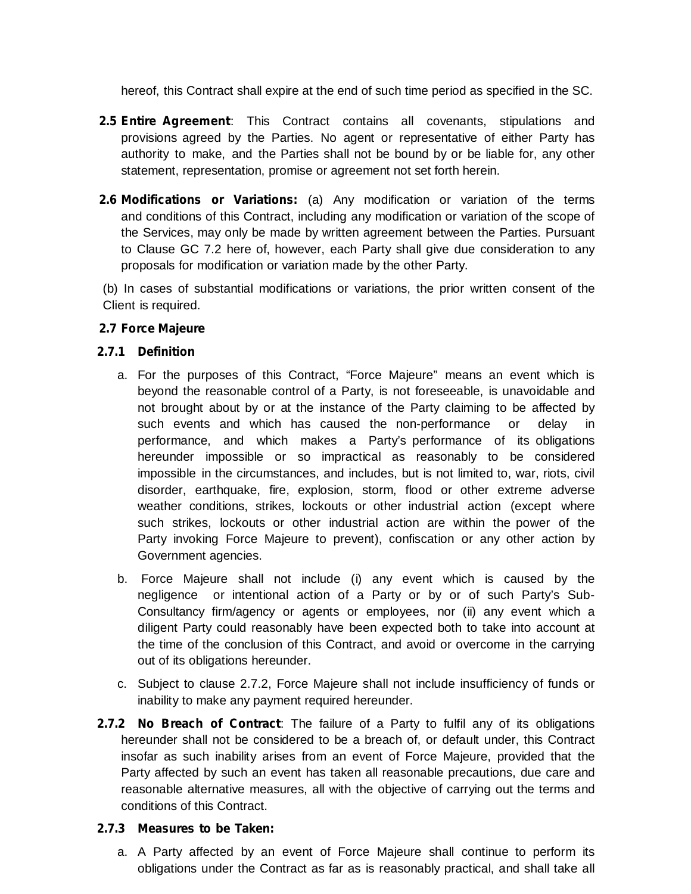hereof, this Contract shall expire at the end of such time period as specified in the SC.

**2.5 Entire Agreement**: This Contract contains all covenants, stipulations and provisions agreed by the Parties. No agent or representative of either Party has authority to make, and the Parties shall not be bound by or be liable for, any other statement, representation, promise or agreement not set forth herein.

**2.6 Modifications or Variations:** (a) Any modification or variation of the terms and conditions of this Contract, including any modification or variation of the scope of the Services, may only be made by written agreement between the Parties. Pursuant to Clause GC 7.2 here of, however, each Party shall give due consideration to any proposals for modification or variation made by the other Party.

(b) In cases of substantial modifications or variations, the prior written consent of the Client is required.

**2.7 Force Majeure**

**2.7.1 Definition**

a. For the purposes of this Contract, "Force Majeure" means an event which is beyond the reasonable control of a Party, is not foreseeable, is unavoidable and not brought about by or at the instance of the Party claiming to be affected by such events and which has caused the non-performance or delay in performance, and which makes a Party's performance of its obligations hereunder impossible or so impractical as reasonably to be considered impossible in the circumstances, and includes, but is not limited to, war, riots, civil disorder, earthquake, fire, explosion, storm, flood or other extreme adverse weather conditions, strikes, lockouts or other industrial action (except where such strikes, lockouts or other industrial action are within the power of the Party invoking Force Majeure to prevent), confiscation or any other action by Government agencies.

b. Force Majeure shall not include (i) any event which is caused by the negligence or intentional action of a Party or by or of such Party's Sub-Consultancy firm/agency or agents or employees, nor (ii) any event which a diligent Party could reasonably have been expected both to take into account at the time of the conclusion of this Contract, and avoid or overcome in the carrying out of its obligations hereunder.

c. Subject to clause 2.7.2, Force Majeure shall not include insufficiency of funds or inability to make any payment required hereunder.

**2.7.2 No Breach of Contract**: The failure of a Party to fulfil any of its obligations hereunder shall not be considered to be a breach of, or default under, this Contract insofar as such inability arises from an event of Force Majeure, provided that the Party affected by such an event has taken all reasonable precautions, due care and reasonable alternative measures, all with the objective of carrying out the terms and conditions of this Contract.

**2.7.3 Measures to be Taken:**

a. A Party affected by an event of Force Majeure shall continue to perform its obligations under the Contract as far as is reasonably practical, and shall take all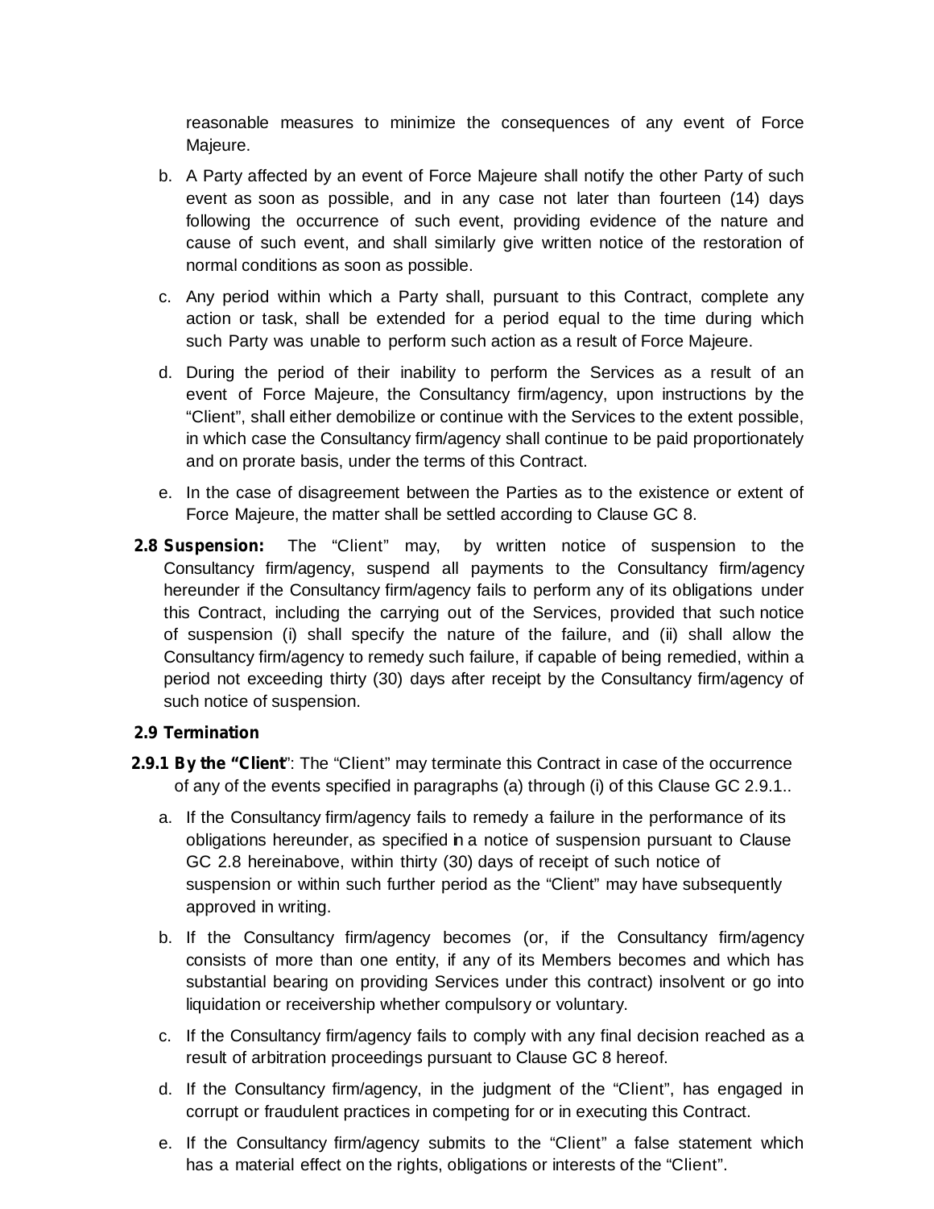reasonable measures to minimize the consequences of any event of Force Majeure.

b. A Party affected by an event of Force Majeure shall notify the other Party of such event as soon as possible, and in any case not later than fourteen (14) days following the occurrence of such event, providing evidence of the nature and cause of such event, and shall similarly give written notice of the restoration of normal conditions as soon as possible.

c. Any period within which a Party shall, pursuant to this Contract, complete any action or task, shall be extended for a period equal to the time during which such Party was unable to perform such action as a result of Force Majeure.

d. During the period of their inability to perform the Services as a result of an event of Force Majeure, the Consultancy firm/agency, upon instructions by the "Client", shall either demobilize or continue with the Services to the extent possible, in which case the Consultancy firm/agency shall continue to be paid proportionately and on prorate basis, under the terms of this Contract.

e. In the case of disagreement between the Parties as to the existence or extent of Force Majeure, the matter shall be settled according to Clause GC 8.

**2.8 Suspension:** The "Client" may, by written notice of suspension to the Consultancy firm/agency, suspend all payments to the Consultancy firm/agency hereunder if the Consultancy firm/agency fails to perform any of its obligations under this Contract, including the carrying out of the Services, provided that such notice of suspension (i) shall specify the nature of the failure, and (ii) shall allow the Consultancy firm/agency to remedy such failure, if capable of being remedied, within a period not exceeding thirty (30) days after receipt by the Consultancy firm/agency of such notice of suspension.

**2.9 Termination**

**2.9.1 By the "Client"**: The "Client" may terminate this Contract in case of the occurrence of any of the events specified in paragraphs (a) through (i) of this Clause GC 2.9.1..

a. If the Consultancy firm/agency fails to remedy a failure in the performance of its obligations hereunder, as specified in a notice of suspension pursuant to Clause GC 2.8 hereinabove, within thirty (30) days of receipt of such notice of suspension or within such further period as the "Client" may have subsequently approved in writing.

b. If the Consultancy firm/agency becomes (or, if the Consultancy firm/agency consists of more than one entity, if any of its Members becomes and which has substantial bearing on providing Services under this contract) insolvent or go into liquidation or receivership whether compulsory or voluntary.

c. If the Consultancy firm/agency fails to comply with any final decision reached as a result of arbitration proceedings pursuant to Clause GC 8 hereof.

d. If the Consultancy firm/agency, in the judgment of the "Client", has engaged in corrupt or fraudulent practices in competing for or in executing this Contract.

e. If the Consultancy firm/agency submits to the "Client" a false statement which has a material effect on the rights, obligations or interests of the "Client".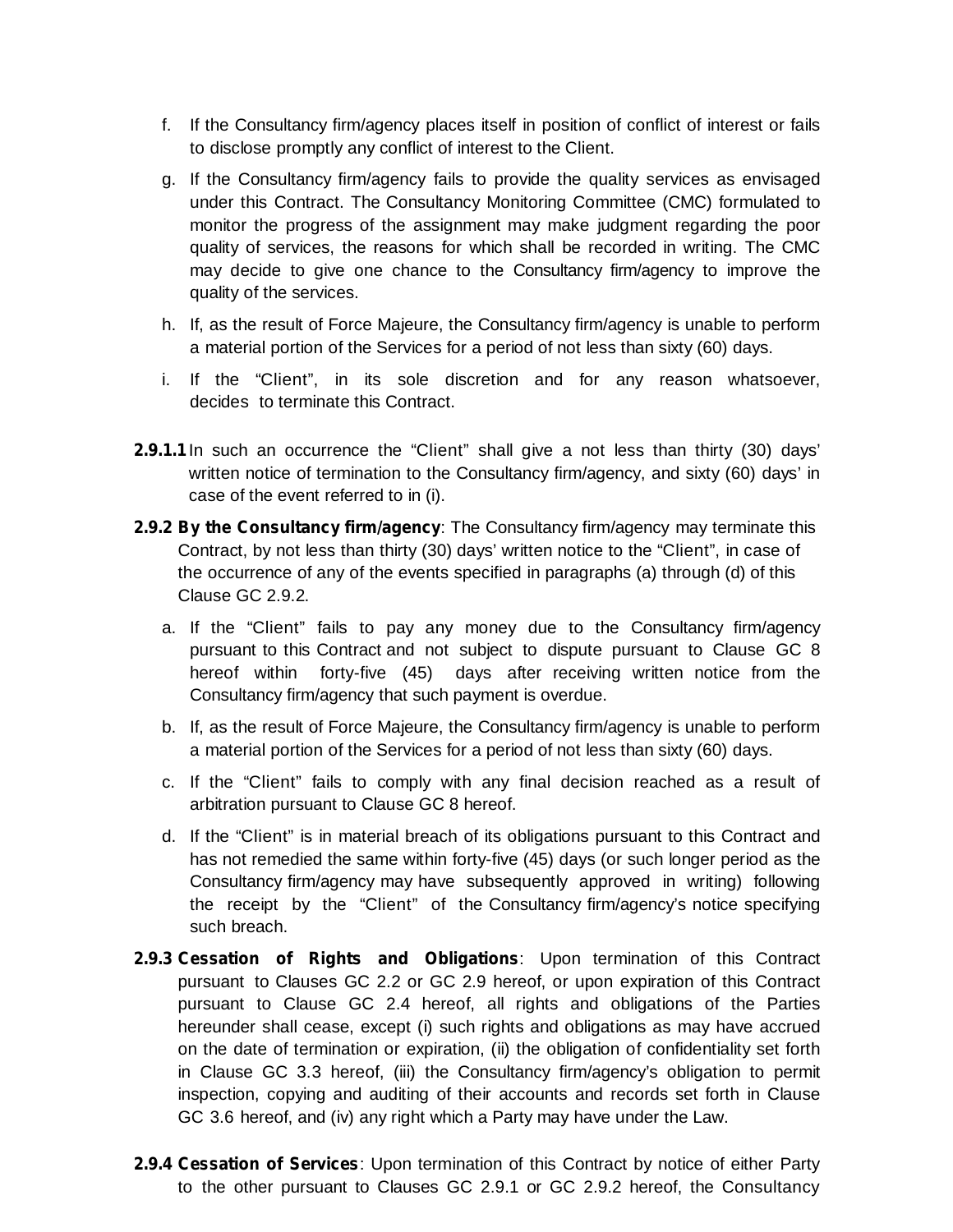f. If the Consultancy firm/agency places itself in position of conflict of interest or fails to disclose promptly any conflict of interest to the Client.

g. If the Consultancy firm/agency fails to provide the quality services as envisaged under this Contract. The Consultancy Monitoring Committee (CMC) formulated to monitor the progress of the assignment may make judgment regarding the poor quality of services, the reasons for which shall be recorded in writing. The CMC may decide to give one chance to the Consultancy firm/agency to improve the quality of the services.

h. If, as the result of Force Majeure, the Consultancy firm/agency is unable to perform a material portion of the Services for a period of not less than sixty (60) days.

i. If the "Client", in its sole discretion and for any reason whatsoever, decides to terminate this Contract.

**2.9.1.1** In such an occurrence the "Client" shall give a not less than thirty (30) days' written notice of termination to the Consultancy firm/agency, and sixty (60) days' in case of the event referred to in (i).

**2.9.2 By the Consultancy firm/agency**: The Consultancy firm/agency may terminate this Contract, by not less than thirty (30) days' written notice to the "Client", in case of the occurrence of any of the events specified in paragraphs (a) through (d) of this Clause GC 2.9.2.

a. If the "Client" fails to pay any money due to the Consultancy firm/agency pursuant to this Contract and not subject to dispute pursuant to Clause GC 8 hereof within forty-five (45) days after receiving written notice from the Consultancy firm/agency that such payment is overdue.

b. If, as the result of Force Majeure, the Consultancy firm/agency is unable to perform a material portion of the Services for a period of not less than sixty (60) days.

c. If the "Client" fails to comply with any final decision reached as a result of arbitration pursuant to Clause GC 8 hereof.

d. If the "Client" is in material breach of its obligations pursuant to this Contract and has not remedied the same within forty-five (45) days (or such longer period as the Consultancy firm/agency may have subsequently approved in writing) following the receipt by the "Client" of the Consultancy firm/agency's notice specifying such breach.

**2.9.3 Cessation of Rights and Obligations**: Upon termination of this Contract pursuant to Clauses GC 2.2 or GC 2.9 hereof, or upon expiration of this Contract pursuant to Clause GC 2.4 hereof, all rights and obligations of the Parties hereunder shall cease, except (i) such rights and obligations as may have accrued on the date of termination or expiration, (ii) the obligation of confidentiality set forth in Clause GC 3.3 hereof, (iii) the Consultancy firm/agency's obligation to permit inspection, copying and auditing of their accounts and records set forth in Clause GC 3.6 hereof, and (iv) any right which a Party may have under the Law.

**2.9.4 Cessation of Services**: Upon termination of this Contract by notice of either Party to the other pursuant to Clauses GC 2.9.1 or GC 2.9.2 hereof, the Consultancy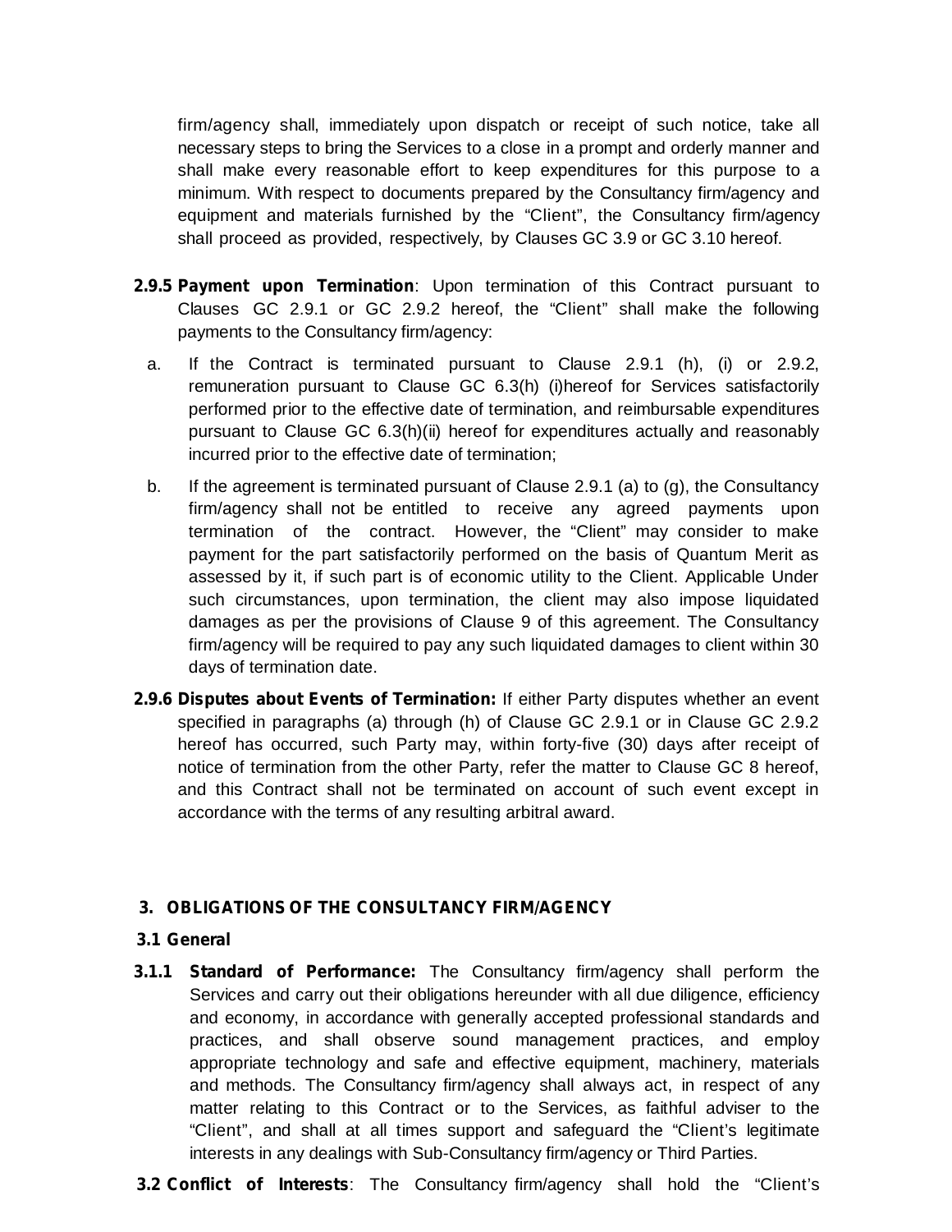firm/agency shall, immediately upon dispatch or receipt of such notice, take all necessary steps to bring the Services to a close in a prompt and orderly manner and shall make every reasonable effort to keep expenditures for this purpose to a minimum. With respect to documents prepared by the Consultancy firm/agency and equipment and materials furnished by the "Client", the Consultancy firm/agency shall proceed as provided, respectively, by Clauses GC 3.9 or GC 3.10 hereof.

**2.9.5 Payment upon Termination**: Upon termination of this Contract pursuant to Clauses GC 2.9.1 or GC 2.9.2 hereof, the "Client" shall make the following payments to the Consultancy firm/agency:

a. If the Contract is terminated pursuant to Clause 2.9.1 (h), (i) or 2.9.2, remuneration pursuant to Clause GC 6.3(h) (i)hereof for Services satisfactorily performed prior to the effective date of termination, and reimbursable expenditures pursuant to Clause GC 6.3(h)(ii) hereof for expenditures actually and reasonably incurred prior to the effective date of termination;

b. If the agreement is terminated pursuant of Clause 2.9.1 (a) to (g), the Consultancy firm/agency shall not be entitled to receive any agreed payments upon termination of the contract. However, the "Client" may consider to make payment for the part satisfactorily performed on the basis of Quantum Merit as assessed by it, if such part is of economic utility to the Client. Applicable Under such circumstances, upon termination, the client may also impose liquidated damages as per the provisions of Clause 9 of this agreement. The Consultancy firm/agency will be required to pay any such liquidated damages to client within 30 days of termination date.

**2.9.6 Disputes about Events of Termination:** If either Party disputes whether an event specified in paragraphs (a) through (h) of Clause GC 2.9.1 or in Clause GC 2.9.2 hereof has occurred, such Party may, within forty-five (30) days after receipt of notice of termination from the other Party, refer the matter to Clause GC 8 hereof, and this Contract shall not be terminated on account of such event except in accordance with the terms of any resulting arbitral award.

## 3. OBLIGATIONS OF THE CONSULTANCY FIRM/AGENCY

### 3.1 General

**3.1.1 Standard of Performance:** The Consultancy firm/agency shall perform the Services and carry out their obligations hereunder with all due diligence, efficiency and economy, in accordance with generally accepted professional standards and practices, and shall observe sound management practices, and employ appropriate technology and safe and effective equipment, machinery, materials and methods. The Consultancy firm/agency shall always act, in respect of any matter relating to this Contract or to the Services, as faithful adviser to the "Client", and shall at all times support and safeguard the "Client's legitimate interests in any dealings with Sub-Consultancy firm/agency or Third Parties.

**3.2 Conflict of Interests**: The Consultancy firm/agency shall hold the "Client's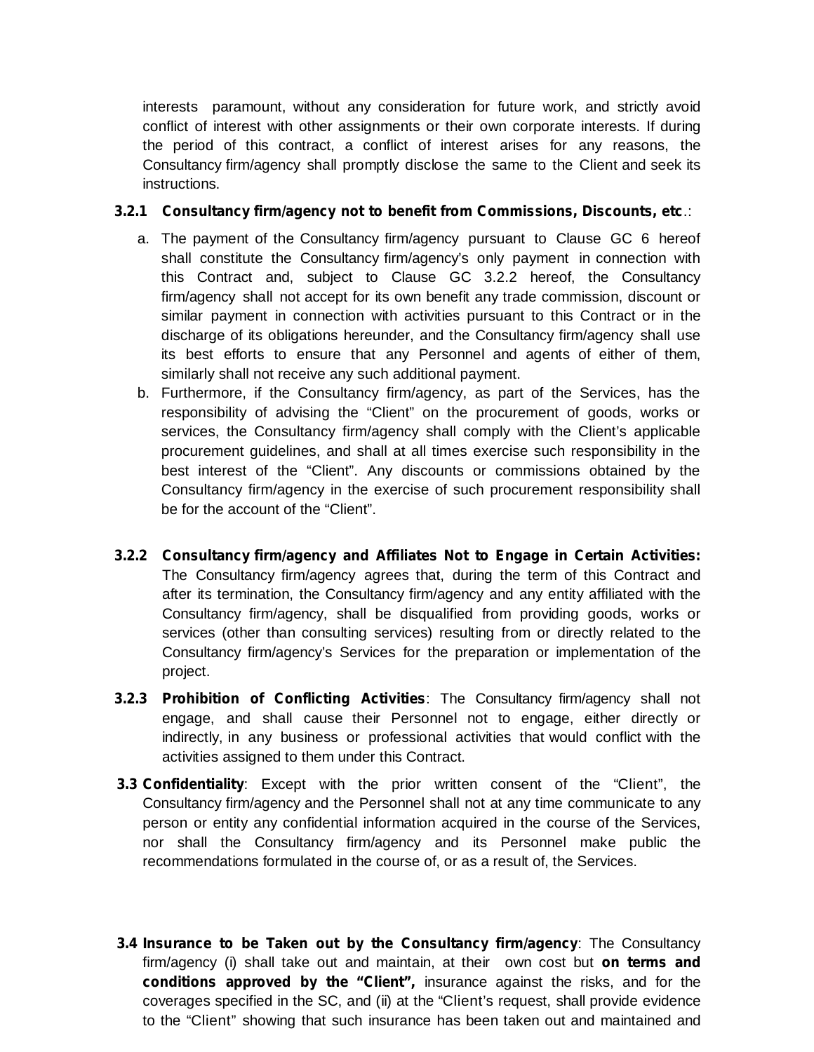interests paramount, without any consideration for future work, and strictly avoid conflict of interest with other assignments or their own corporate interests. If during the period of this contract, a conflict of interest arises for any reasons, the Consultancy firm/agency shall promptly disclose the same to the Client and seek its instructions.

**3.2.1 Consultancy firm/agency not to benefit from Commissions, Discounts, etc**.:

a. The payment of the Consultancy firm/agency pursuant to Clause GC 6 hereof shall constitute the Consultancy firm/agency's only payment in connection with this Contract and, subject to Clause GC 3.2.2 hereof, the Consultancy firm/agency shall not accept for its own benefit any trade commission, discount or similar payment in connection with activities pursuant to this Contract or in the discharge of its obligations hereunder, and the Consultancy firm/agency shall use its best efforts to ensure that any Personnel and agents of either of them, similarly shall not receive any such additional payment.

b. Furthermore, if the Consultancy firm/agency, as part of the Services, has the responsibility of advising the "Client" on the procurement of goods, works or services, the Consultancy firm/agency shall comply with the Client's applicable procurement guidelines, and shall at all times exercise such responsibility in the best interest of the "Client". Any discounts or commissions obtained by the Consultancy firm/agency in the exercise of such procurement responsibility shall be for the account of the "Client".

**3.2.2 Consultancy firm/agency and Affiliates Not to Engage in Certain Activities:** The Consultancy firm/agency agrees that, during the term of this Contract and after its termination, the Consultancy firm/agency and any entity affiliated with the Consultancy firm/agency, shall be disqualified from providing goods, works or services (other than consulting services) resulting from or directly related to the Consultancy firm/agency's Services for the preparation or implementation of the project.

**3.2.3 Prohibition of Conflicting Activities**: The Consultancy firm/agency shall not engage, and shall cause their Personnel not to engage, either directly or indirectly, in any business or professional activities that would conflict with the activities assigned to them under this Contract.

**3.3 Confidentiality**: Except with the prior written consent of the "Client", the Consultancy firm/agency and the Personnel shall not at any time communicate to any person or entity any confidential information acquired in the course of the Services, nor shall the Consultancy firm/agency and its Personnel make public the recommendations formulated in the course of, or as a result of, the Services.

**3.4 Insurance to be Taken out by the Consultancy firm/agency**: The Consultancy firm/agency (i) shall take out and maintain, at their own cost but **on terms and conditions approved by the "Client",** insurance against the risks, and for the coverages specified in the SC, and (ii) at the "Client's request, shall provide evidence to the "Client" showing that such insurance has been taken out and maintained and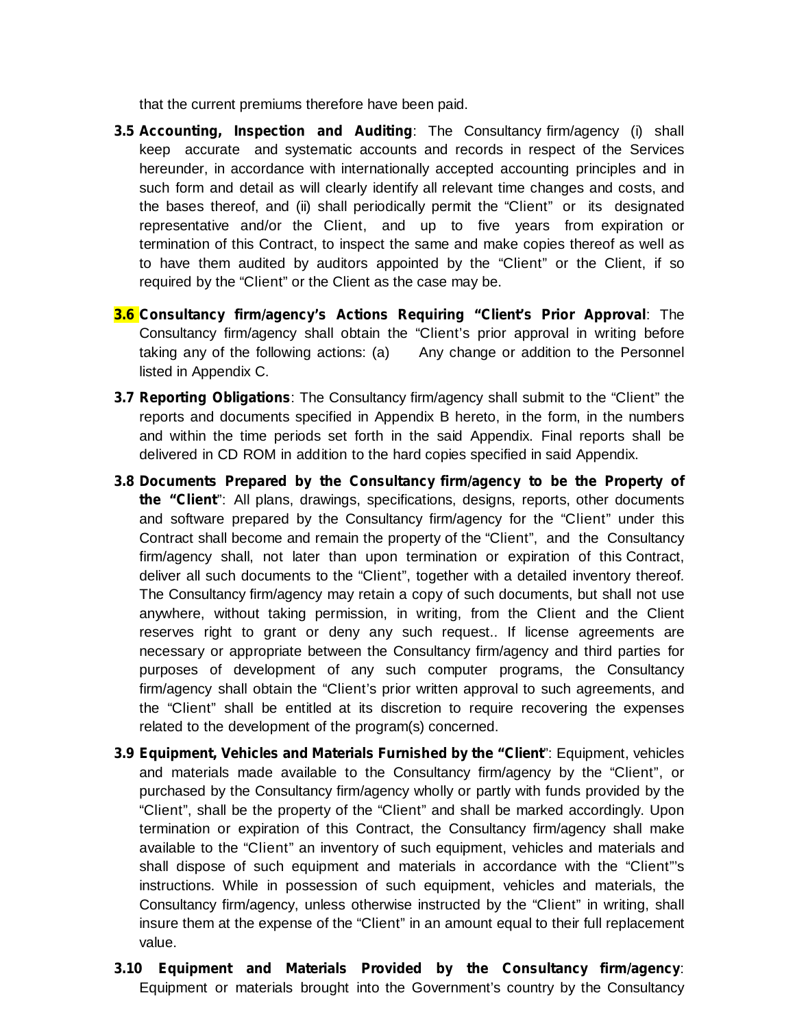that the current premiums therefore have been paid.

**3.5 Accounting, Inspection and Auditing**: The Consultancy firm/agency (i) shall keep accurate and systematic accounts and records in respect of the Services hereunder, in accordance with internationally accepted accounting principles and in such form and detail as will clearly identify all relevant time changes and costs, and the bases thereof, and (ii) shall periodically permit the "Client" or its designated representative and/or the Client, and up to five years from expiration or termination of this Contract, to inspect the same and make copies thereof as well as to have them audited by auditors appointed by the "Client" or the Client, if so required by the "Client" or the Client as the case may be.

**3.6 Consultancy firm/agency's Actions Requiring "Client's Prior Approval**: The Consultancy firm/agency shall obtain the "Client's prior approval in writing before taking any of the following actions: (a) Any change or addition to the Personnel listed in Appendix C.

**3.7 Reporting Obligations**: The Consultancy firm/agency shall submit to the "Client" the reports and documents specified in Appendix B hereto, in the form, in the numbers and within the time periods set forth in the said Appendix. Final reports shall be delivered in CD ROM in addition to the hard copies specified in said Appendix.

**3.8 Documents Prepared by the Consultancy firm/agency to be the Property of the "Client**": All plans, drawings, specifications, designs, reports, other documents and software prepared by the Consultancy firm/agency for the "Client" under this Contract shall become and remain the property of the "Client", and the Consultancy firm/agency shall, not later than upon termination or expiration of this Contract, deliver all such documents to the "Client", together with a detailed inventory thereof. The Consultancy firm/agency may retain a copy of such documents, but shall not use anywhere, without taking permission, in writing, from the Client and the Client reserves right to grant or deny any such request.. If license agreements are necessary or appropriate between the Consultancy firm/agency and third parties for purposes of development of any such computer programs, the Consultancy firm/agency shall obtain the "Client's prior written approval to such agreements, and the "Client" shall be entitled at its discretion to require recovering the expenses related to the development of the program(s) concerned.

**3.9 Equipment, Vehicles and Materials Furnished by the "Client**": Equipment, vehicles and materials made available to the Consultancy firm/agency by the "Client", or purchased by the Consultancy firm/agency wholly or partly with funds provided by the "Client", shall be the property of the "Client" and shall be marked accordingly. Upon termination or expiration of this Contract, the Consultancy firm/agency shall make available to the "Client" an inventory of such equipment, vehicles and materials and shall dispose of such equipment and materials in accordance with the "Client"'s instructions. While in possession of such equipment, vehicles and materials, the Consultancy firm/agency, unless otherwise instructed by the "Client" in writing, shall insure them at the expense of the "Client" in an amount equal to their full replacement value.

**3.10 Equipment and Materials Provided by the Consultancy firm/agency**: Equipment or materials brought into the Government's country by the Consultancy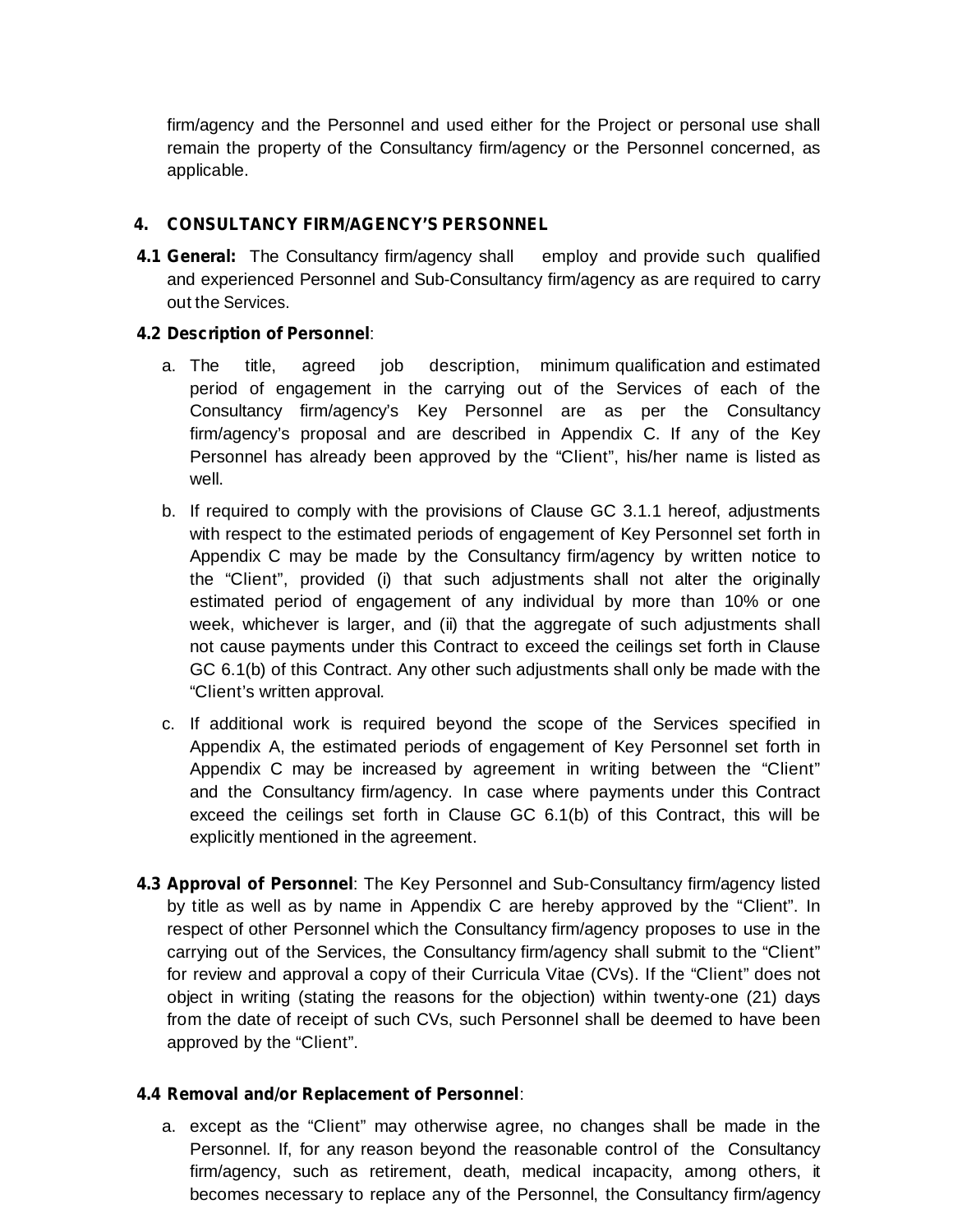firm/agency and the Personnel and used either for the Project or personal use shall remain the property of the Consultancy firm/agency or the Personnel concerned, as applicable.

## 4. CONSULTANCY FIRM/AGENCY'S PERSONNEL

**4.1 General:** The Consultancy firm/agency shall employ and provide such qualified and experienced Personnel and Sub-Consultancy firm/agency as are required to carry out the Services.

**4.2 Description of Personnel**:

a. The title, agreed job description, minimum qualification and estimated period of engagement in the carrying out of the Services of each of the Consultancy firm/agency's Key Personnel are as per the Consultancy firm/agency's proposal and are described in Appendix C. If any of the Key Personnel has already been approved by the "Client", his/her name is listed as well.

b. If required to comply with the provisions of Clause GC 3.1.1 hereof, adjustments with respect to the estimated periods of engagement of Key Personnel set forth in Appendix C may be made by the Consultancy firm/agency by written notice to the "Client", provided (i) that such adjustments shall not alter the originally estimated period of engagement of any individual by more than 10% or one week, whichever is larger, and (ii) that the aggregate of such adjustments shall not cause payments under this Contract to exceed the ceilings set forth in Clause GC 6.1(b) of this Contract. Any other such adjustments shall only be made with the "Client's written approval.

c. If additional work is required beyond the scope of the Services specified in Appendix A, the estimated periods of engagement of Key Personnel set forth in Appendix C may be increased by agreement in writing between the "Client" and the Consultancy firm/agency. In case where payments under this Contract exceed the ceilings set forth in Clause GC 6.1(b) of this Contract, this will be explicitly mentioned in the agreement.

**4.3 Approval of Personnel**: The Key Personnel and Sub-Consultancy firm/agency listed by title as well as by name in Appendix C are hereby approved by the "Client". In respect of other Personnel which the Consultancy firm/agency proposes to use in the carrying out of the Services, the Consultancy firm/agency shall submit to the "Client" for review and approval a copy of their Curricula Vitae (CVs). If the "Client" does not object in writing (stating the reasons for the objection) within twenty-one (21) days from the date of receipt of such CVs, such Personnel shall be deemed to have been approved by the "Client".

**4.4 Removal and/or Replacement of Personnel**:

a. except as the "Client" may otherwise agree, no changes shall be made in the Personnel. If, for any reason beyond the reasonable control of the Consultancy firm/agency, such as retirement, death, medical incapacity, among others, it becomes necessary to replace any of the Personnel, the Consultancy firm/agency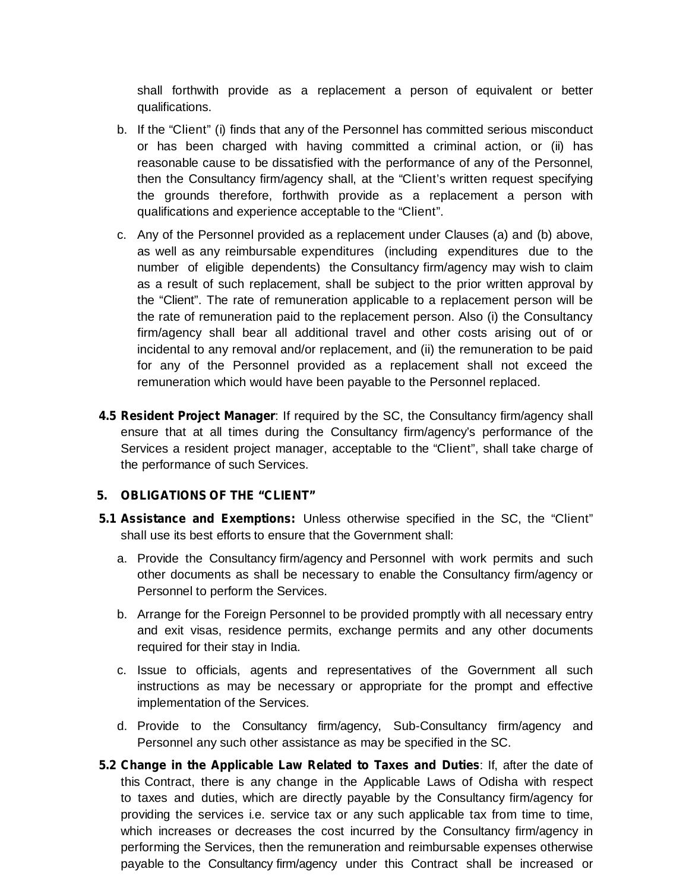shall forthwith provide as a replacement a person of equivalent or better qualifications.

b. If the “Client” (i) finds that any of the Personnel has committed serious misconduct or has been charged with having committed a criminal action, or (ii) has reasonable cause to be dissatisfied with the performance of any of the Personnel, then the Consultancy firm/agency shall, at the “Client’s written request specifying the grounds therefore, forthwith provide as a replacement a person with qualifications and experience acceptable to the “Client”.

c. Any of the Personnel provided as a replacement under Clauses (a) and (b) above, as well as any reimbursable expenditures (including expenditures due to the number of eligible dependents) the Consultancy firm/agency may wish to claim as a result of such replacement, shall be subject to the prior written approval by the “Client”. The rate of remuneration applicable to a replacement person will be the rate of remuneration paid to the replacement person. Also (i) the Consultancy firm/agency shall bear all additional travel and other costs arising out of or incidental to any removal and/or replacement, and (ii) the remuneration to be paid for any of the Personnel provided as a replacement shall not exceed the remuneration which would have been payable to the Personnel replaced.

**4.5 Resident Project Manager**: If required by the SC, the Consultancy firm/agency shall ensure that at all times during the Consultancy firm/agency’s performance of the Services a resident project manager, acceptable to the “Client”, shall take charge of the performance of such Services.

## 5. OBLIGATIONS OF THE “CLIENT”

**5.1 Assistance and Exemptions:** Unless otherwise specified in the SC, the “Client” shall use its best efforts to ensure that the Government shall:

a. Provide the Consultancy firm/agency and Personnel with work permits and such other documents as shall be necessary to enable the Consultancy firm/agency or Personnel to perform the Services.

b. Arrange for the Foreign Personnel to be provided promptly with all necessary entry and exit visas, residence permits, exchange permits and any other documents required for their stay in India.

c. Issue to officials, agents and representatives of the Government all such instructions as may be necessary or appropriate for the prompt and effective implementation of the Services.

d. Provide to the Consultancy firm/agency, Sub-Consultancy firm/agency and Personnel any such other assistance as may be specified in the SC.

**5.2 Change in the Applicable Law Related to Taxes and Duties**: If, after the date of this Contract, there is any change in the Applicable Laws of Odisha with respect to taxes and duties, which are directly payable by the Consultancy firm/agency for providing the services i.e. service tax or any such applicable tax from time to time, which increases or decreases the cost incurred by the Consultancy firm/agency in performing the Services, then the remuneration and reimbursable expenses otherwise payable to the Consultancy firm/agency under this Contract shall be increased or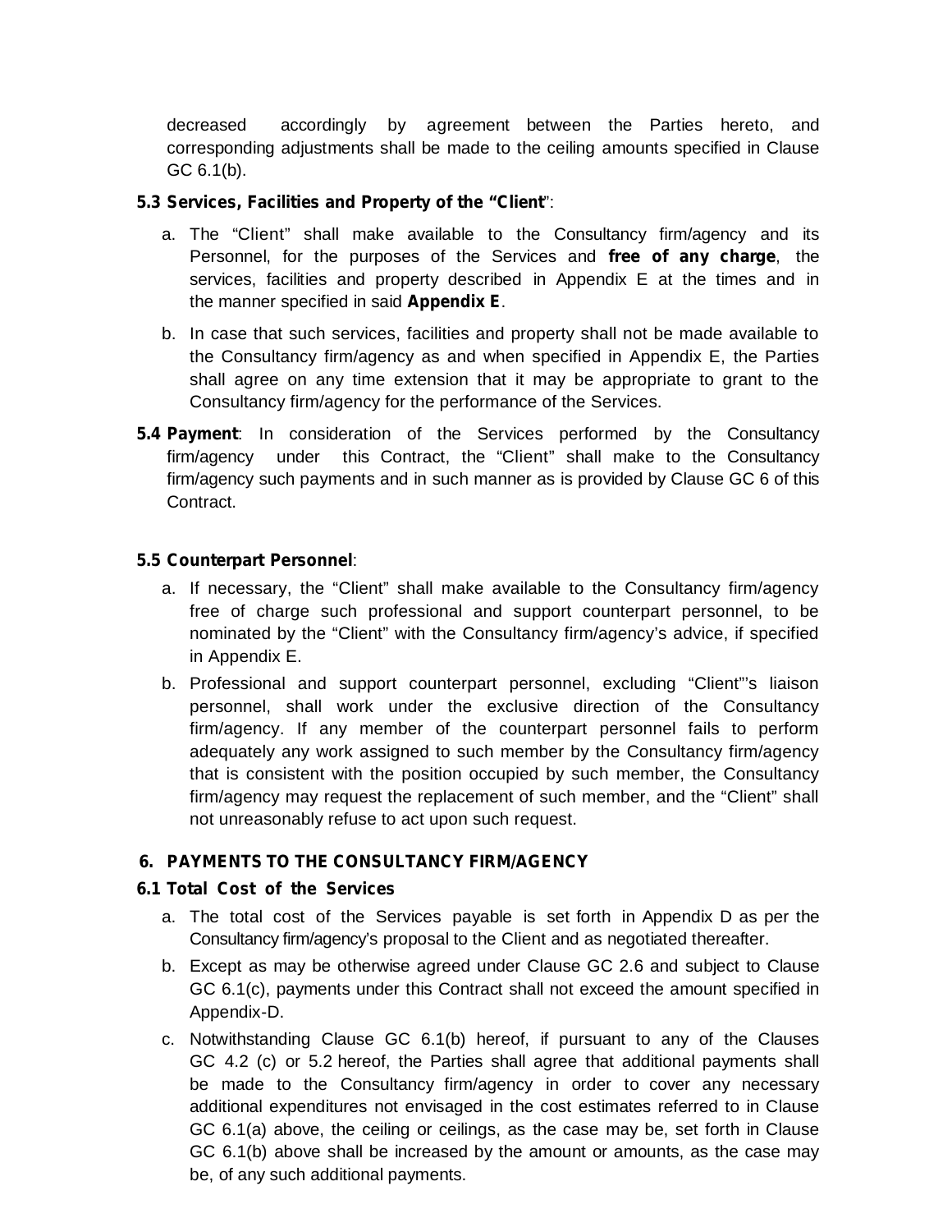decreased accordingly by agreement between the Parties hereto, and corresponding adjustments shall be made to the ceiling amounts specified in Clause GC 6.1(b).

**5.3 Services, Facilities and Property of the "Client"**:

a. The "Client" shall make available to the Consultancy firm/agency and its Personnel, for the purposes of the Services and **free of any charge**, the services, facilities and property described in Appendix E at the times and in the manner specified in said **Appendix E**.

b. In case that such services, facilities and property shall not be made available to the Consultancy firm/agency as and when specified in Appendix E, the Parties shall agree on any time extension that it may be appropriate to grant to the Consultancy firm/agency for the performance of the Services.

**5.4 Payment**: In consideration of the Services performed by the Consultancy firm/agency under this Contract, the "Client" shall make to the Consultancy firm/agency such payments and in such manner as is provided by Clause GC 6 of this Contract.

**5.5 Counterpart Personnel**:

a. If necessary, the "Client" shall make available to the Consultancy firm/agency free of charge such professional and support counterpart personnel, to be nominated by the "Client" with the Consultancy firm/agency's advice, if specified in Appendix E.

b. Professional and support counterpart personnel, excluding "Client"'s liaison personnel, shall work under the exclusive direction of the Consultancy firm/agency. If any member of the counterpart personnel fails to perform adequately any work assigned to such member by the Consultancy firm/agency that is consistent with the position occupied by such member, the Consultancy firm/agency may request the replacement of such member, and the "Client" shall not unreasonably refuse to act upon such request.

## 6. PAYMENTS TO THE CONSULTANCY FIRM/AGENCY

### 6.1 Total Cost of the Services

a. The total cost of the Services payable is set forth in Appendix D as per the Consultancy firm/agency's proposal to the Client and as negotiated thereafter.

b. Except as may be otherwise agreed under Clause GC 2.6 and subject to Clause GC 6.1(c), payments under this Contract shall not exceed the amount specified in Appendix-D.

c. Notwithstanding Clause GC 6.1(b) hereof, if pursuant to any of the Clauses GC 4.2 (c) or 5.2 hereof, the Parties shall agree that additional payments shall be made to the Consultancy firm/agency in order to cover any necessary additional expenditures not envisaged in the cost estimates referred to in Clause GC 6.1(a) above, the ceiling or ceilings, as the case may be, set forth in Clause GC 6.1(b) above shall be increased by the amount or amounts, as the case may be, of any such additional payments.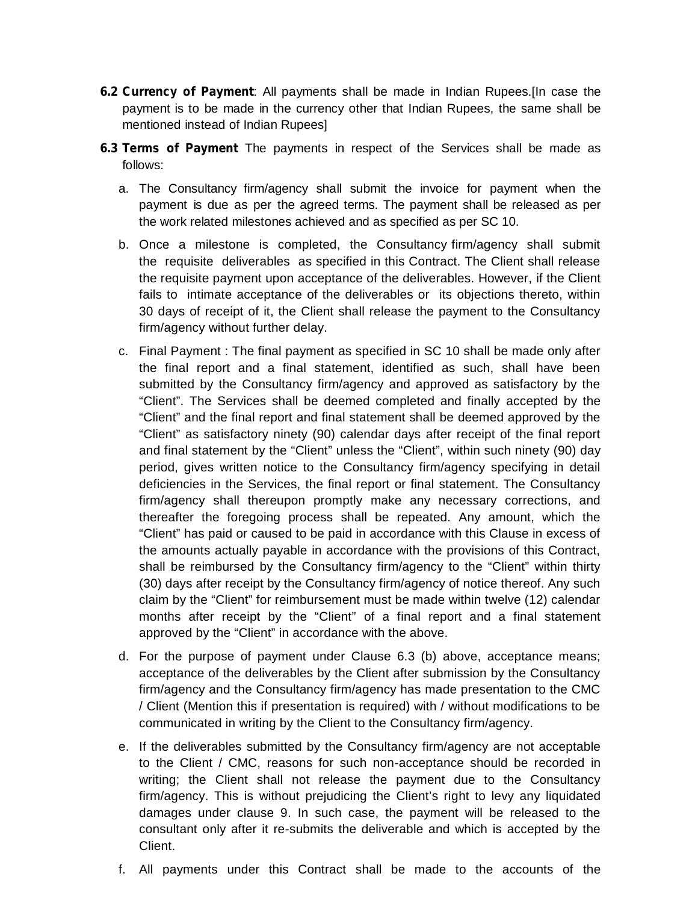**6.2 Currency of Payment**: All payments shall be made in Indian Rupees.[In case the payment is to be made in the currency other that Indian Rupees, the same shall be mentioned instead of Indian Rupees]

**6.3 Terms of Payment** The payments in respect of the Services shall be made as follows:

a. The Consultancy firm/agency shall submit the invoice for payment when the payment is due as per the agreed terms. The payment shall be released as per the work related milestones achieved and as specified as per SC 10.

b. Once a milestone is completed, the Consultancy firm/agency shall submit the requisite deliverables as specified in this Contract. The Client shall release the requisite payment upon acceptance of the deliverables. However, if the Client fails to intimate acceptance of the deliverables or its objections thereto, within 30 days of receipt of it, the Client shall release the payment to the Consultancy firm/agency without further delay.

c. Final Payment : The final payment as specified in SC 10 shall be made only after the final report and a final statement, identified as such, shall have been submitted by the Consultancy firm/agency and approved as satisfactory by the "Client". The Services shall be deemed completed and finally accepted by the "Client" and the final report and final statement shall be deemed approved by the "Client" as satisfactory ninety (90) calendar days after receipt of the final report and final statement by the "Client" unless the "Client", within such ninety (90) day period, gives written notice to the Consultancy firm/agency specifying in detail deficiencies in the Services, the final report or final statement. The Consultancy firm/agency shall thereupon promptly make any necessary corrections, and thereafter the foregoing process shall be repeated. Any amount, which the "Client" has paid or caused to be paid in accordance with this Clause in excess of the amounts actually payable in accordance with the provisions of this Contract, shall be reimbursed by the Consultancy firm/agency to the "Client" within thirty (30) days after receipt by the Consultancy firm/agency of notice thereof. Any such claim by the "Client" for reimbursement must be made within twelve (12) calendar months after receipt by the "Client" of a final report and a final statement approved by the "Client" in accordance with the above.

d. For the purpose of payment under Clause 6.3 (b) above, acceptance means; acceptance of the deliverables by the Client after submission by the Consultancy firm/agency and the Consultancy firm/agency has made presentation to the CMC / Client (Mention this if presentation is required) with / without modifications to be communicated in writing by the Client to the Consultancy firm/agency.

e. If the deliverables submitted by the Consultancy firm/agency are not acceptable to the Client / CMC, reasons for such non-acceptance should be recorded in writing; the Client shall not release the payment due to the Consultancy firm/agency. This is without prejudicing the Client's right to levy any liquidated damages under clause 9. In such case, the payment will be released to the consultant only after it re-submits the deliverable and which is accepted by the Client.

f. All payments under this Contract shall be made to the accounts of the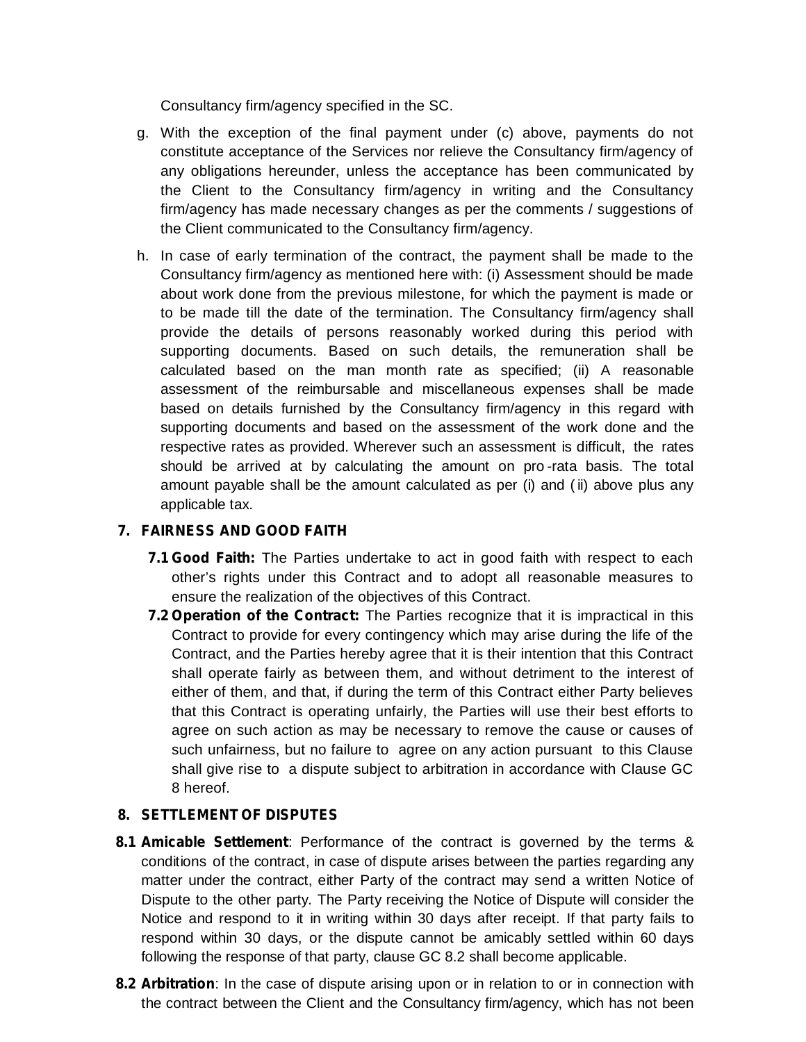Consultancy firm/agency specified in the SC.

g. With the exception of the final payment under (c) above, payments do not constitute acceptance of the Services nor relieve the Consultancy firm/agency of any obligations hereunder, unless the acceptance has been communicated by the Client to the Consultancy firm/agency in writing and the Consultancy firm/agency has made necessary changes as per the comments / suggestions of the Client communicated to the Consultancy firm/agency.

h. In case of early termination of the contract, the payment shall be made to the Consultancy firm/agency as mentioned here with: (i) Assessment should be made about work done from the previous milestone, for which the payment is made or to be made till the date of the termination. The Consultancy firm/agency shall provide the details of persons reasonably worked during this period with supporting documents. Based on such details, the remuneration shall be calculated based on the man month rate as specified; (ii) A reasonable assessment of the reimbursable and miscellaneous expenses shall be made based on details furnished by the Consultancy firm/agency in this regard with supporting documents and based on the assessment of the work done and the respective rates as provided. Wherever such an assessment is difficult, the rates should be arrived at by calculating the amount on pro-rata basis. The total amount payable shall be the amount calculated as per (i) and (ii) above plus any applicable tax.

## 7. FAIRNESS AND GOOD FAITH

**7.1 Good Faith:** The Parties undertake to act in good faith with respect to each other's rights under this Contract and to adopt all reasonable measures to ensure the realization of the objectives of this Contract.

**7.2 Operation of the Contract:** The Parties recognize that it is impractical in this Contract to provide for every contingency which may arise during the life of the Contract, and the Parties hereby agree that it is their intention that this Contract shall operate fairly as between them, and without detriment to the interest of either of them, and that, if during the term of this Contract either Party believes that this Contract is operating unfairly, the Parties will use their best efforts to agree on such action as may be necessary to remove the cause or causes of such unfairness, but no failure to agree on any action pursuant to this Clause shall give rise to a dispute subject to arbitration in accordance with Clause GC 8 hereof.

## 8. SETTLEMENT OF DISPUTES

**8.1 Amicable Settlement**: Performance of the contract is governed by the terms & conditions of the contract, in case of dispute arises between the parties regarding any matter under the contract, either Party of the contract may send a written Notice of Dispute to the other party. The Party receiving the Notice of Dispute will consider the Notice and respond to it in writing within 30 days after receipt. If that party fails to respond within 30 days, or the dispute cannot be amicably settled within 60 days following the response of that party, clause GC 8.2 shall become applicable.

**8.2 Arbitration**: In the case of dispute arising upon or in relation to or in connection with the contract between the Client and the Consultancy firm/agency, which has not been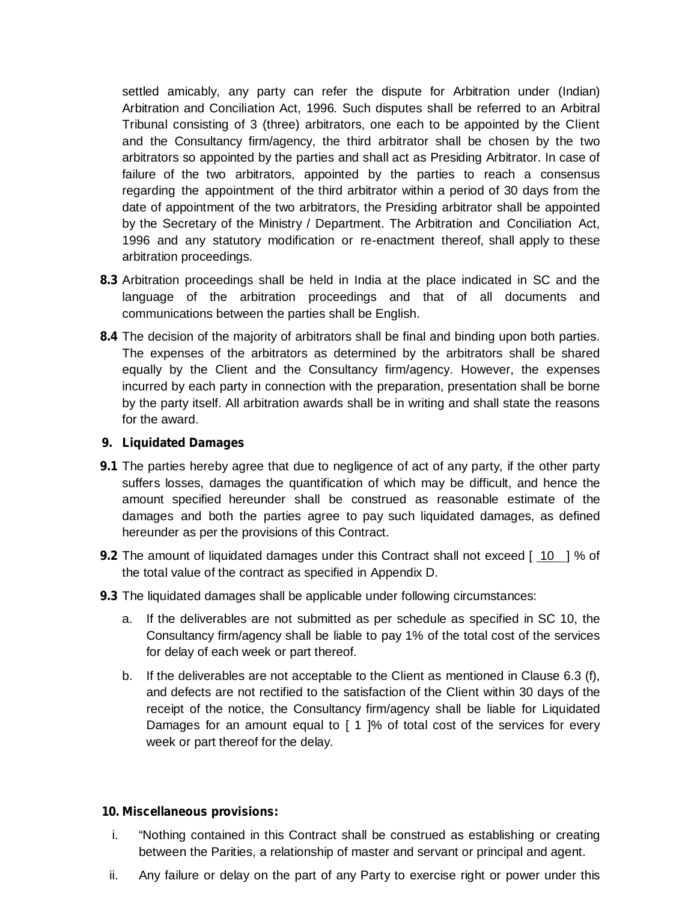settled amicably, any party can refer the dispute for Arbitration under (Indian) Arbitration and Conciliation Act, 1996. Such disputes shall be referred to an Arbitral Tribunal consisting of 3 (three) arbitrators, one each to be appointed by the Client and the Consultancy firm/agency, the third arbitrator shall be chosen by the two arbitrators so appointed by the parties and shall act as Presiding Arbitrator. In case of failure of the two arbitrators, appointed by the parties to reach a consensus regarding the appointment of the third arbitrator within a period of 30 days from the date of appointment of the two arbitrators, the Presiding arbitrator shall be appointed by the Secretary of the Ministry / Department. The Arbitration and Conciliation Act, 1996 and any statutory modification or re-enactment thereof, shall apply to these arbitration proceedings.

**8.3** Arbitration proceedings shall be held in India at the place indicated in SC and the language of the arbitration proceedings and that of all documents and communications between the parties shall be English.

**8.4** The decision of the majority of arbitrators shall be final and binding upon both parties. The expenses of the arbitrators as determined by the arbitrators shall be shared equally by the Client and the Consultancy firm/agency. However, the expenses incurred by each party in connection with the preparation, presentation shall be borne by the party itself. All arbitration awards shall be in writing and shall state the reasons for the award.

**9. Liquidated Damages**

**9.1** The parties hereby agree that due to negligence of act of any party, if the other party suffers losses, damages the quantification of which may be difficult, and hence the amount specified hereunder shall be construed as reasonable estimate of the damages and both the parties agree to pay such liquidated damages, as defined hereunder as per the provisions of this Contract.

**9.2** The amount of liquidated damages under this Contract shall not exceed [ 10 ] % of the total value of the contract as specified in Appendix D.

**9.3** The liquidated damages shall be applicable under following circumstances:

a. If the deliverables are not submitted as per schedule as specified in SC 10, the Consultancy firm/agency shall be liable to pay 1% of the total cost of the services for delay of each week or part thereof.

b. If the deliverables are not acceptable to the Client as mentioned in Clause 6.3 (f), and defects are not rectified to the satisfaction of the Client within 30 days of the receipt of the notice, the Consultancy firm/agency shall be liable for Liquidated Damages for an amount equal to [ 1 ]% of total cost of the services for every week or part thereof for the delay.

**10. Miscellaneous provisions:**

i. "Nothing contained in this Contract shall be construed as establishing or creating between the Parities, a relationship of master and servant or principal and agent.

ii. Any failure or delay on the part of any Party to exercise right or power under this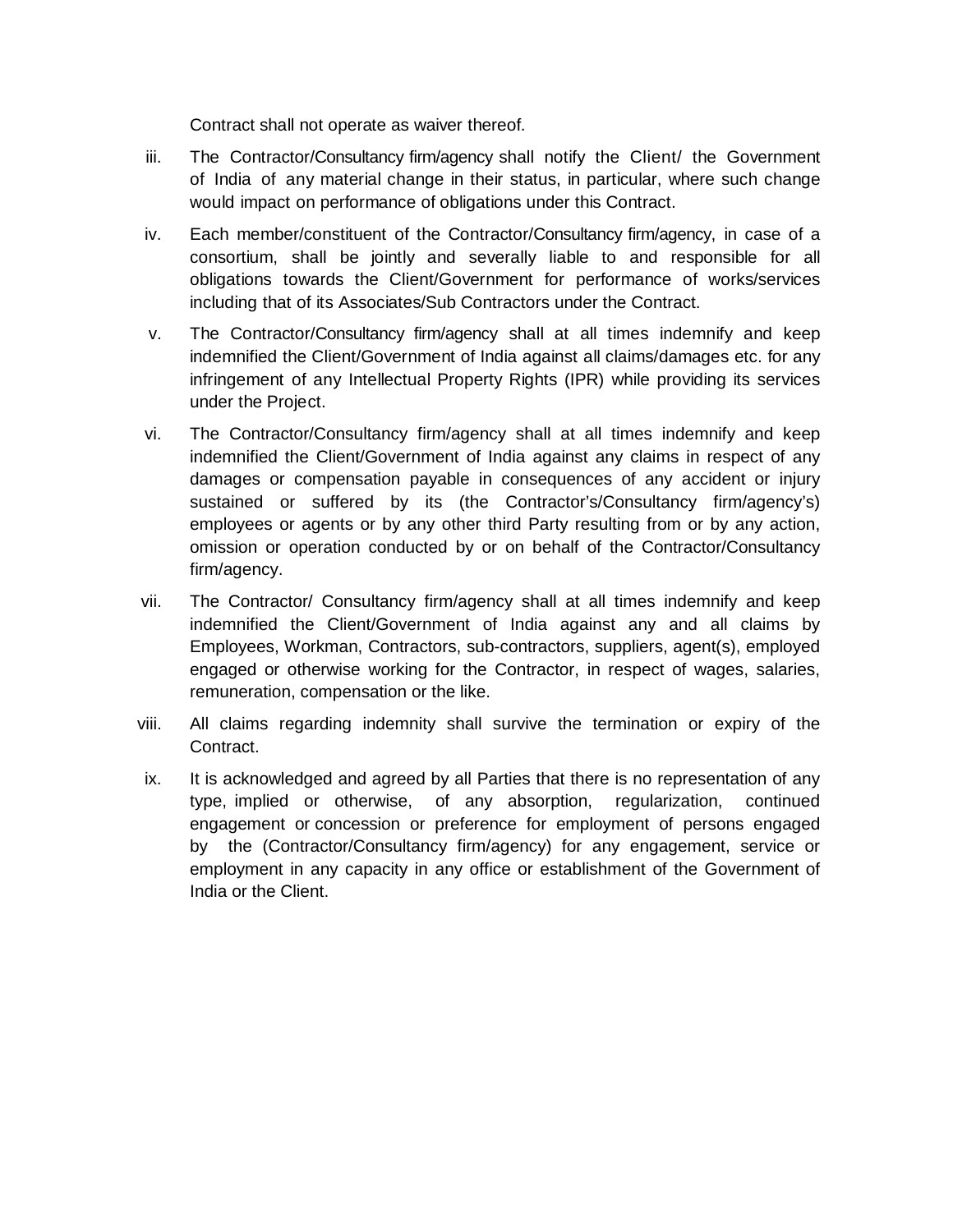Contract shall not operate as waiver thereof.

iii. The Contractor/Consultancy firm/agency shall notify the Client/ the Government of India of any material change in their status, in particular, where such change would impact on performance of obligations under this Contract.

iv. Each member/constituent of the Contractor/Consultancy firm/agency, in case of a consortium, shall be jointly and severally liable to and responsible for all obligations towards the Client/Government for performance of works/services including that of its Associates/Sub Contractors under the Contract.

v. The Contractor/Consultancy firm/agency shall at all times indemnify and keep indemnified the Client/Government of India against all claims/damages etc. for any infringement of any Intellectual Property Rights (IPR) while providing its services under the Project.

vi. The Contractor/Consultancy firm/agency shall at all times indemnify and keep indemnified the Client/Government of India against any claims in respect of any damages or compensation payable in consequences of any accident or injury sustained or suffered by its (the Contractor's/Consultancy firm/agency's) employees or agents or by any other third Party resulting from or by any action, omission or operation conducted by or on behalf of the Contractor/Consultancy firm/agency.

vii. The Contractor/ Consultancy firm/agency shall at all times indemnify and keep indemnified the Client/Government of India against any and all claims by Employees, Workman, Contractors, sub-contractors, suppliers, agent(s), employed engaged or otherwise working for the Contractor, in respect of wages, salaries, remuneration, compensation or the like.

viii. All claims regarding indemnity shall survive the termination or expiry of the Contract.

ix. It is acknowledged and agreed by all Parties that there is no representation of any type, implied or otherwise, of any absorption, regularization, continued engagement or concession or preference for employment of persons engaged by the (Contractor/Consultancy firm/agency) for any engagement, service or employment in any capacity in any office or establishment of the Government of India or the Client.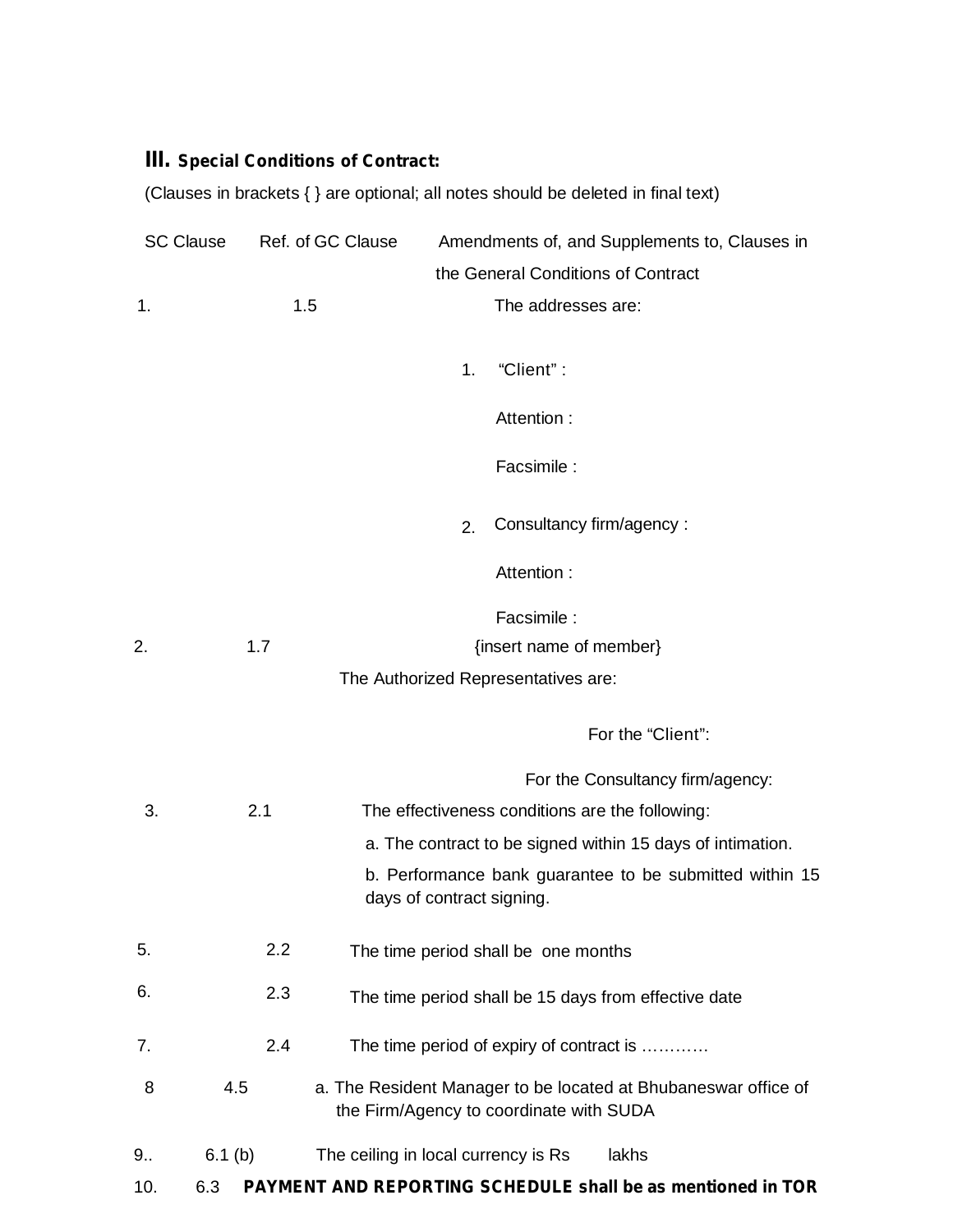## III. Special Conditions of Contract:

(Clauses in brackets { } are optional; all notes should be deleted in final text)

| SC Clause | Ref. of GC Clause | Amendments of, and Supplements to, Clauses in the General Conditions of Contract |
|---|---|---|
| 1. | 1.5 | The addresses are:<br><br>1. "Client" :<br>Attention :<br>Facsimile :<br><br>2. Consultancy firm/agency :<br>Attention :<br>Facsimile : |
| 2. | 1.7 | {insert name of member}<br>The Authorized Representatives are:<br><br>For the "Client":<br><br>For the Consultancy firm/agency: |
| 3. | 2.1 | The effectiveness conditions are the following:<br>a. The contract to be signed within 15 days of intimation.<br>b. Performance bank guarantee to be submitted within 15 days of contract signing. |
| 5. | 2.2 | The time period shall be one months |
| 6. | 2.3 | The time period shall be 15 days from effective date |
| 7. | 2.4 | The time period of expiry of contract is ………… |
| 8 | 4.5 | a. The Resident Manager to be located at Bhubaneswar office of the Firm/Agency to coordinate with SUDA |
| 9.. | 6.1 (b) | The ceiling in local currency is Rs lakhs |
| 10. | 6.3 | **PAYMENT AND REPORTING SCHEDULE shall be as mentioned in TOR** |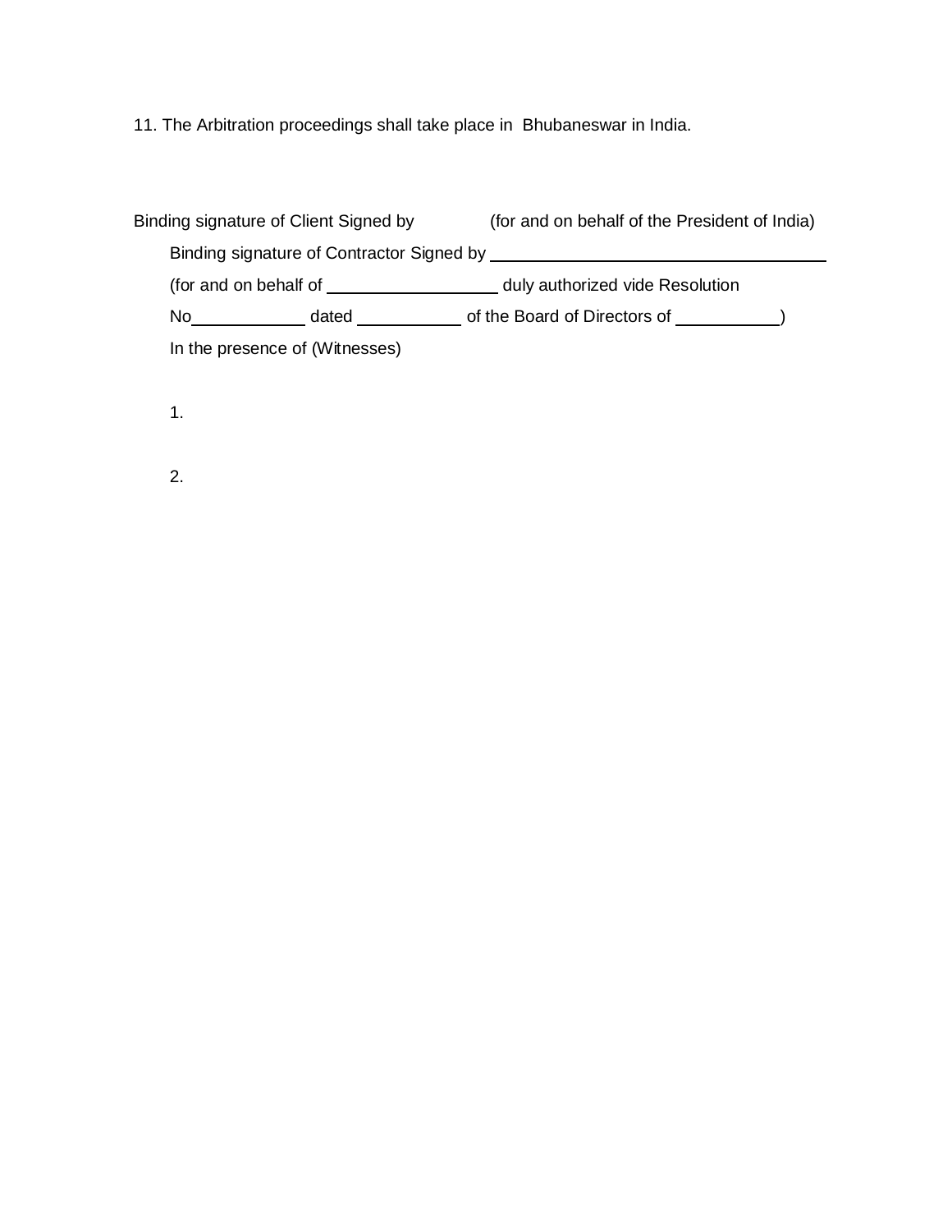11. The Arbitration proceedings shall take place in Bhubaneswar in India.

Binding signature of Client Signed by (for and on behalf of the President of India)

Binding signature of Contractor Signed by ______________________________

(for and on behalf of ______________ duly authorized vide Resolution No__________ dated _________ of the Board of Directors of _________)

In the presence of (Witnesses)

1.

2.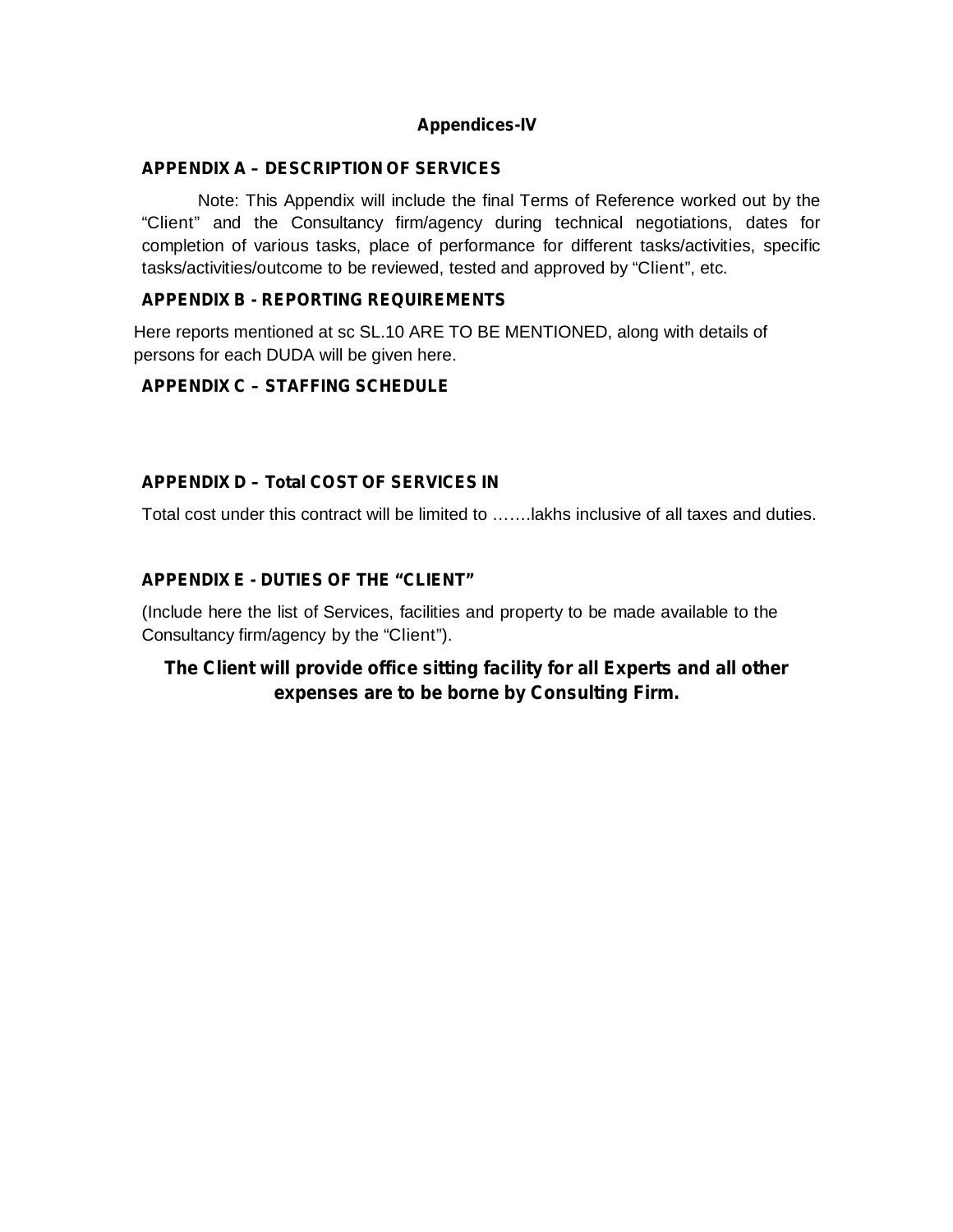## Appendices-IV

### APPENDIX A – DESCRIPTION OF SERVICES

Note: This Appendix will include the final Terms of Reference worked out by the "Client" and the Consultancy firm/agency during technical negotiations, dates for completion of various tasks, place of performance for different tasks/activities, specific tasks/activities/outcome to be reviewed, tested and approved by "Client", etc.

### APPENDIX B - REPORTING REQUIREMENTS

Here reports mentioned at sc SL.10 ARE TO BE MENTIONED, along with details of persons for each DUDA will be given here.

### APPENDIX C – STAFFING SCHEDULE

### APPENDIX D – Total COST OF SERVICES IN

Total cost under this contract will be limited to …….lakhs inclusive of all taxes and duties.

### APPENDIX E - DUTIES OF THE "CLIENT"

(Include here the list of Services, facilities and property to be made available to the Consultancy firm/agency by the "Client").

**The Client will provide office sitting facility for all Experts and all other expenses are to be borne by Consulting Firm.**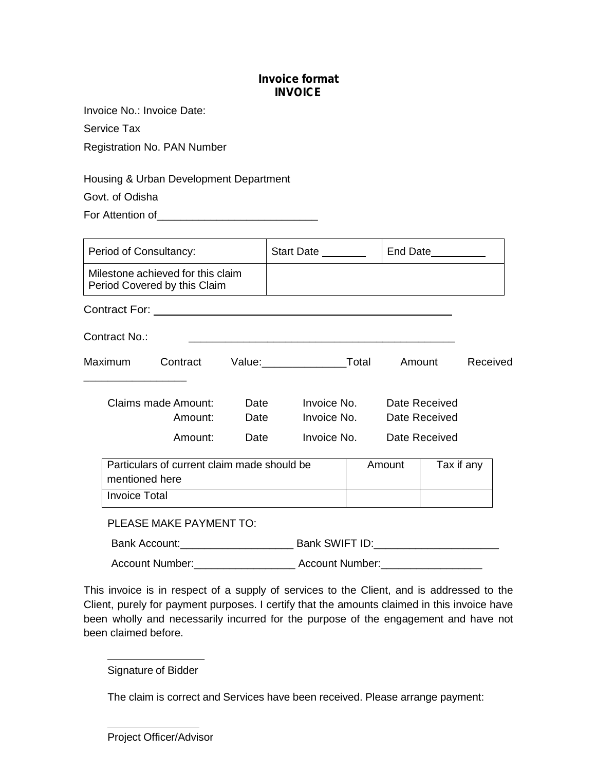**Invoice format**
**INVOICE**

Invoice No.: Invoice Date:

Service Tax

Registration No. PAN Number

Housing & Urban Development Department

Govt. of Odisha

For Attention of___________________________

| Period of Consultancy: | Start Date _______ | End Date_________ |
|---|---|---|
| Milestone achieved for this claim Period Covered by this Claim | | |

Contract For: ____________________________________________

Contract No.: ____________________________________________

Maximum Contract Value:______________Total Amount Received _________________

| Claims made Amount: | Date | Invoice No. | Date Received |
|---|---|---|---|
| Amount: | Date | Invoice No. | Date Received |
| Amount: | Date | Invoice No. | Date Received |

| Particulars of current claim made should be mentioned here | Amount | Tax if any |
|---|---|---|
| Invoice Total | | |

PLEASE MAKE PAYMENT TO:

Bank Account:___________________ Bank SWIFT ID:_____________________

Account Number:_________________ Account Number:_________________

This invoice is in respect of a supply of services to the Client, and is addressed to the Client, purely for payment purposes. I certify that the amounts claimed in this invoice have been wholly and necessarily incurred for the purpose of the engagement and have not been claimed before.

_________________

Signature of Bidder

The claim is correct and Services have been received. Please arrange payment:

_________________

Project Officer/Advisor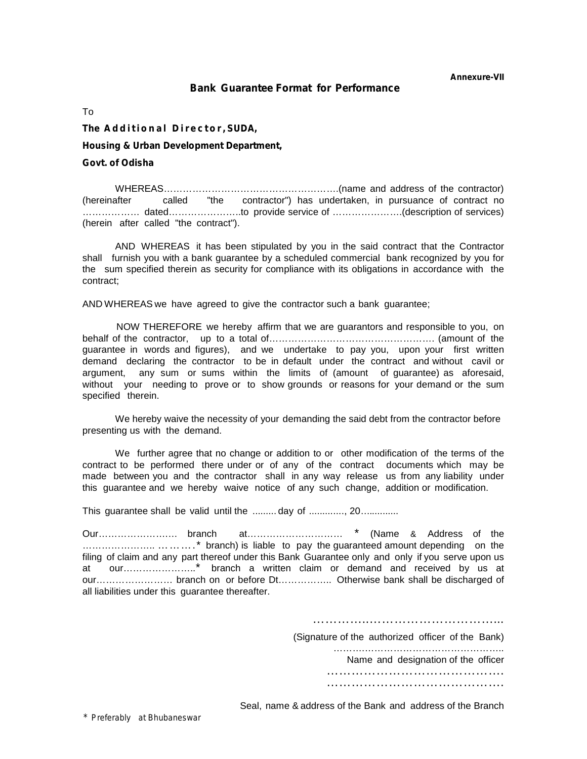**Annexure-VII**

## Bank Guarantee Format for Performance

To

**The Additional Director, SUDA,**

**Housing & Urban Development Department,**

**Govt. of Odisha**

WHEREAS……………………………………………….(name and address of the contractor) (hereinafter called "the contractor") has undertaken, in pursuance of contract no ……………… dated…………………..to provide service of ………………….(description of services) (herein after called "the contract").

AND WHEREAS it has been stipulated by you in the said contract that the Contractor shall furnish you with a bank guarantee by a scheduled commercial bank recognized by you for the sum specified therein as security for compliance with its obligations in accordance with the contract;

AND WHEREAS we have agreed to give the contractor such a bank guarantee;

NOW THEREFORE we hereby affirm that we are guarantors and responsible to you, on behalf of the contractor, up to a total of……………………………………………. (amount of the guarantee in words and figures), and we undertake to pay you, upon your first written demand declaring the contractor to be in default under the contract and without cavil or argument, any sum or sums within the limits of (amount of guarantee) as aforesaid, without your needing to prove or to show grounds or reasons for your demand or the sum specified therein.

We hereby waive the necessity of your demanding the said debt from the contractor before presenting us with the demand.

We further agree that no change or addition to or other modification of the terms of the contract to be performed there under or of any of the contract documents which may be made between you and the contractor shall in any way release us from any liability under this guarantee and we hereby waive notice of any such change, addition or modification.

This guarantee shall be valid until the ......... day of ............., 20….........

Our…………………… branch at………………………… * (Name & Address of the ………………….. ……….* branch) is liable to pay the guaranteed amount depending on the filing of claim and any part thereof under this Bank Guarantee only and only if you serve upon us at our…………………..* branch a written claim or demand and received by us at our…………………… branch on or before Dt…………….. Otherwise bank shall be discharged of all liabilities under this guarantee thereafter.

…………………………………………..

(Signature of the authorized officer of the Bank)

……………………………………………..

Name and designation of the officer

……………………………………….

……………………………………….

Seal, name & address of the Bank and address of the Branch

\* Preferably at Bhubaneswar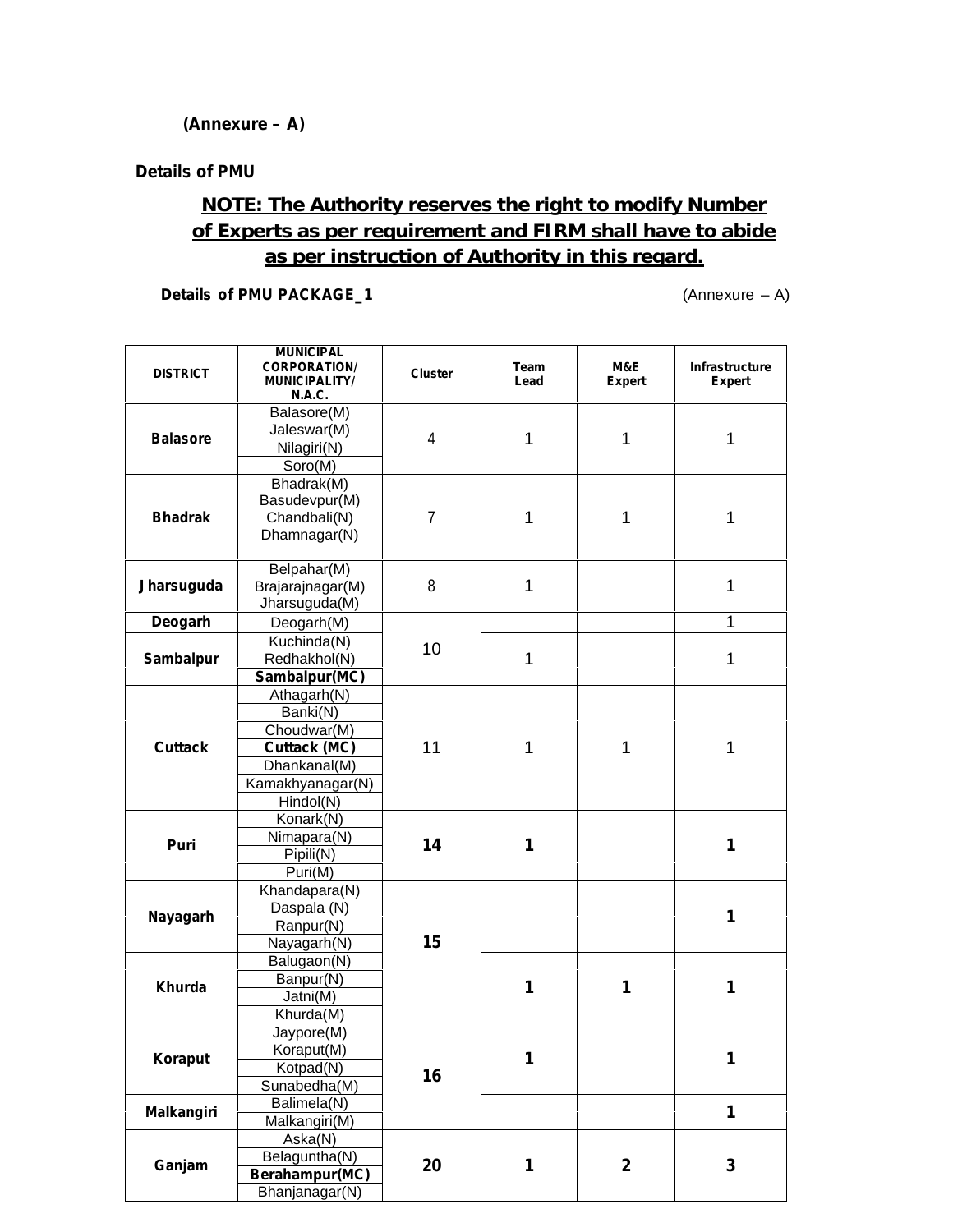**(Annexure – A)**

**Details of PMU**

**<u>NOTE: The Authority reserves the right to modify Number of Experts as per requirement and FIRM shall have to abide as per instruction of Authority in this regard.</u>**

**Details of PMU PACKAGE_1** (Annexure – A)

| DISTRICT | MUNICIPAL CORPORATION/ MUNICIPALITY/ N.A.C. | Cluster | Team Lead | M&E Expert | Infrastructure Expert |
|---|---|---|---|---|---|
| **Balasore** | Balasore(M) | 4 | 1 | 1 | 1 |
| | Jaleswar(M) | | | | |
| | Nilagiri(N) | | | | |
| | Soro(M) | | | | |
| **Bhadrak** | Bhadrak(M) Basudevpur(M) Chandbali(N) Dhamnagar(N) | 7 | 1 | 1 | 1 |
| **Jharsuguda** | Belpahar(M) Brajarajnagar(M) Jharsuguda(M) | 8 | 1 | | 1 |
| **Deogarh** | Deogarh(M) | 10 | | | 1 |
| **Sambalpur** | Kuchinda(N) | | 1 | | 1 |
| | Redhakhol(N) | | | | |
| | **Sambalpur(MC)** | | | | |
| **Cuttack** | Athagarh(N) | 11 | 1 | 1 | 1 |
| | Banki(N) | | | | |
| | Choudwar(M) | | | | |
| | **Cuttack (MC)** | | | | |
| | Dhankanal(M) | | | | |
| | Kamakhyanagar(N) | | | | |
| | Hindol(N) | | | | |
| **Puri** | Konark(N) | **14** | **1** | | **1** |
| | Nimapara(N) | | | | |
| | Pipili(N) | | | | |
| | Puri(M) | | | | |
| **Nayagarh** | Khandapara(N) | **15** | | | **1** |
| | Daspala (N) | | | | |
| | Ranpur(N) | | | | |
| | Nayagarh(N) | | | | |
| **Khurda** | Balugaon(N) | | **1** | **1** | **1** |
| | Banpur(N) | | | | |
| | Jatni(M) | | | | |
| | Khurda(M) | | | | |
| **Koraput** | Jaypore(M) | **16** | **1** | | **1** |
| | Koraput(M) | | | | |
| | Kotpad(N) | | | | |
| | Sunabedha(M) | | | | |
| **Malkangiri** | Balimela(N) | | | | **1** |
| | Malkangiri(M) | | | | |
| **Ganjam** | Aska(N) | **20** | **1** | **2** | **3** |
| | Belaguntha(N) | | | | |
| | **Berahampur(MC)** | | | | |
| | Bhanjanagar(N) | | | | |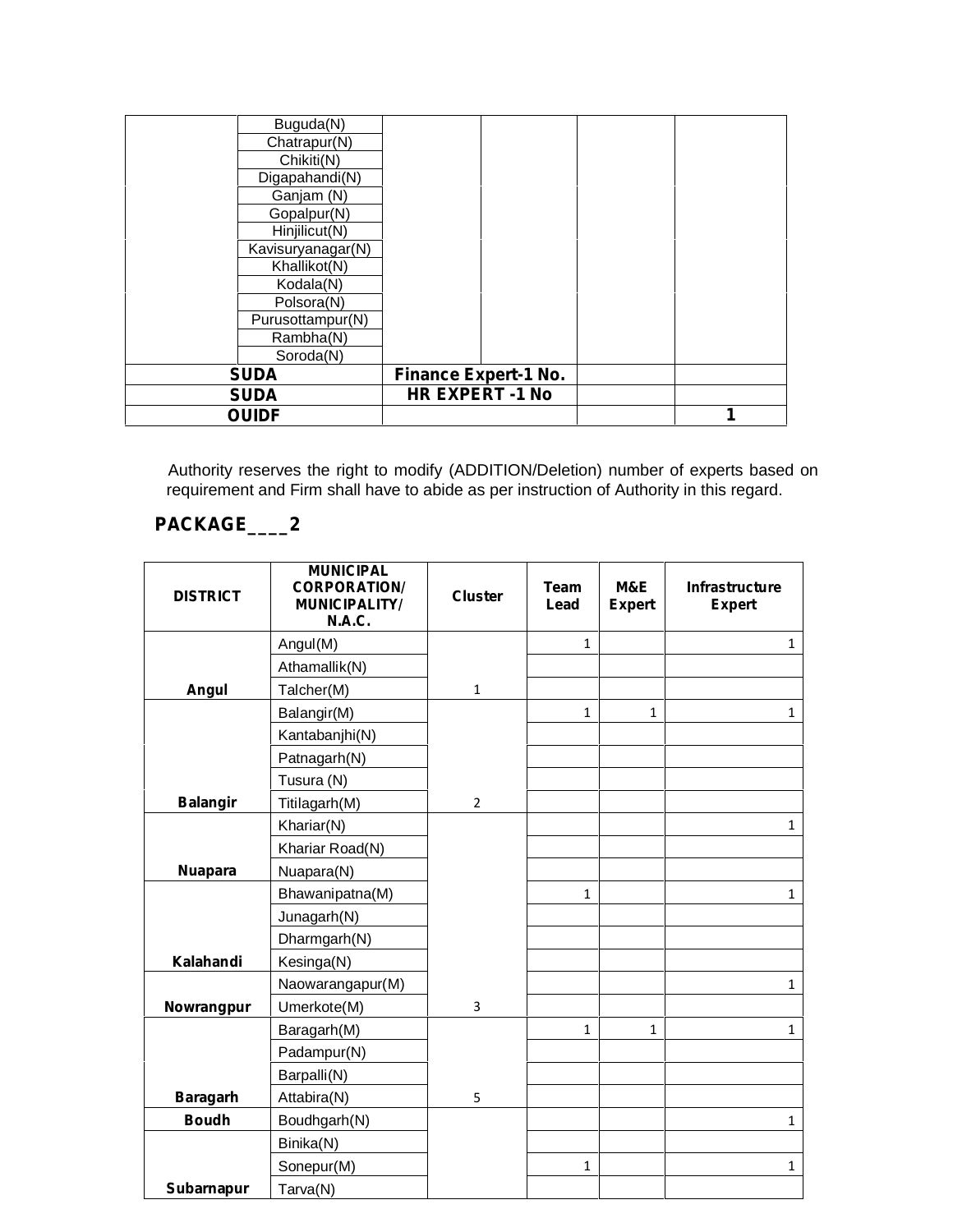| | | | | | |
|---|---|---|---|---|---|
| | Buguda(N) | | | | |
| | Chatrapur(N) | | | | |
| | Chikiti(N) | | | | |
| | Digapahandi(N) | | | | |
| | Ganjam (N) | | | | |
| | Gopalpur(N) | | | | |
| | Hinjilicut(N) | | | | |
| | Kavisuryanagar(N) | | | | |
| | Khallikot(N) | | | | |
| | Kodala(N) | | | | |
| | Polsora(N) | | | | |
| | Purusottampur(N) | | | | |
| | Rambha(N) | | | | |
| | Soroda(N) | | | | |
| **SUDA** | | **Finance Expert-1 No.** | | | |
| **SUDA** | | **HR EXPERT -1 No** | | | |
| **OUIDF** | | | | | **1** |

Authority reserves the right to modify (ADDITION/Deletion) number of experts based on requirement and Firm shall have to abide as per instruction of Authority in this regard.

## PACKAGE____2

| DISTRICT | MUNICIPAL CORPORATION/ MUNICIPALITY/ N.A.C. | Cluster | Team Lead | M&E Expert | Infrastructure Expert |
|---|---|---|---|---|---|
| **Angul** | Angul(M) | 1 | 1 | | 1 |
| | Athamallik(N) | | | | |
| | Talcher(M) | | | | |
| **Balangir** | Balangir(M) | 2 | 1 | 1 | 1 |
| | Kantabanjhi(N) | | | | |
| | Patnagarh(N) | | | | |
| | Tusura (N) | | | | |
| | Titilagarh(M) | | | | |
| **Nuapara** | Khariar(N) | 3 | | | 1 |
| | Khariar Road(N) | | | | |
| | Nuapara(N) | | | | |
| **Kalahandi** | Bhawanipatna(M) | | 1 | | 1 |
| | Junagarh(N) | | | | |
| | Dharmgarh(N) | | | | |
| | Kesinga(N) | | | | |
| **Nowrangpur** | Naowarangapur(M) | | | | 1 |
| | Umerkote(M) | | | | |
| **Baragarh** | Baragarh(M) | 5 | 1 | 1 | 1 |
| | Padampur(N) | | | | |
| | Barpalli(N) | | | | |
| | Attabira(N) | | | | |
| **Boudh** | Boudhgarh(N) | | | | 1 |
| **Subarnapur** | Binika(N) | | | | |
| | Sonepur(M) | | 1 | | 1 |
| | Tarva(N) | | | | |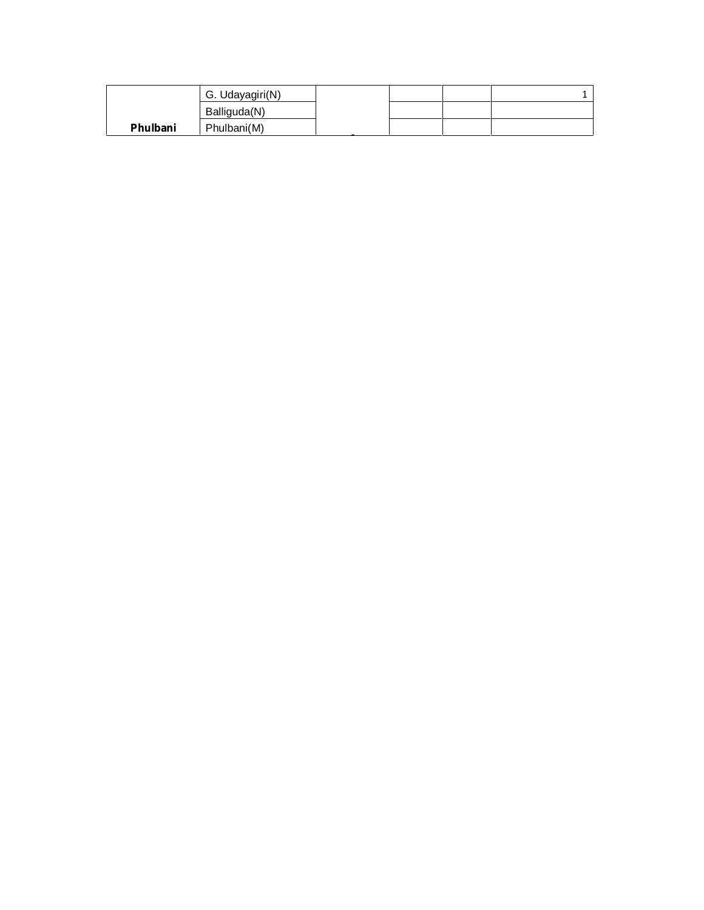| Phulbani | G. Udayagiri(N) | | | | 1 |
|---|---|---|---|---|---|
| | Balliguda(N) | | | | |
| | Phulbani(M) | | | | |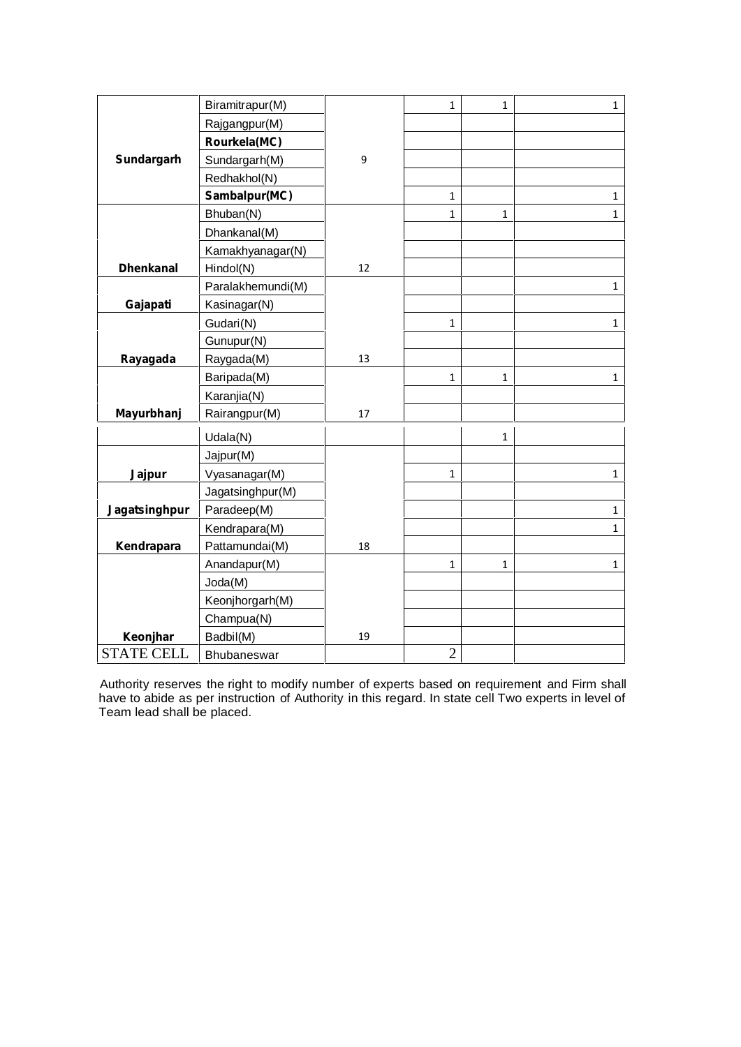| | | | | | |
|---|---|---|---|---|---|
| Sundargarh | Biramitrapur(M) | 9 | 1 | 1 | 1 |
| | Rajgangpur(M) | | | | |
| | **Rourkela(MC)** | | | | |
| | Sundargarh(M) | | | | |
| | Redhakhol(N) | | | | |
| | **Sambalpur(MC)** | | 1 | | 1 |
| Dhenkanal | Bhuban(N) | 12 | 1 | 1 | 1 |
| | Dhankanal(M) | | | | |
| | Kamakhyanagar(N) | | | | |
| | Hindol(N) | | | | |
| Gajapati | Paralakhemundi(M) | 13 | | | 1 |
| | Kasinagar(N) | | | | |
| Rayagada | Gudari(N) | | 1 | | 1 |
| | Gunupur(N) | | | | |
| | Raygada(M) | | | | |
| Mayurbhanj | Baripada(M) | 17 | 1 | 1 | 1 |
| | Karanjia(N) | | | | |
| | Rairangpur(M) | | | | |
| | Udala(N) | 18 | | 1 | |
| Jajpur | Jajpur(M) | | | | |
| | Vyasanagar(M) | | 1 | | 1 |
| Jagatsinghpur | Jagatsinghpur(M) | | | | |
| | Paradeep(M) | | | | 1 |
| Kendrapara | Kendrapara(M) | | | | 1 |
| | Pattamundai(M) | | | | |
| Keonjhar | Anandapur(M) | 19 | 1 | 1 | 1 |
| | Joda(M) | | | | |
| | Keonjhorgarh(M) | | | | |
| | Champua(N) | | | | |
| | Badbil(M) | | | | |
| STATE CELL | Bhubaneswar | | 2 | | |

Authority reserves the right to modify number of experts based on requirement and Firm shall have to abide as per instruction of Authority in this regard. In state cell Two experts in level of Team lead shall be placed.